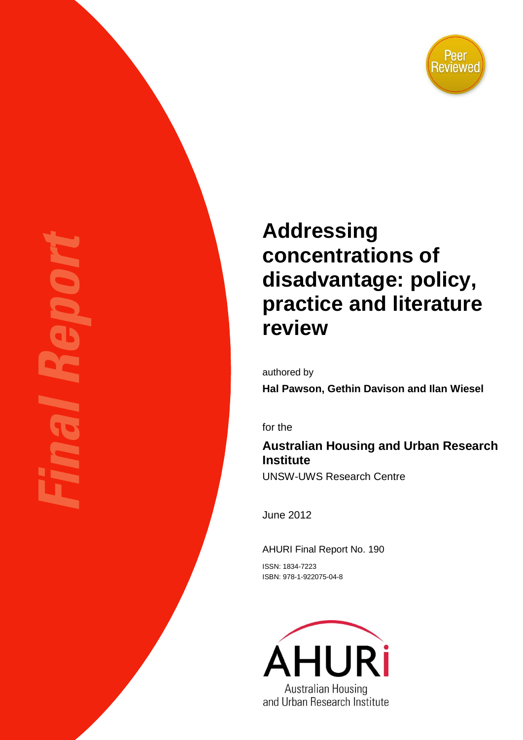Final Report

Peer Reviewed

# Addressing concentrations of disadvantage: policy, practice and literature review

authored by

**Hal Pawson, Gethin Davison and Ilan Wiesel**

for the

**Australian Housing and Urban Research Institute**

UNSW-UWS Research Centre

June 2012

AHURI Final Report No. 190

ISSN: 1834-7223

ISBN: 978-1-922075-04-8

AHURi

Australian Housing and Urban Research Institute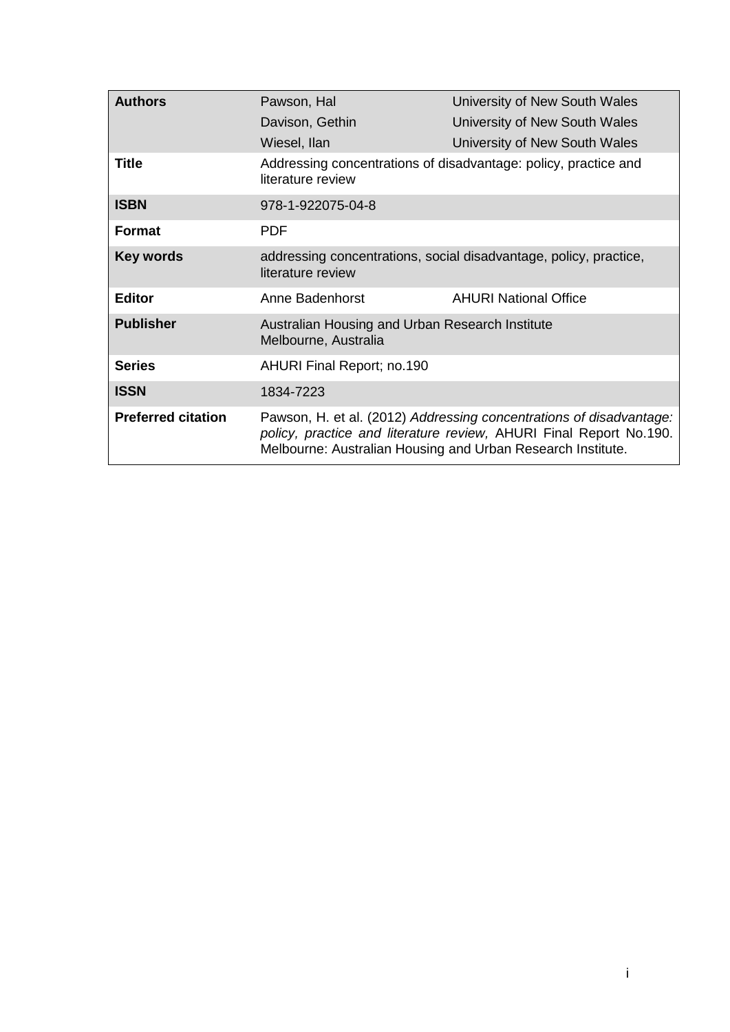| | | |
|---|---|---|
| **Authors** | Pawson, Hal | University of New South Wales |
| | Davison, Gethin | University of New South Wales |
| | Wiesel, Ilan | University of New South Wales |
| **Title** | Addressing concentrations of disadvantage: policy, practice and literature review | |
| **ISBN** | 978-1-922075-04-8 | |
| **Format** | PDF | |
| **Key words** | addressing concentrations, social disadvantage, policy, practice, literature review | |
| **Editor** | Anne Badenhorst | AHURI National Office |
| **Publisher** | Australian Housing and Urban Research Institute Melbourne, Australia | |
| **Series** | AHURI Final Report; no.190 | |
| **ISSN** | 1834-7223 | |
| **Preferred citation** | Pawson, H. et al. (2012) *Addressing concentrations of disadvantage: policy, practice and literature review,* AHURI Final Report No.190. Melbourne: Australian Housing and Urban Research Institute. | |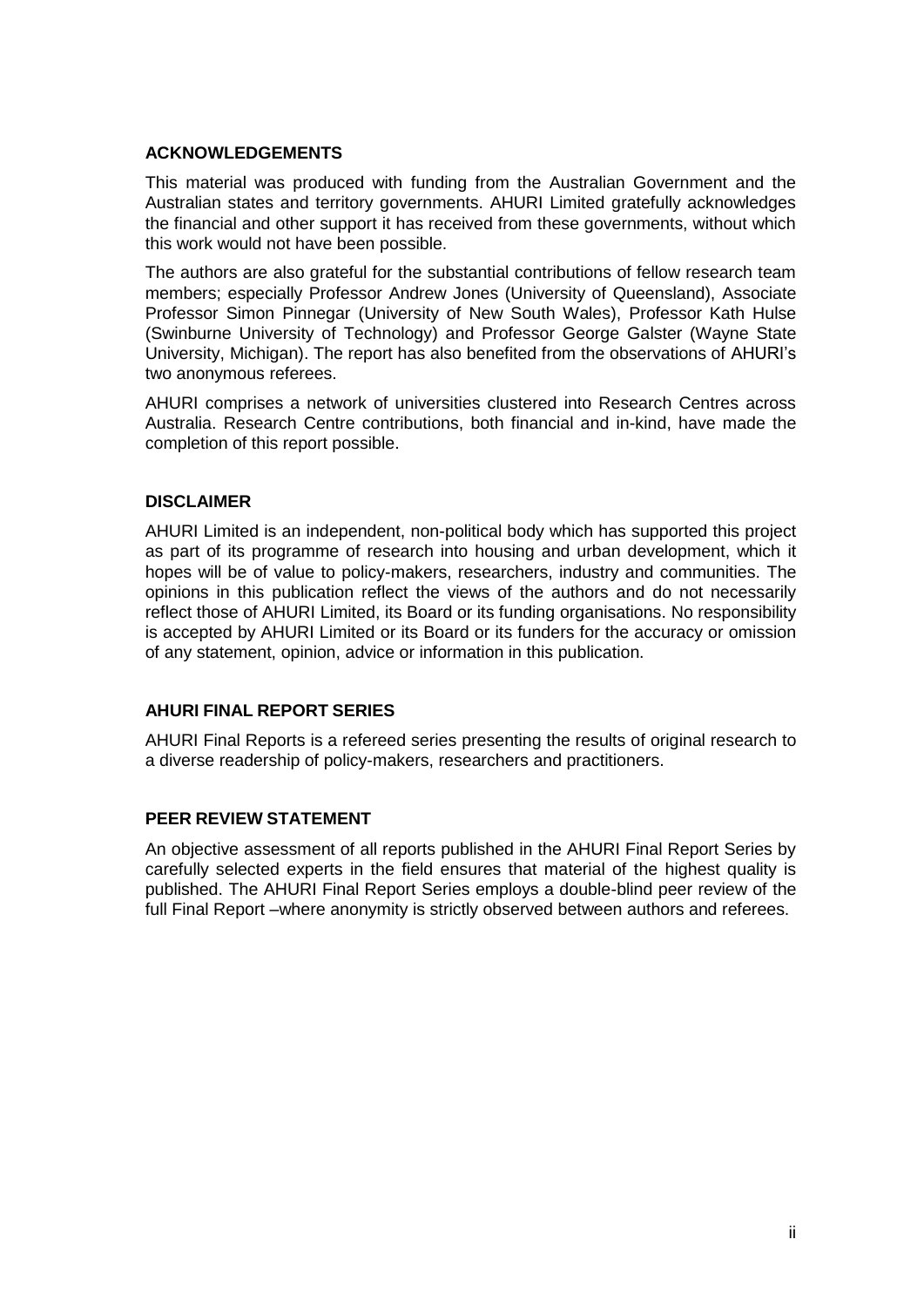## ACKNOWLEDGEMENTS

This material was produced with funding from the Australian Government and the Australian states and territory governments. AHURI Limited gratefully acknowledges the financial and other support it has received from these governments, without which this work would not have been possible.

The authors are also grateful for the substantial contributions of fellow research team members; especially Professor Andrew Jones (University of Queensland), Associate Professor Simon Pinnegar (University of New South Wales), Professor Kath Hulse (Swinburne University of Technology) and Professor George Galster (Wayne State University, Michigan). The report has also benefited from the observations of AHURI's two anonymous referees.

AHURI comprises a network of universities clustered into Research Centres across Australia. Research Centre contributions, both financial and in-kind, have made the completion of this report possible.

## DISCLAIMER

AHURI Limited is an independent, non-political body which has supported this project as part of its programme of research into housing and urban development, which it hopes will be of value to policy-makers, researchers, industry and communities. The opinions in this publication reflect the views of the authors and do not necessarily reflect those of AHURI Limited, its Board or its funding organisations. No responsibility is accepted by AHURI Limited or its Board or its funders for the accuracy or omission of any statement, opinion, advice or information in this publication.

## AHURI FINAL REPORT SERIES

AHURI Final Reports is a refereed series presenting the results of original research to a diverse readership of policy-makers, researchers and practitioners.

## PEER REVIEW STATEMENT

An objective assessment of all reports published in the AHURI Final Report Series by carefully selected experts in the field ensures that material of the highest quality is published. The AHURI Final Report Series employs a double-blind peer review of the full Final Report –where anonymity is strictly observed between authors and referees.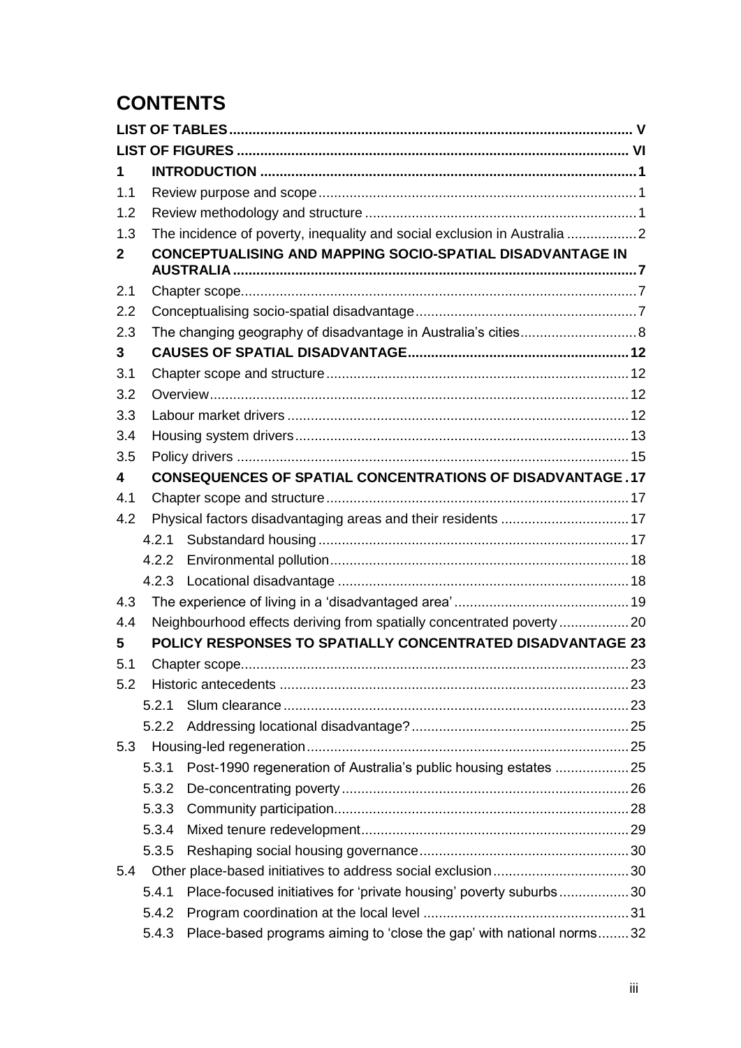# CONTENTS

| | | |
|---|---|---|
| **LIST OF TABLES** | | **V** |
| **LIST OF FIGURES** | | **VI** |
| **1** | **INTRODUCTION** | **1** |
| 1.1 | Review purpose and scope | 1 |
| 1.2 | Review methodology and structure | 1 |
| 1.3 | The incidence of poverty, inequality and social exclusion in Australia | 2 |
| **2** | **CONCEPTUALISING AND MAPPING SOCIO-SPATIAL DISADVANTAGE IN AUSTRALIA** | **7** |
| 2.1 | Chapter scope | 7 |
| 2.2 | Conceptualising socio-spatial disadvantage | 7 |
| 2.3 | The changing geography of disadvantage in Australia's cities | 8 |
| **3** | **CAUSES OF SPATIAL DISADVANTAGE** | **12** |
| 3.1 | Chapter scope and structure | 12 |
| 3.2 | Overview | 12 |
| 3.3 | Labour market drivers | 12 |
| 3.4 | Housing system drivers | 13 |
| 3.5 | Policy drivers | 15 |
| **4** | **CONSEQUENCES OF SPATIAL CONCENTRATIONS OF DISADVANTAGE** | **17** |
| 4.1 | Chapter scope and structure | 17 |
| 4.2 | Physical factors disadvantaging areas and their residents | 17 |
| 4.2.1 | Substandard housing | 17 |
| 4.2.2 | Environmental pollution | 18 |
| 4.2.3 | Locational disadvantage | 18 |
| 4.3 | The experience of living in a 'disadvantaged area' | 19 |
| 4.4 | Neighbourhood effects deriving from spatially concentrated poverty | 20 |
| **5** | **POLICY RESPONSES TO SPATIALLY CONCENTRATED DISADVANTAGE** | **23** |
| 5.1 | Chapter scope | 23 |
| 5.2 | Historic antecedents | 23 |
| 5.2.1 | Slum clearance | 23 |
| 5.2.2 | Addressing locational disadvantage? | 25 |
| 5.3 | Housing-led regeneration | 25 |
| 5.3.1 | Post-1990 regeneration of Australia's public housing estates | 25 |
| 5.3.2 | De-concentrating poverty | 26 |
| 5.3.3 | Community participation | 28 |
| 5.3.4 | Mixed tenure redevelopment | 29 |
| 5.3.5 | Reshaping social housing governance | 30 |
| 5.4 | Other place-based initiatives to address social exclusion | 30 |
| 5.4.1 | Place-focused initiatives for 'private housing' poverty suburbs | 30 |
| 5.4.2 | Program coordination at the local level | 31 |
| 5.4.3 | Place-based programs aiming to 'close the gap' with national norms | 32 |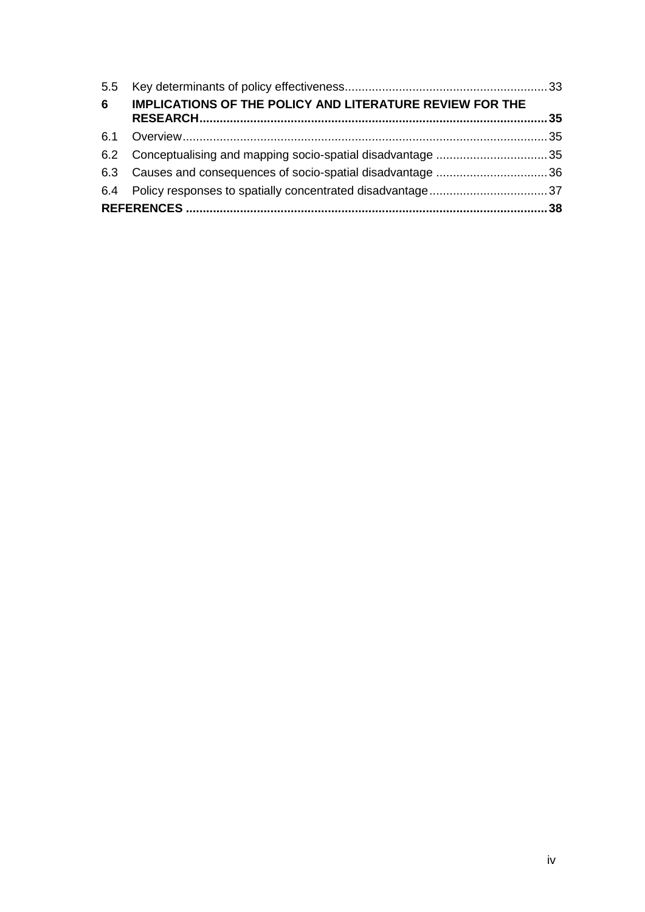5.5 Key determinants of policy effectiveness........................................................... 33

**6 IMPLICATIONS OF THE POLICY AND LITERATURE REVIEW FOR THE RESEARCH...................................................................................................... 35**

6.1 Overview........................................................................................................... 35

6.2 Conceptualising and mapping socio-spatial disadvantage ................................. 35

6.3 Causes and consequences of socio-spatial disadvantage ................................. 36

6.4 Policy responses to spatially concentrated disadvantage................................... 37

**REFERENCES .......................................................................................................... 38**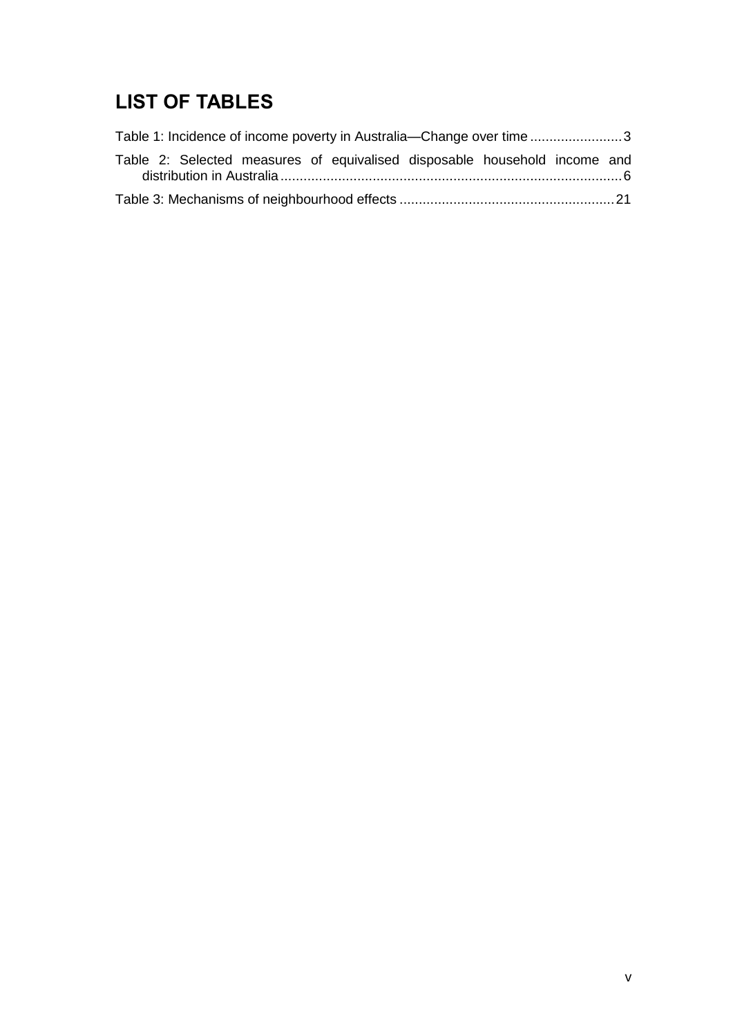# LIST OF TABLES

Table 1: Incidence of income poverty in Australia—Change over time ........................ 3

Table 2: Selected measures of equivalised disposable household income and distribution in Australia ......................................................................................... 6

Table 3: Mechanisms of neighbourhood effects ........................................................ 21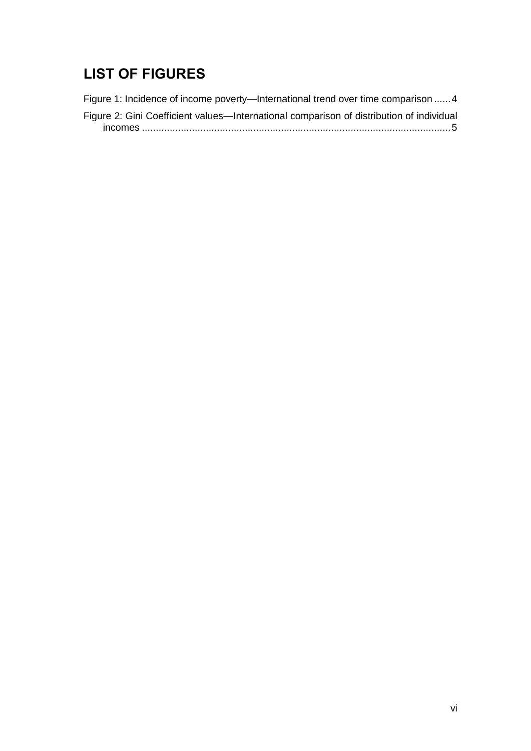# LIST OF FIGURES

Figure 1: Incidence of income poverty—International trend over time comparison ...... 4

Figure 2: Gini Coefficient values—International comparison of distribution of individual incomes ........................................................................................................... 5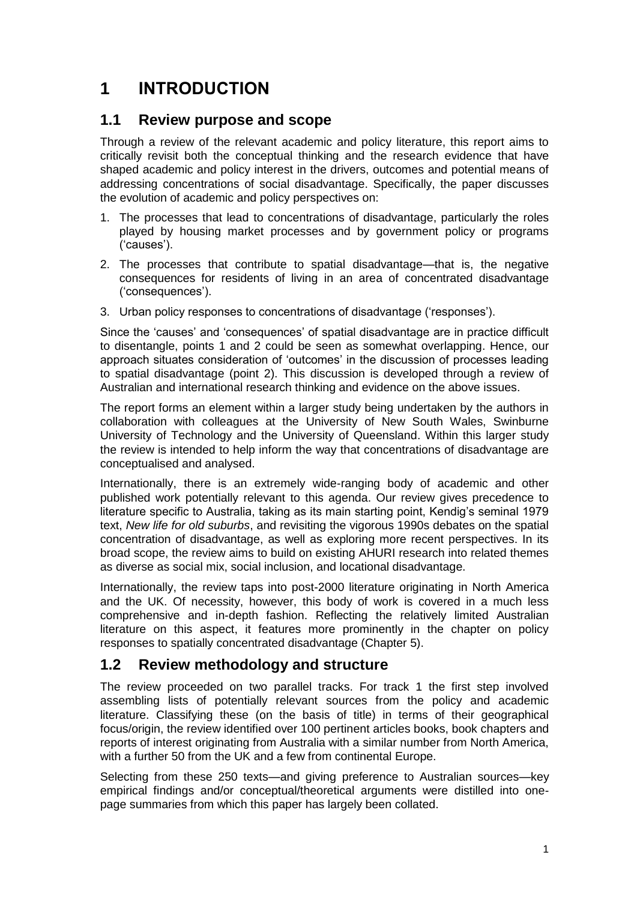# 1 INTRODUCTION

## 1.1 Review purpose and scope

Through a review of the relevant academic and policy literature, this report aims to critically revisit both the conceptual thinking and the research evidence that have shaped academic and policy interest in the drivers, outcomes and potential means of addressing concentrations of social disadvantage. Specifically, the paper discusses the evolution of academic and policy perspectives on:

1. The processes that lead to concentrations of disadvantage, particularly the roles played by housing market processes and by government policy or programs ('causes').
2. The processes that contribute to spatial disadvantage—that is, the negative consequences for residents of living in an area of concentrated disadvantage ('consequences').
3. Urban policy responses to concentrations of disadvantage ('responses').

Since the 'causes' and 'consequences' of spatial disadvantage are in practice difficult to disentangle, points 1 and 2 could be seen as somewhat overlapping. Hence, our approach situates consideration of 'outcomes' in the discussion of processes leading to spatial disadvantage (point 2). This discussion is developed through a review of Australian and international research thinking and evidence on the above issues.

The report forms an element within a larger study being undertaken by the authors in collaboration with colleagues at the University of New South Wales, Swinburne University of Technology and the University of Queensland. Within this larger study the review is intended to help inform the way that concentrations of disadvantage are conceptualised and analysed.

Internationally, there is an extremely wide-ranging body of academic and other published work potentially relevant to this agenda. Our review gives precedence to literature specific to Australia, taking as its main starting point, Kendig's seminal 1979 text, *New life for old suburbs*, and revisiting the vigorous 1990s debates on the spatial concentration of disadvantage, as well as exploring more recent perspectives. In its broad scope, the review aims to build on existing AHURI research into related themes as diverse as social mix, social inclusion, and locational disadvantage.

Internationally, the review taps into post-2000 literature originating in North America and the UK. Of necessity, however, this body of work is covered in a much less comprehensive and in-depth fashion. Reflecting the relatively limited Australian literature on this aspect, it features more prominently in the chapter on policy responses to spatially concentrated disadvantage (Chapter 5).

## 1.2 Review methodology and structure

The review proceeded on two parallel tracks. For track 1 the first step involved assembling lists of potentially relevant sources from the policy and academic literature. Classifying these (on the basis of title) in terms of their geographical focus/origin, the review identified over 100 pertinent articles books, book chapters and reports of interest originating from Australia with a similar number from North America, with a further 50 from the UK and a few from continental Europe.

Selecting from these 250 texts—and giving preference to Australian sources—key empirical findings and/or conceptual/theoretical arguments were distilled into one-page summaries from which this paper has largely been collated.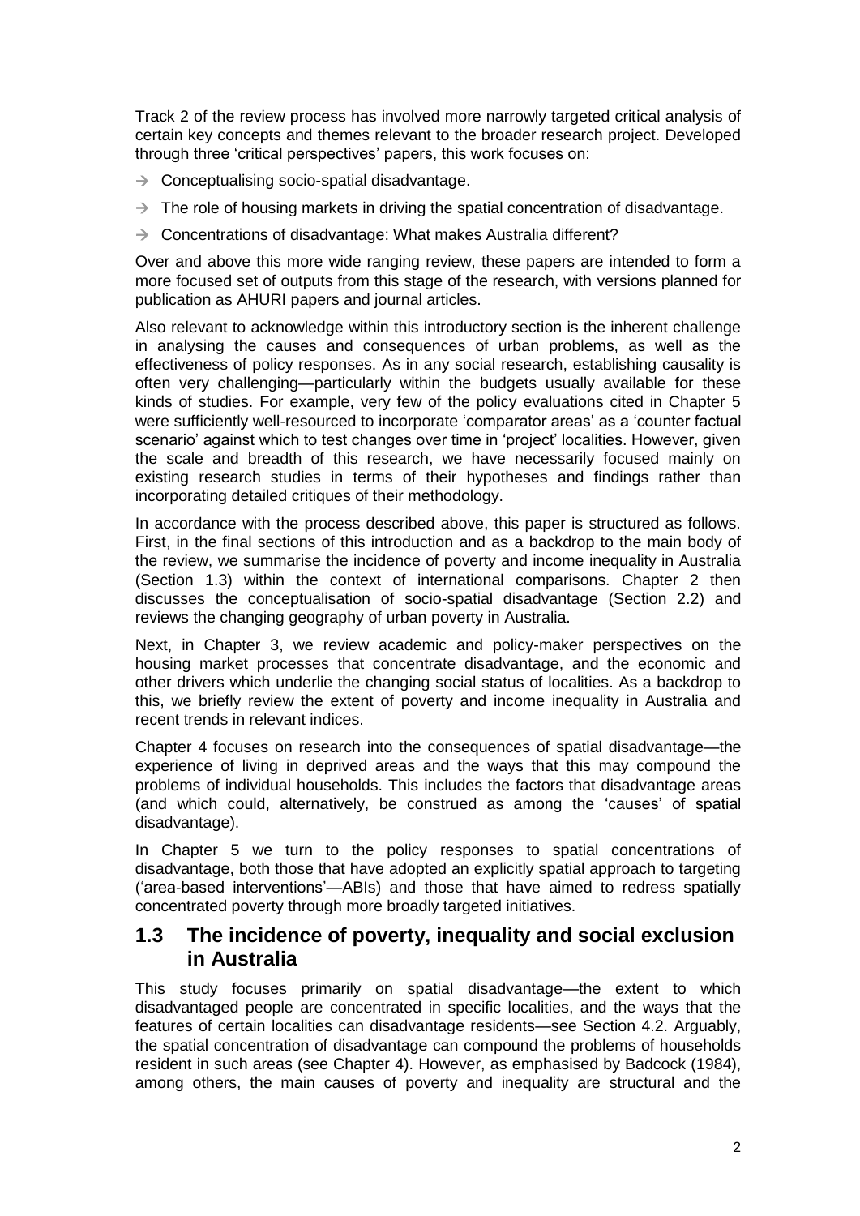Track 2 of the review process has involved more narrowly targeted critical analysis of certain key concepts and themes relevant to the broader research project. Developed through three 'critical perspectives' papers, this work focuses on:

- Conceptualising socio-spatial disadvantage.
- The role of housing markets in driving the spatial concentration of disadvantage.
- Concentrations of disadvantage: What makes Australia different?

Over and above this more wide ranging review, these papers are intended to form a more focused set of outputs from this stage of the research, with versions planned for publication as AHURI papers and journal articles.

Also relevant to acknowledge within this introductory section is the inherent challenge in analysing the causes and consequences of urban problems, as well as the effectiveness of policy responses. As in any social research, establishing causality is often very challenging—particularly within the budgets usually available for these kinds of studies. For example, very few of the policy evaluations cited in Chapter 5 were sufficiently well-resourced to incorporate 'comparator areas' as a 'counter factual scenario' against which to test changes over time in 'project' localities. However, given the scale and breadth of this research, we have necessarily focused mainly on existing research studies in terms of their hypotheses and findings rather than incorporating detailed critiques of their methodology.

In accordance with the process described above, this paper is structured as follows. First, in the final sections of this introduction and as a backdrop to the main body of the review, we summarise the incidence of poverty and income inequality in Australia (Section 1.3) within the context of international comparisons. Chapter 2 then discusses the conceptualisation of socio-spatial disadvantage (Section 2.2) and reviews the changing geography of urban poverty in Australia.

Next, in Chapter 3, we review academic and policy-maker perspectives on the housing market processes that concentrate disadvantage, and the economic and other drivers which underlie the changing social status of localities. As a backdrop to this, we briefly review the extent of poverty and income inequality in Australia and recent trends in relevant indices.

Chapter 4 focuses on research into the consequences of spatial disadvantage—the experience of living in deprived areas and the ways that this may compound the problems of individual households. This includes the factors that disadvantage areas (and which could, alternatively, be construed as among the 'causes' of spatial disadvantage).

In Chapter 5 we turn to the policy responses to spatial concentrations of disadvantage, both those that have adopted an explicitly spatial approach to targeting ('area-based interventions'—ABIs) and those that have aimed to redress spatially concentrated poverty through more broadly targeted initiatives.

## 1.3 The incidence of poverty, inequality and social exclusion in Australia

This study focuses primarily on spatial disadvantage—the extent to which disadvantaged people are concentrated in specific localities, and the ways that the features of certain localities can disadvantage residents—see Section 4.2. Arguably, the spatial concentration of disadvantage can compound the problems of households resident in such areas (see Chapter 4). However, as emphasised by Badcock (1984), among others, the main causes of poverty and inequality are structural and the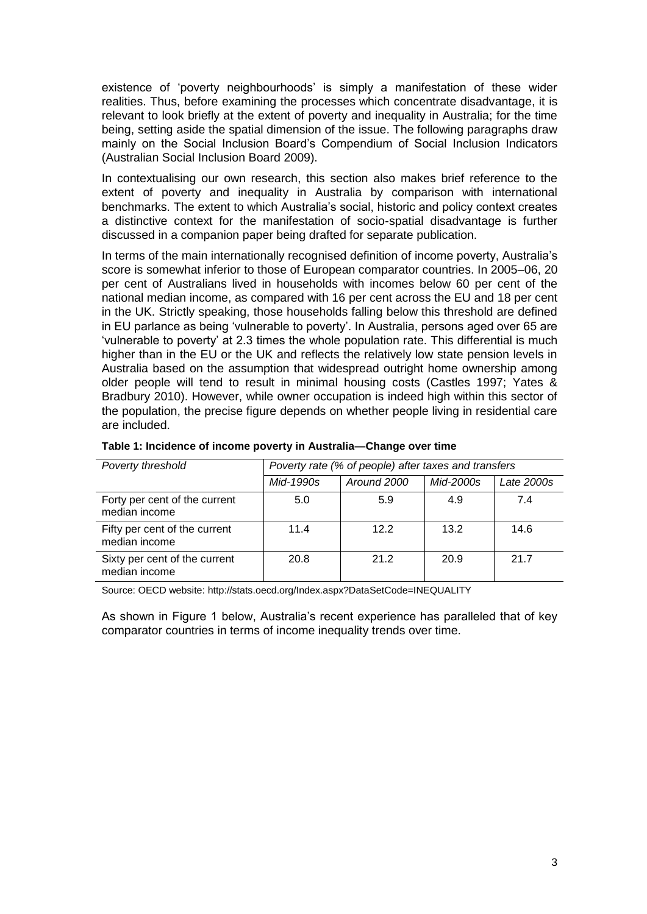existence of 'poverty neighbourhoods' is simply a manifestation of these wider realities. Thus, before examining the processes which concentrate disadvantage, it is relevant to look briefly at the extent of poverty and inequality in Australia; for the time being, setting aside the spatial dimension of the issue. The following paragraphs draw mainly on the Social Inclusion Board's Compendium of Social Inclusion Indicators (Australian Social Inclusion Board 2009).

In contextualising our own research, this section also makes brief reference to the extent of poverty and inequality in Australia by comparison with international benchmarks. The extent to which Australia's social, historic and policy context creates a distinctive context for the manifestation of socio-spatial disadvantage is further discussed in a companion paper being drafted for separate publication.

In terms of the main internationally recognised definition of income poverty, Australia's score is somewhat inferior to those of European comparator countries. In 2005–06, 20 per cent of Australians lived in households with incomes below 60 per cent of the national median income, as compared with 16 per cent across the EU and 18 per cent in the UK. Strictly speaking, those households falling below this threshold are defined in EU parlance as being 'vulnerable to poverty'. In Australia, persons aged over 65 are 'vulnerable to poverty' at 2.3 times the whole population rate. This differential is much higher than in the EU or the UK and reflects the relatively low state pension levels in Australia based on the assumption that widespread outright home ownership among older people will tend to result in minimal housing costs (Castles 1997; Yates & Bradbury 2010). However, while owner occupation is indeed high within this sector of the population, the precise figure depends on whether people living in residential care are included.

**Table 1: Incidence of income poverty in Australia—Change over time**

| *Poverty threshold* | *Poverty rate (% of people) after taxes and transfers* | | | |
|---|---|---|---|---|
| | *Mid-1990s* | *Around 2000* | *Mid-2000s* | *Late 2000s* |
| Forty per cent of the current median income | 5.0 | 5.9 | 4.9 | 7.4 |
| Fifty per cent of the current median income | 11.4 | 12.2 | 13.2 | 14.6 |
| Sixty per cent of the current median income | 20.8 | 21.2 | 20.9 | 21.7 |

Source: OECD website: http://stats.oecd.org/Index.aspx?DataSetCode=INEQUALITY

As shown in Figure 1 below, Australia's recent experience has paralleled that of key comparator countries in terms of income inequality trends over time.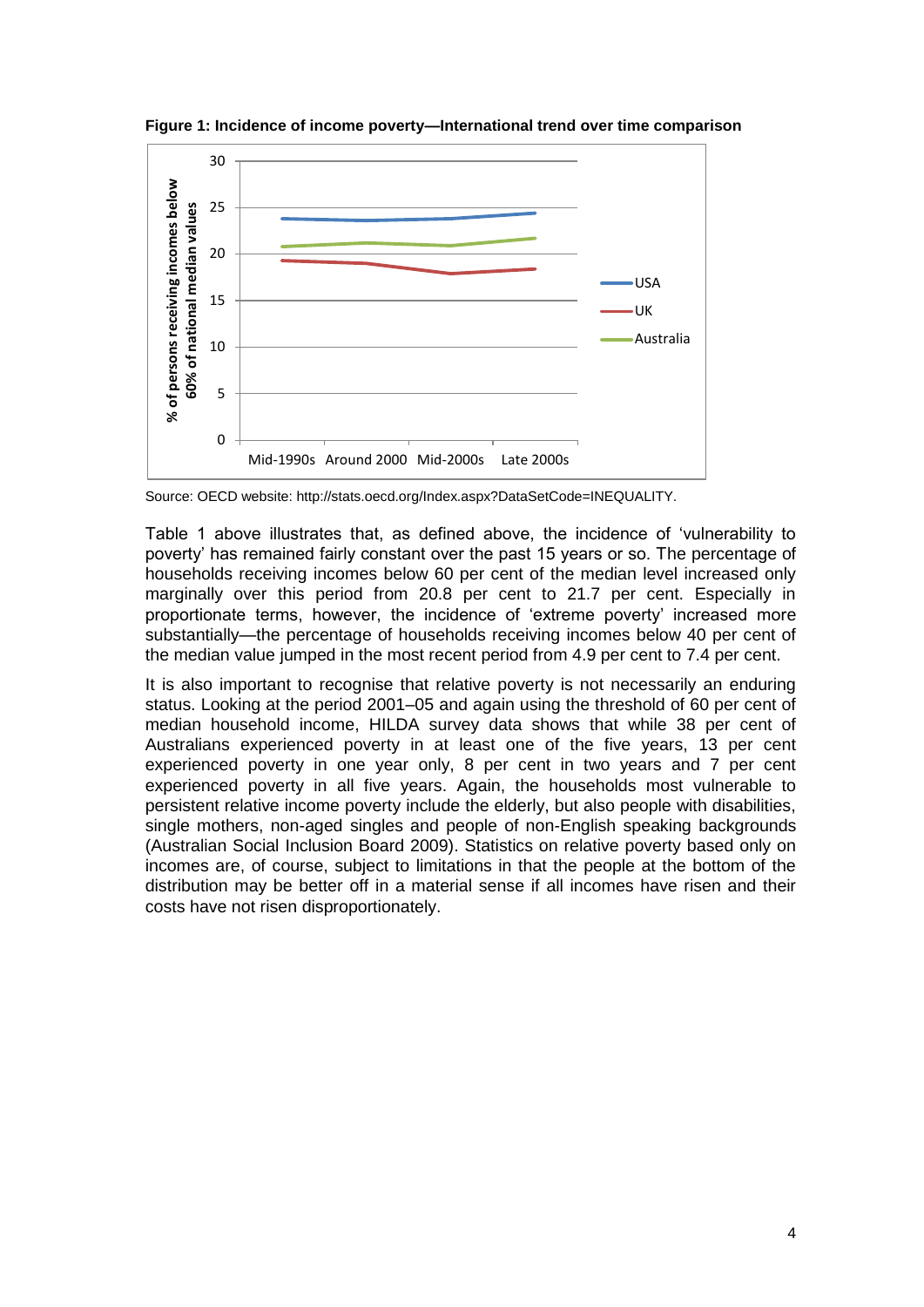**Figure 1: Incidence of income poverty—International trend over time comparison**

Source: OECD website: http://stats.oecd.org/Index.aspx?DataSetCode=INEQUALITY.

Table 1 above illustrates that, as defined above, the incidence of 'vulnerability to poverty' has remained fairly constant over the past 15 years or so. The percentage of households receiving incomes below 60 per cent of the median level increased only marginally over this period from 20.8 per cent to 21.7 per cent. Especially in proportionate terms, however, the incidence of 'extreme poverty' increased more substantially—the percentage of households receiving incomes below 40 per cent of the median value jumped in the most recent period from 4.9 per cent to 7.4 per cent.

It is also important to recognise that relative poverty is not necessarily an enduring status. Looking at the period 2001–05 and again using the threshold of 60 per cent of median household income, HILDA survey data shows that while 38 per cent of Australians experienced poverty in at least one of the five years, 13 per cent experienced poverty in one year only, 8 per cent in two years and 7 per cent experienced poverty in all five years. Again, the households most vulnerable to persistent relative income poverty include the elderly, but also people with disabilities, single mothers, non-aged singles and people of non-English speaking backgrounds (Australian Social Inclusion Board 2009). Statistics on relative poverty based only on incomes are, of course, subject to limitations in that the people at the bottom of the distribution may be better off in a material sense if all incomes have risen and their costs have not risen disproportionately.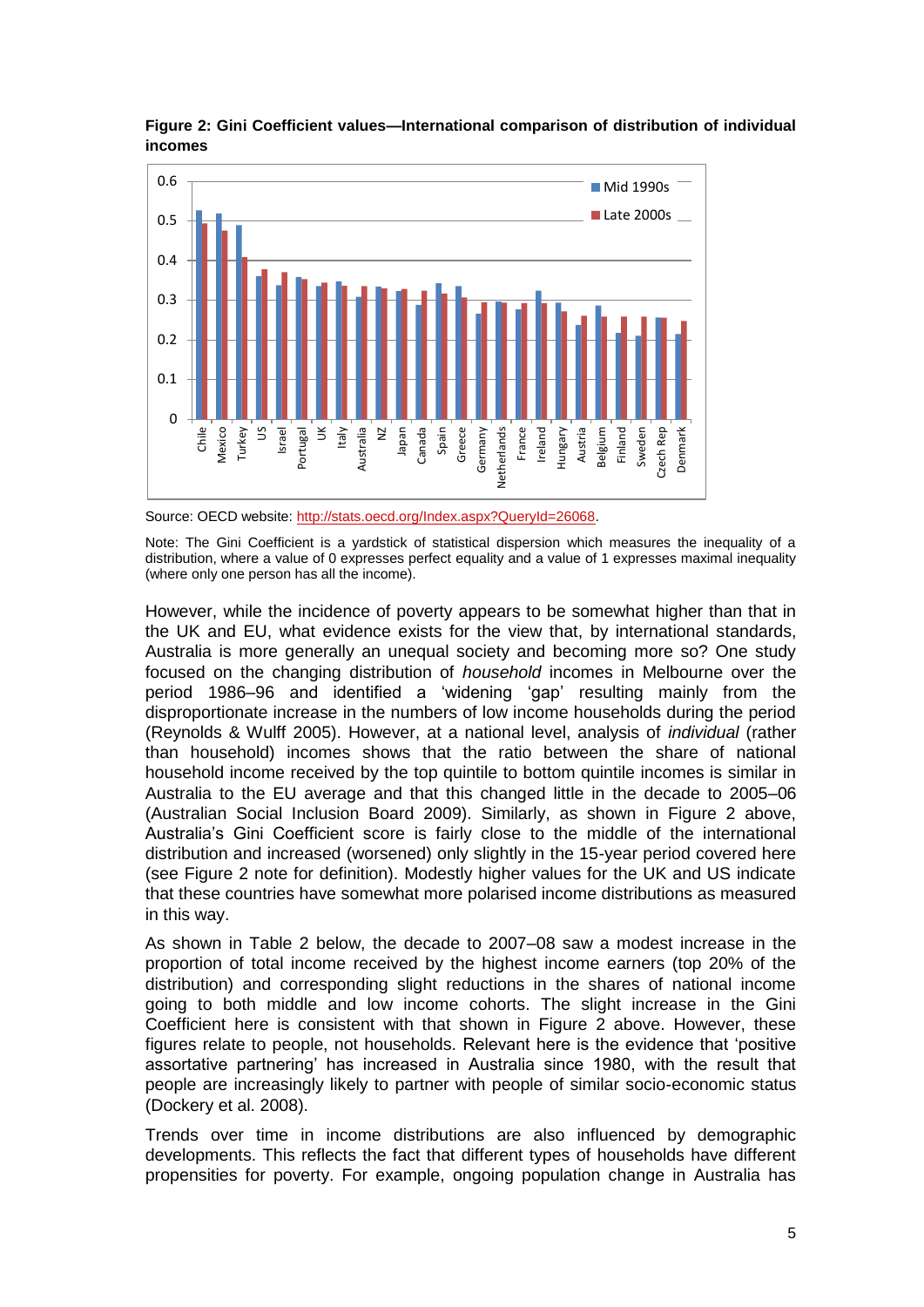**Figure 2: Gini Coefficient values—International comparison of distribution of individual incomes**

Source: OECD website: http://stats.oecd.org/Index.aspx?QueryId=26068.

Note: The Gini Coefficient is a yardstick of statistical dispersion which measures the inequality of a distribution, where a value of 0 expresses perfect equality and a value of 1 expresses maximal inequality (where only one person has all the income).

However, while the incidence of poverty appears to be somewhat higher than that in the UK and EU, what evidence exists for the view that, by international standards, Australia is more generally an unequal society and becoming more so? One study focused on the changing distribution of *household* incomes in Melbourne over the period 1986–96 and identified a 'widening 'gap' resulting mainly from the disproportionate increase in the numbers of low income households during the period (Reynolds & Wulff 2005). However, at a national level, analysis of *individual* (rather than household) incomes shows that the ratio between the share of national household income received by the top quintile to bottom quintile incomes is similar in Australia to the EU average and that this changed little in the decade to 2005–06 (Australian Social Inclusion Board 2009). Similarly, as shown in Figure 2 above, Australia's Gini Coefficient score is fairly close to the middle of the international distribution and increased (worsened) only slightly in the 15-year period covered here (see Figure 2 note for definition). Modestly higher values for the UK and US indicate that these countries have somewhat more polarised income distributions as measured in this way.

As shown in Table 2 below, the decade to 2007–08 saw a modest increase in the proportion of total income received by the highest income earners (top 20% of the distribution) and corresponding slight reductions in the shares of national income going to both middle and low income cohorts. The slight increase in the Gini Coefficient here is consistent with that shown in Figure 2 above. However, these figures relate to people, not households. Relevant here is the evidence that 'positive assortative partnering' has increased in Australia since 1980, with the result that people are increasingly likely to partner with people of similar socio-economic status (Dockery et al. 2008).

Trends over time in income distributions are also influenced by demographic developments. This reflects the fact that different types of households have different propensities for poverty. For example, ongoing population change in Australia has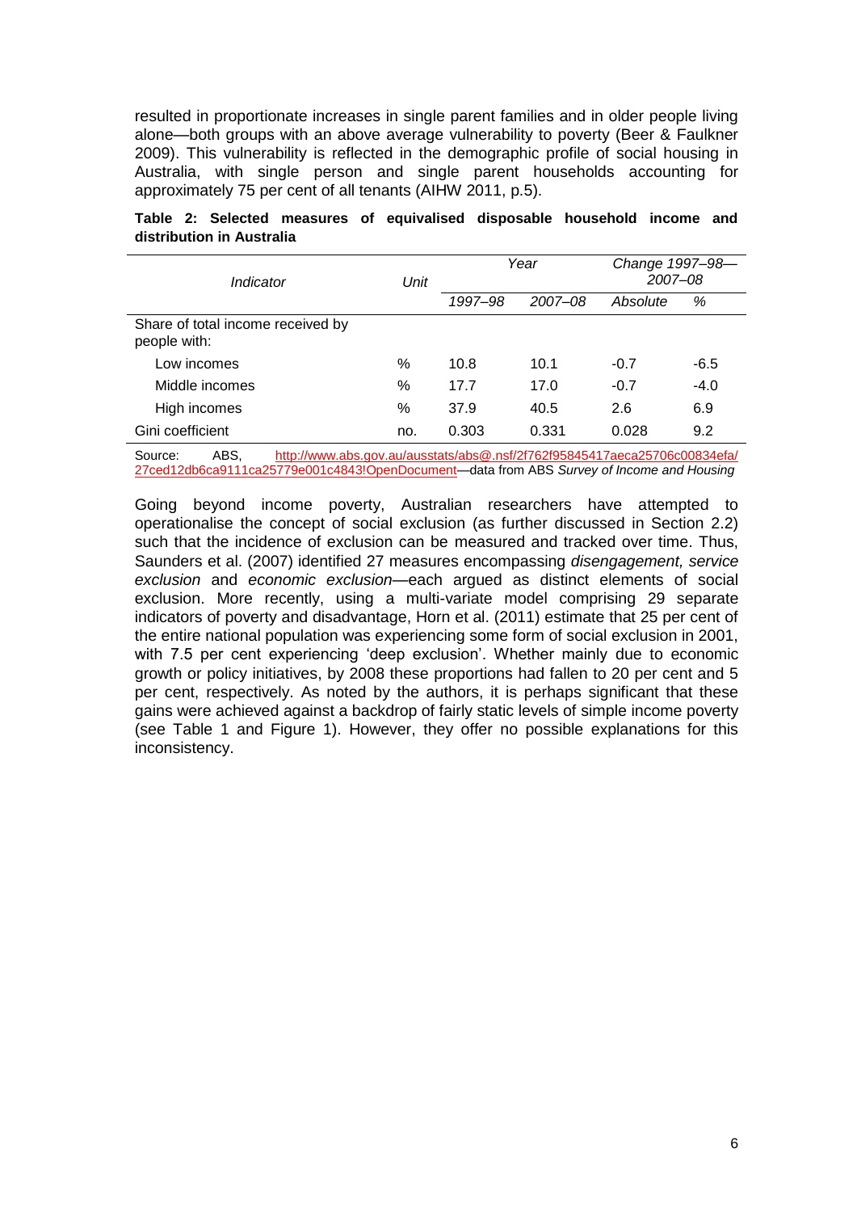resulted in proportionate increases in single parent families and in older people living alone—both groups with an above average vulnerability to poverty (Beer & Faulkner 2009). This vulnerability is reflected in the demographic profile of social housing in Australia, with single person and single parent households accounting for approximately 75 per cent of all tenants (AIHW 2011, p.5).

**Table 2: Selected measures of equivalised disposable household income and distribution in Australia**

| *Indicator* | *Unit* | *Year* | | *Change 1997–98—2007–08* | |
|---|---|---|---|---|---|
| | | *1997–98* | *2007–08* | *Absolute* | *%* |
| Share of total income received by people with: | | | | | |
| Low incomes | % | 10.8 | 10.1 | -0.7 | -6.5 |
| Middle incomes | % | 17.7 | 17.0 | -0.7 | -4.0 |
| High incomes | % | 37.9 | 40.5 | 2.6 | 6.9 |
| Gini coefficient | no. | 0.303 | 0.331 | 0.028 | 9.2 |

Source: ABS, http://www.abs.gov.au/ausstats/abs@.nsf/2f762f95845417aeca25706c00834efa/27ced12db6ca9111ca25779e001c4843!OpenDocument—data from ABS *Survey of Income and Housing*

Going beyond income poverty, Australian researchers have attempted to operationalise the concept of social exclusion (as further discussed in Section 2.2) such that the incidence of exclusion can be measured and tracked over time. Thus, Saunders et al. (2007) identified 27 measures encompassing *disengagement, service exclusion* and *economic exclusion*—each argued as distinct elements of social exclusion. More recently, using a multi-variate model comprising 29 separate indicators of poverty and disadvantage, Horn et al. (2011) estimate that 25 per cent of the entire national population was experiencing some form of social exclusion in 2001, with 7.5 per cent experiencing 'deep exclusion'. Whether mainly due to economic growth or policy initiatives, by 2008 these proportions had fallen to 20 per cent and 5 per cent, respectively. As noted by the authors, it is perhaps significant that these gains were achieved against a backdrop of fairly static levels of simple income poverty (see Table 1 and Figure 1). However, they offer no possible explanations for this inconsistency.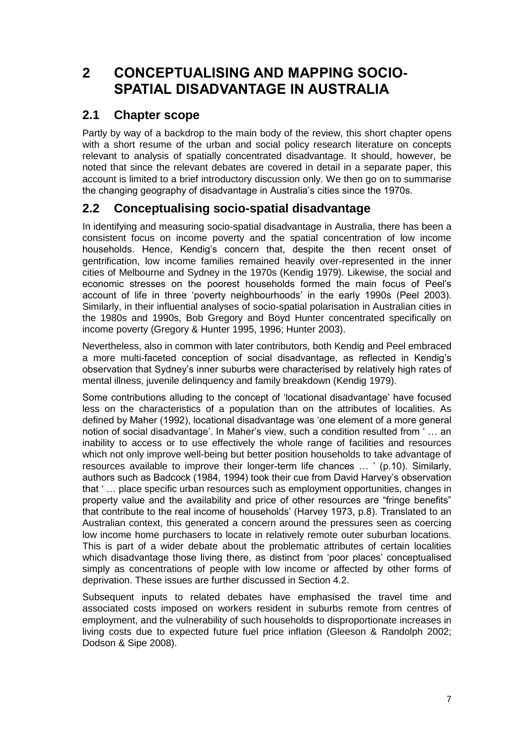# 2 CONCEPTUALISING AND MAPPING SOCIO-SPATIAL DISADVANTAGE IN AUSTRALIA

## 2.1 Chapter scope

Partly by way of a backdrop to the main body of the review, this short chapter opens with a short resume of the urban and social policy research literature on concepts relevant to analysis of spatially concentrated disadvantage. It should, however, be noted that since the relevant debates are covered in detail in a separate paper, this account is limited to a brief introductory discussion only. We then go on to summarise the changing geography of disadvantage in Australia's cities since the 1970s.

## 2.2 Conceptualising socio-spatial disadvantage

In identifying and measuring socio-spatial disadvantage in Australia, there has been a consistent focus on income poverty and the spatial concentration of low income households. Hence, Kendig's concern that, despite the then recent onset of gentrification, low income families remained heavily over-represented in the inner cities of Melbourne and Sydney in the 1970s (Kendig 1979). Likewise, the social and economic stresses on the poorest households formed the main focus of Peel's account of life in three 'poverty neighbourhoods' in the early 1990s (Peel 2003). Similarly, in their influential analyses of socio-spatial polarisation in Australian cities in the 1980s and 1990s, Bob Gregory and Boyd Hunter concentrated specifically on income poverty (Gregory & Hunter 1995, 1996; Hunter 2003).

Nevertheless, also in common with later contributors, both Kendig and Peel embraced a more multi-faceted conception of social disadvantage, as reflected in Kendig's observation that Sydney's inner suburbs were characterised by relatively high rates of mental illness, juvenile delinquency and family breakdown (Kendig 1979).

Some contributions alluding to the concept of 'locational disadvantage' have focused less on the characteristics of a population than on the attributes of localities. As defined by Maher (1992), locational disadvantage was 'one element of a more general notion of social disadvantage'. In Maher's view, such a condition resulted from ' … an inability to access or to use effectively the whole range of facilities and resources which not only improve well-being but better position households to take advantage of resources available to improve their longer-term life chances … ' (p.10). Similarly, authors such as Badcock (1984, 1994) took their cue from David Harvey's observation that ' … place specific urban resources such as employment opportunities, changes in property value and the availability and price of other resources are "fringe benefits" that contribute to the real income of households' (Harvey 1973, p.8). Translated to an Australian context, this generated a concern around the pressures seen as coercing low income home purchasers to locate in relatively remote outer suburban locations. This is part of a wider debate about the problematic attributes of certain localities which disadvantage those living there, as distinct from 'poor places' conceptualised simply as concentrations of people with low income or affected by other forms of deprivation. These issues are further discussed in Section 4.2.

Subsequent inputs to related debates have emphasised the travel time and associated costs imposed on workers resident in suburbs remote from centres of employment, and the vulnerability of such households to disproportionate increases in living costs due to expected future fuel price inflation (Gleeson & Randolph 2002; Dodson & Sipe 2008).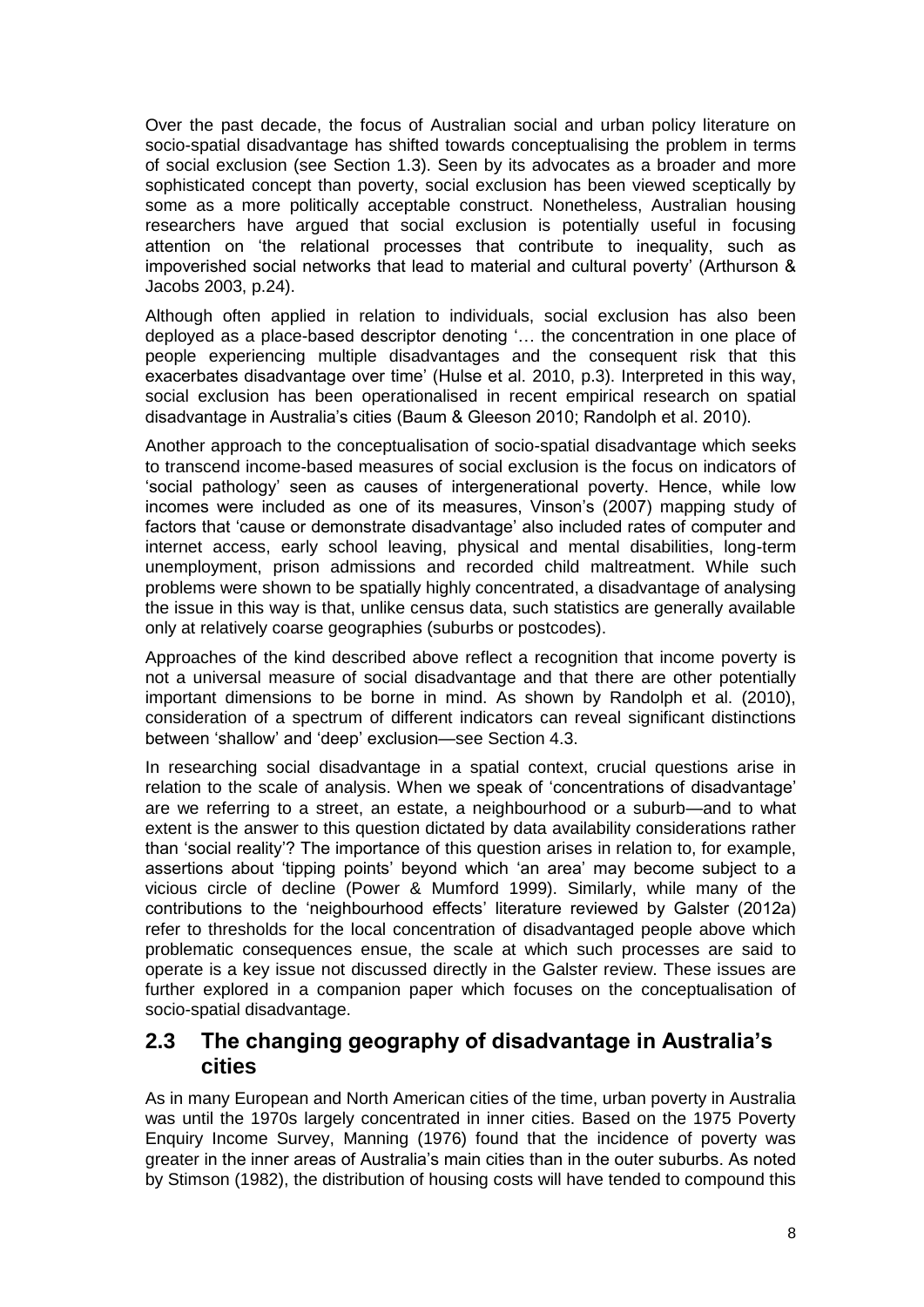Over the past decade, the focus of Australian social and urban policy literature on socio-spatial disadvantage has shifted towards conceptualising the problem in terms of social exclusion (see Section 1.3). Seen by its advocates as a broader and more sophisticated concept than poverty, social exclusion has been viewed sceptically by some as a more politically acceptable construct. Nonetheless, Australian housing researchers have argued that social exclusion is potentially useful in focusing attention on 'the relational processes that contribute to inequality, such as impoverished social networks that lead to material and cultural poverty' (Arthurson & Jacobs 2003, p.24).

Although often applied in relation to individuals, social exclusion has also been deployed as a place-based descriptor denoting '… the concentration in one place of people experiencing multiple disadvantages and the consequent risk that this exacerbates disadvantage over time' (Hulse et al. 2010, p.3). Interpreted in this way, social exclusion has been operationalised in recent empirical research on spatial disadvantage in Australia's cities (Baum & Gleeson 2010; Randolph et al. 2010).

Another approach to the conceptualisation of socio-spatial disadvantage which seeks to transcend income-based measures of social exclusion is the focus on indicators of 'social pathology' seen as causes of intergenerational poverty. Hence, while low incomes were included as one of its measures, Vinson's (2007) mapping study of factors that 'cause or demonstrate disadvantage' also included rates of computer and internet access, early school leaving, physical and mental disabilities, long-term unemployment, prison admissions and recorded child maltreatment. While such problems were shown to be spatially highly concentrated, a disadvantage of analysing the issue in this way is that, unlike census data, such statistics are generally available only at relatively coarse geographies (suburbs or postcodes).

Approaches of the kind described above reflect a recognition that income poverty is not a universal measure of social disadvantage and that there are other potentially important dimensions to be borne in mind. As shown by Randolph et al. (2010), consideration of a spectrum of different indicators can reveal significant distinctions between 'shallow' and 'deep' exclusion—see Section 4.3.

In researching social disadvantage in a spatial context, crucial questions arise in relation to the scale of analysis. When we speak of 'concentrations of disadvantage' are we referring to a street, an estate, a neighbourhood or a suburb—and to what extent is the answer to this question dictated by data availability considerations rather than 'social reality'? The importance of this question arises in relation to, for example, assertions about 'tipping points' beyond which 'an area' may become subject to a vicious circle of decline (Power & Mumford 1999). Similarly, while many of the contributions to the 'neighbourhood effects' literature reviewed by Galster (2012a) refer to thresholds for the local concentration of disadvantaged people above which problematic consequences ensue, the scale at which such processes are said to operate is a key issue not discussed directly in the Galster review. These issues are further explored in a companion paper which focuses on the conceptualisation of socio-spatial disadvantage.

## 2.3 The changing geography of disadvantage in Australia's cities

As in many European and North American cities of the time, urban poverty in Australia was until the 1970s largely concentrated in inner cities. Based on the 1975 Poverty Enquiry Income Survey, Manning (1976) found that the incidence of poverty was greater in the inner areas of Australia's main cities than in the outer suburbs. As noted by Stimson (1982), the distribution of housing costs will have tended to compound this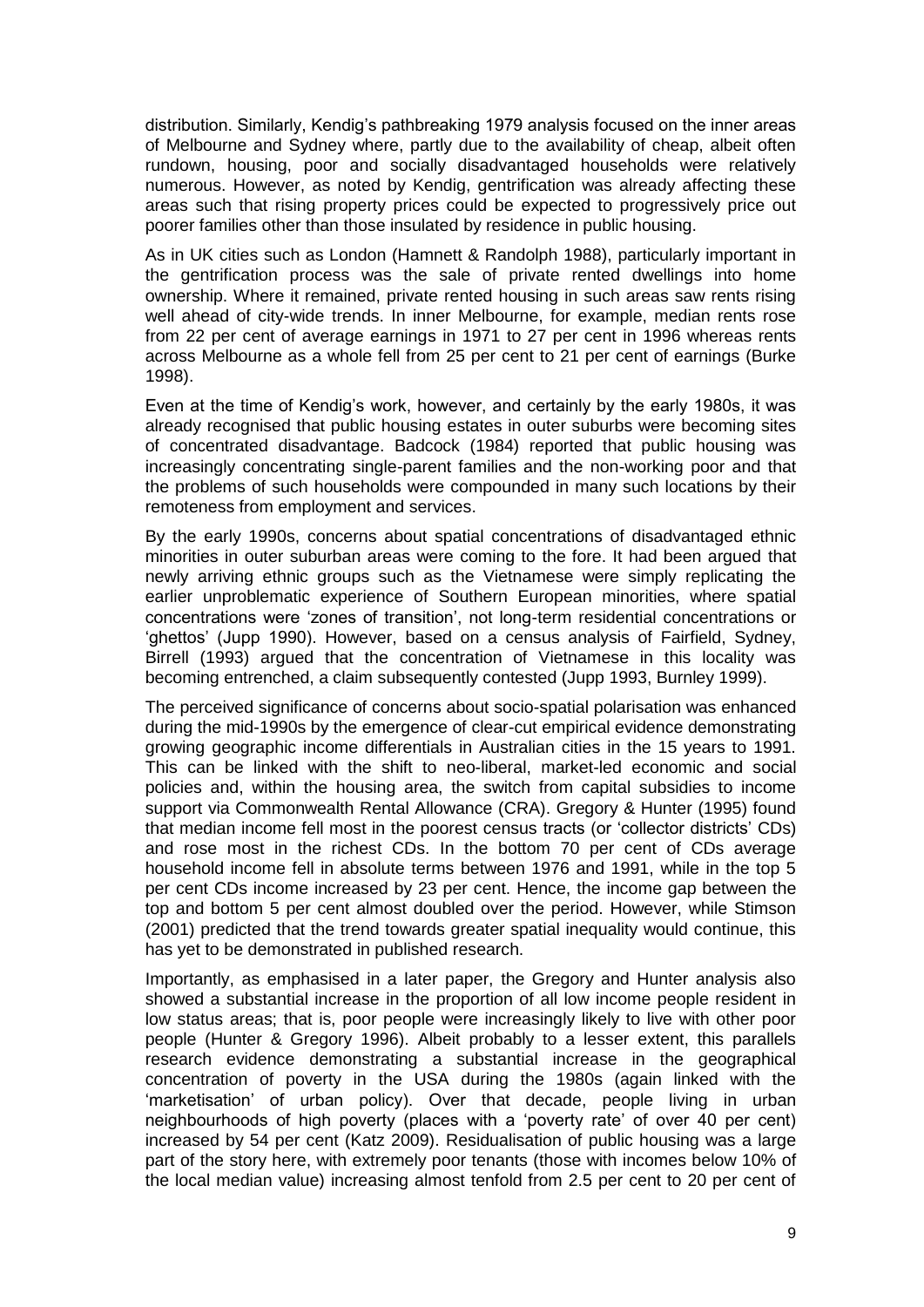distribution. Similarly, Kendig's pathbreaking 1979 analysis focused on the inner areas of Melbourne and Sydney where, partly due to the availability of cheap, albeit often rundown, housing, poor and socially disadvantaged households were relatively numerous. However, as noted by Kendig, gentrification was already affecting these areas such that rising property prices could be expected to progressively price out poorer families other than those insulated by residence in public housing.

As in UK cities such as London (Hamnett & Randolph 1988), particularly important in the gentrification process was the sale of private rented dwellings into home ownership. Where it remained, private rented housing in such areas saw rents rising well ahead of city-wide trends. In inner Melbourne, for example, median rents rose from 22 per cent of average earnings in 1971 to 27 per cent in 1996 whereas rents across Melbourne as a whole fell from 25 per cent to 21 per cent of earnings (Burke 1998).

Even at the time of Kendig's work, however, and certainly by the early 1980s, it was already recognised that public housing estates in outer suburbs were becoming sites of concentrated disadvantage. Badcock (1984) reported that public housing was increasingly concentrating single-parent families and the non-working poor and that the problems of such households were compounded in many such locations by their remoteness from employment and services.

By the early 1990s, concerns about spatial concentrations of disadvantaged ethnic minorities in outer suburban areas were coming to the fore. It had been argued that newly arriving ethnic groups such as the Vietnamese were simply replicating the earlier unproblematic experience of Southern European minorities, where spatial concentrations were 'zones of transition', not long-term residential concentrations or 'ghettos' (Jupp 1990). However, based on a census analysis of Fairfield, Sydney, Birrell (1993) argued that the concentration of Vietnamese in this locality was becoming entrenched, a claim subsequently contested (Jupp 1993, Burnley 1999).

The perceived significance of concerns about socio-spatial polarisation was enhanced during the mid-1990s by the emergence of clear-cut empirical evidence demonstrating growing geographic income differentials in Australian cities in the 15 years to 1991. This can be linked with the shift to neo-liberal, market-led economic and social policies and, within the housing area, the switch from capital subsidies to income support via Commonwealth Rental Allowance (CRA). Gregory & Hunter (1995) found that median income fell most in the poorest census tracts (or 'collector districts' CDs) and rose most in the richest CDs. In the bottom 70 per cent of CDs average household income fell in absolute terms between 1976 and 1991, while in the top 5 per cent CDs income increased by 23 per cent. Hence, the income gap between the top and bottom 5 per cent almost doubled over the period. However, while Stimson (2001) predicted that the trend towards greater spatial inequality would continue, this has yet to be demonstrated in published research.

Importantly, as emphasised in a later paper, the Gregory and Hunter analysis also showed a substantial increase in the proportion of all low income people resident in low status areas; that is, poor people were increasingly likely to live with other poor people (Hunter & Gregory 1996). Albeit probably to a lesser extent, this parallels research evidence demonstrating a substantial increase in the geographical concentration of poverty in the USA during the 1980s (again linked with the 'marketisation' of urban policy). Over that decade, people living in urban neighbourhoods of high poverty (places with a 'poverty rate' of over 40 per cent) increased by 54 per cent (Katz 2009). Residualisation of public housing was a large part of the story here, with extremely poor tenants (those with incomes below 10% of the local median value) increasing almost tenfold from 2.5 per cent to 20 per cent of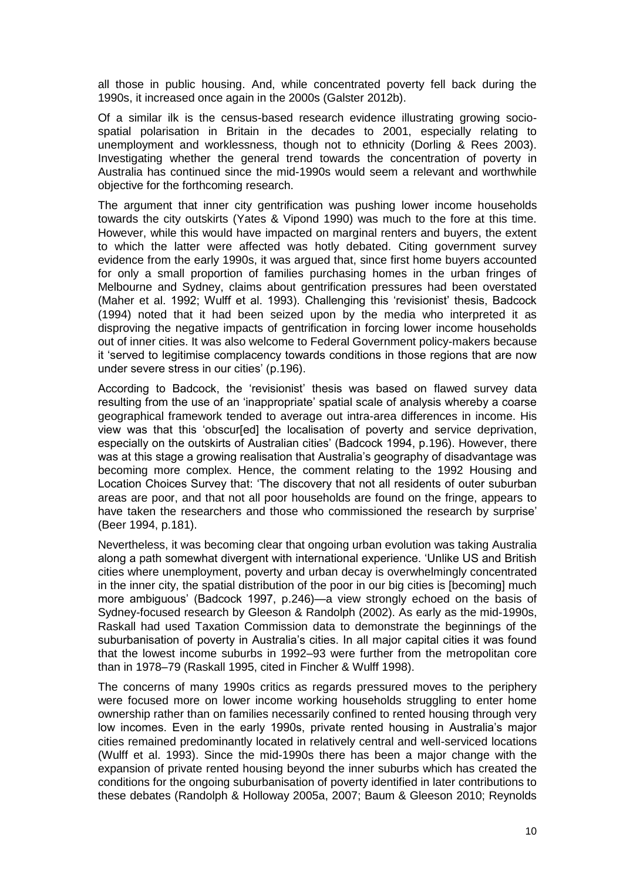all those in public housing. And, while concentrated poverty fell back during the 1990s, it increased once again in the 2000s (Galster 2012b).

Of a similar ilk is the census-based research evidence illustrating growing socio-spatial polarisation in Britain in the decades to 2001, especially relating to unemployment and worklessness, though not to ethnicity (Dorling & Rees 2003). Investigating whether the general trend towards the concentration of poverty in Australia has continued since the mid-1990s would seem a relevant and worthwhile objective for the forthcoming research.

The argument that inner city gentrification was pushing lower income households towards the city outskirts (Yates & Vipond 1990) was much to the fore at this time. However, while this would have impacted on marginal renters and buyers, the extent to which the latter were affected was hotly debated. Citing government survey evidence from the early 1990s, it was argued that, since first home buyers accounted for only a small proportion of families purchasing homes in the urban fringes of Melbourne and Sydney, claims about gentrification pressures had been overstated (Maher et al. 1992; Wulff et al. 1993). Challenging this 'revisionist' thesis, Badcock (1994) noted that it had been seized upon by the media who interpreted it as disproving the negative impacts of gentrification in forcing lower income households out of inner cities. It was also welcome to Federal Government policy-makers because it 'served to legitimise complacency towards conditions in those regions that are now under severe stress in our cities' (p.196).

According to Badcock, the 'revisionist' thesis was based on flawed survey data resulting from the use of an 'inappropriate' spatial scale of analysis whereby a coarse geographical framework tended to average out intra-area differences in income. His view was that this 'obscur[ed] the localisation of poverty and service deprivation, especially on the outskirts of Australian cities' (Badcock 1994, p.196). However, there was at this stage a growing realisation that Australia's geography of disadvantage was becoming more complex. Hence, the comment relating to the 1992 Housing and Location Choices Survey that: 'The discovery that not all residents of outer suburban areas are poor, and that not all poor households are found on the fringe, appears to have taken the researchers and those who commissioned the research by surprise' (Beer 1994, p.181).

Nevertheless, it was becoming clear that ongoing urban evolution was taking Australia along a path somewhat divergent with international experience. 'Unlike US and British cities where unemployment, poverty and urban decay is overwhelmingly concentrated in the inner city, the spatial distribution of the poor in our big cities is [becoming] much more ambiguous' (Badcock 1997, p.246)—a view strongly echoed on the basis of Sydney-focused research by Gleeson & Randolph (2002). As early as the mid-1990s, Raskall had used Taxation Commission data to demonstrate the beginnings of the suburbanisation of poverty in Australia's cities. In all major capital cities it was found that the lowest income suburbs in 1992–93 were further from the metropolitan core than in 1978–79 (Raskall 1995, cited in Fincher & Wulff 1998).

The concerns of many 1990s critics as regards pressured moves to the periphery were focused more on lower income working households struggling to enter home ownership rather than on families necessarily confined to rented housing through very low incomes. Even in the early 1990s, private rented housing in Australia's major cities remained predominantly located in relatively central and well-serviced locations (Wulff et al. 1993). Since the mid-1990s there has been a major change with the expansion of private rented housing beyond the inner suburbs which has created the conditions for the ongoing suburbanisation of poverty identified in later contributions to these debates (Randolph & Holloway 2005a, 2007; Baum & Gleeson 2010; Reynolds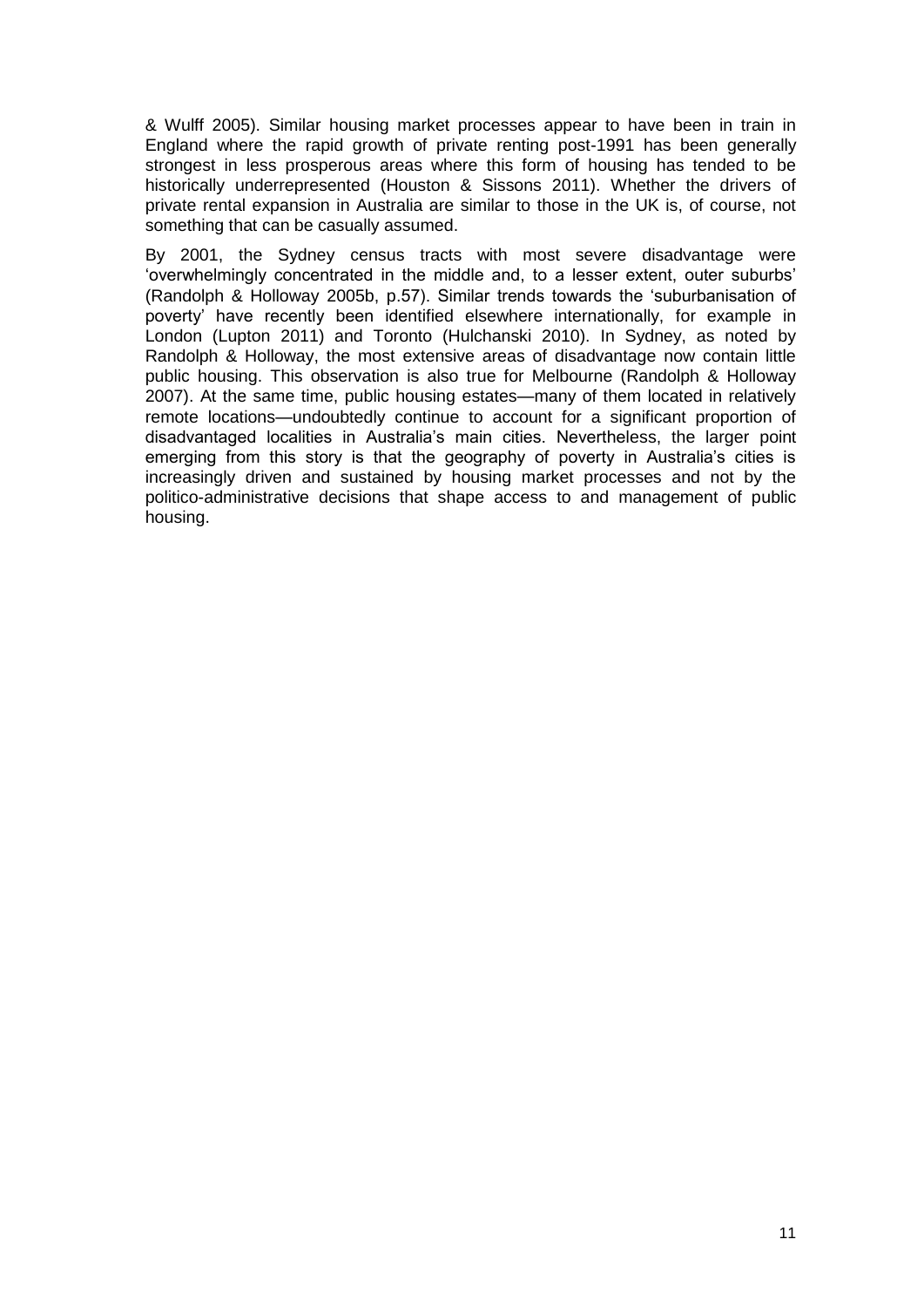& Wulff 2005). Similar housing market processes appear to have been in train in England where the rapid growth of private renting post-1991 has been generally strongest in less prosperous areas where this form of housing has tended to be historically underrepresented (Houston & Sissons 2011). Whether the drivers of private rental expansion in Australia are similar to those in the UK is, of course, not something that can be casually assumed.

By 2001, the Sydney census tracts with most severe disadvantage were 'overwhelmingly concentrated in the middle and, to a lesser extent, outer suburbs' (Randolph & Holloway 2005b, p.57). Similar trends towards the 'suburbanisation of poverty' have recently been identified elsewhere internationally, for example in London (Lupton 2011) and Toronto (Hulchanski 2010). In Sydney, as noted by Randolph & Holloway, the most extensive areas of disadvantage now contain little public housing. This observation is also true for Melbourne (Randolph & Holloway 2007). At the same time, public housing estates—many of them located in relatively remote locations—undoubtedly continue to account for a significant proportion of disadvantaged localities in Australia's main cities. Nevertheless, the larger point emerging from this story is that the geography of poverty in Australia's cities is increasingly driven and sustained by housing market processes and not by the politico-administrative decisions that shape access to and management of public housing.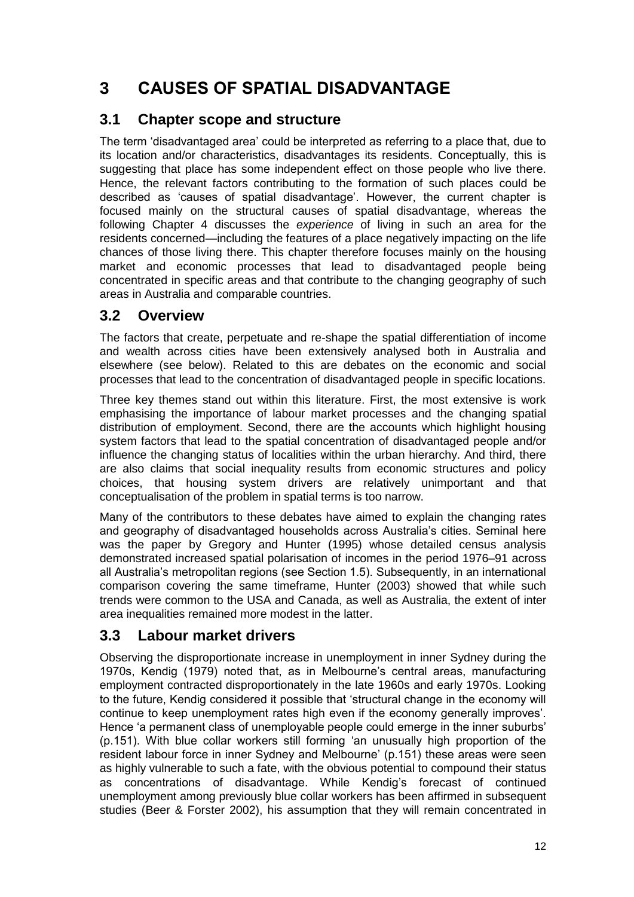# 3 CAUSES OF SPATIAL DISADVANTAGE

## 3.1 Chapter scope and structure

The term 'disadvantaged area' could be interpreted as referring to a place that, due to its location and/or characteristics, disadvantages its residents. Conceptually, this is suggesting that place has some independent effect on those people who live there. Hence, the relevant factors contributing to the formation of such places could be described as 'causes of spatial disadvantage'. However, the current chapter is focused mainly on the structural causes of spatial disadvantage, whereas the following Chapter 4 discusses the *experience* of living in such an area for the residents concerned—including the features of a place negatively impacting on the life chances of those living there. This chapter therefore focuses mainly on the housing market and economic processes that lead to disadvantaged people being concentrated in specific areas and that contribute to the changing geography of such areas in Australia and comparable countries.

## 3.2 Overview

The factors that create, perpetuate and re-shape the spatial differentiation of income and wealth across cities have been extensively analysed both in Australia and elsewhere (see below). Related to this are debates on the economic and social processes that lead to the concentration of disadvantaged people in specific locations.

Three key themes stand out within this literature. First, the most extensive is work emphasising the importance of labour market processes and the changing spatial distribution of employment. Second, there are the accounts which highlight housing system factors that lead to the spatial concentration of disadvantaged people and/or influence the changing status of localities within the urban hierarchy. And third, there are also claims that social inequality results from economic structures and policy choices, that housing system drivers are relatively unimportant and that conceptualisation of the problem in spatial terms is too narrow.

Many of the contributors to these debates have aimed to explain the changing rates and geography of disadvantaged households across Australia's cities. Seminal here was the paper by Gregory and Hunter (1995) whose detailed census analysis demonstrated increased spatial polarisation of incomes in the period 1976–91 across all Australia's metropolitan regions (see Section 1.5). Subsequently, in an international comparison covering the same timeframe, Hunter (2003) showed that while such trends were common to the USA and Canada, as well as Australia, the extent of inter area inequalities remained more modest in the latter.

## 3.3 Labour market drivers

Observing the disproportionate increase in unemployment in inner Sydney during the 1970s, Kendig (1979) noted that, as in Melbourne's central areas, manufacturing employment contracted disproportionately in the late 1960s and early 1970s. Looking to the future, Kendig considered it possible that 'structural change in the economy will continue to keep unemployment rates high even if the economy generally improves'. Hence 'a permanent class of unemployable people could emerge in the inner suburbs' (p.151). With blue collar workers still forming 'an unusually high proportion of the resident labour force in inner Sydney and Melbourne' (p.151) these areas were seen as highly vulnerable to such a fate, with the obvious potential to compound their status as concentrations of disadvantage. While Kendig's forecast of continued unemployment among previously blue collar workers has been affirmed in subsequent studies (Beer & Forster 2002), his assumption that they will remain concentrated in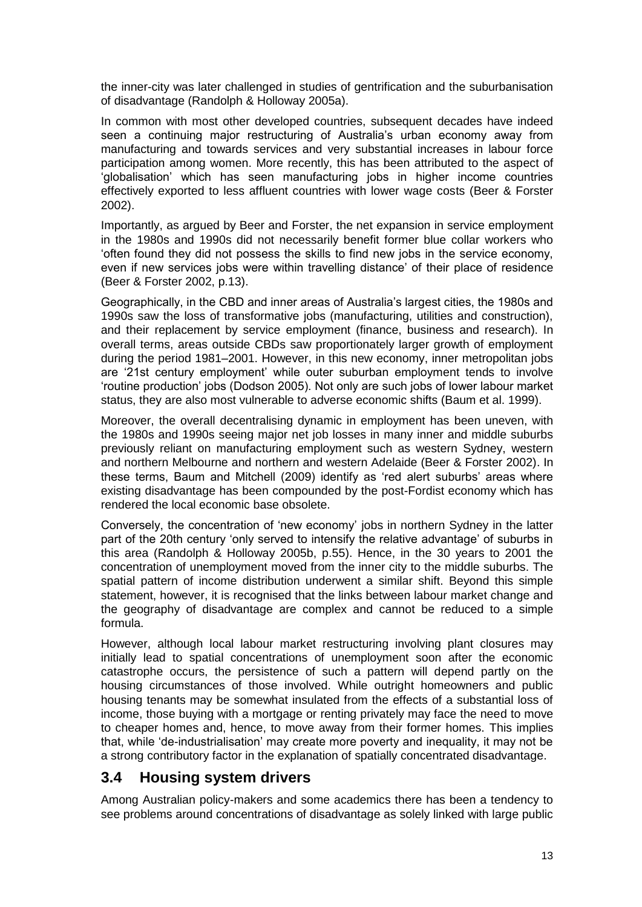the inner-city was later challenged in studies of gentrification and the suburbanisation of disadvantage (Randolph & Holloway 2005a).

In common with most other developed countries, subsequent decades have indeed seen a continuing major restructuring of Australia's urban economy away from manufacturing and towards services and very substantial increases in labour force participation among women. More recently, this has been attributed to the aspect of 'globalisation' which has seen manufacturing jobs in higher income countries effectively exported to less affluent countries with lower wage costs (Beer & Forster 2002).

Importantly, as argued by Beer and Forster, the net expansion in service employment in the 1980s and 1990s did not necessarily benefit former blue collar workers who 'often found they did not possess the skills to find new jobs in the service economy, even if new services jobs were within travelling distance' of their place of residence (Beer & Forster 2002, p.13).

Geographically, in the CBD and inner areas of Australia's largest cities, the 1980s and 1990s saw the loss of transformative jobs (manufacturing, utilities and construction), and their replacement by service employment (finance, business and research). In overall terms, areas outside CBDs saw proportionately larger growth of employment during the period 1981–2001. However, in this new economy, inner metropolitan jobs are '21st century employment' while outer suburban employment tends to involve 'routine production' jobs (Dodson 2005). Not only are such jobs of lower labour market status, they are also most vulnerable to adverse economic shifts (Baum et al. 1999).

Moreover, the overall decentralising dynamic in employment has been uneven, with the 1980s and 1990s seeing major net job losses in many inner and middle suburbs previously reliant on manufacturing employment such as western Sydney, western and northern Melbourne and northern and western Adelaide (Beer & Forster 2002). In these terms, Baum and Mitchell (2009) identify as 'red alert suburbs' areas where existing disadvantage has been compounded by the post-Fordist economy which has rendered the local economic base obsolete.

Conversely, the concentration of 'new economy' jobs in northern Sydney in the latter part of the 20th century 'only served to intensify the relative advantage' of suburbs in this area (Randolph & Holloway 2005b, p.55). Hence, in the 30 years to 2001 the concentration of unemployment moved from the inner city to the middle suburbs. The spatial pattern of income distribution underwent a similar shift. Beyond this simple statement, however, it is recognised that the links between labour market change and the geography of disadvantage are complex and cannot be reduced to a simple formula.

However, although local labour market restructuring involving plant closures may initially lead to spatial concentrations of unemployment soon after the economic catastrophe occurs, the persistence of such a pattern will depend partly on the housing circumstances of those involved. While outright homeowners and public housing tenants may be somewhat insulated from the effects of a substantial loss of income, those buying with a mortgage or renting privately may face the need to move to cheaper homes and, hence, to move away from their former homes. This implies that, while 'de-industrialisation' may create more poverty and inequality, it may not be a strong contributory factor in the explanation of spatially concentrated disadvantage.

## 3.4 Housing system drivers

Among Australian policy-makers and some academics there has been a tendency to see problems around concentrations of disadvantage as solely linked with large public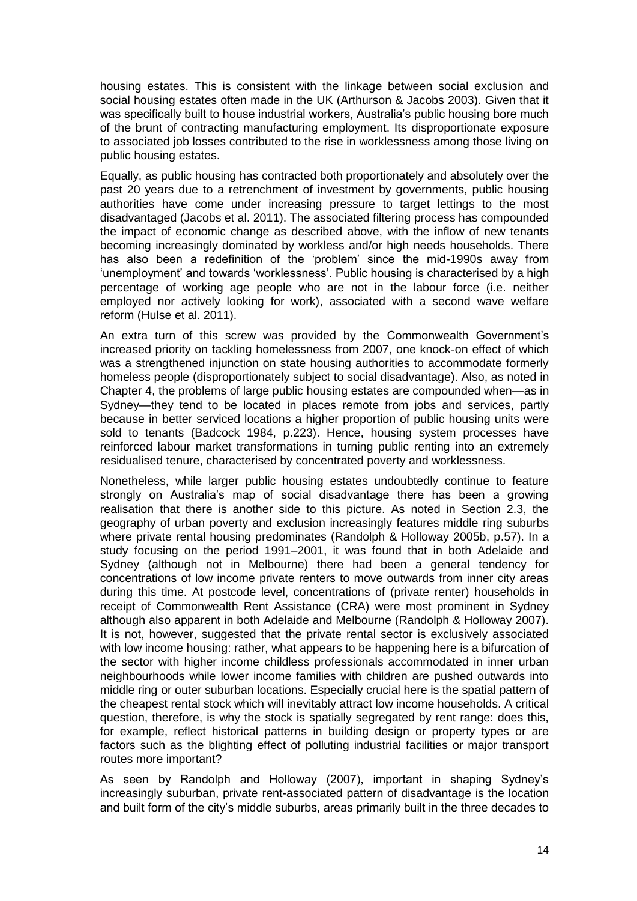housing estates. This is consistent with the linkage between social exclusion and social housing estates often made in the UK (Arthurson & Jacobs 2003). Given that it was specifically built to house industrial workers, Australia's public housing bore much of the brunt of contracting manufacturing employment. Its disproportionate exposure to associated job losses contributed to the rise in worklessness among those living on public housing estates.

Equally, as public housing has contracted both proportionately and absolutely over the past 20 years due to a retrenchment of investment by governments, public housing authorities have come under increasing pressure to target lettings to the most disadvantaged (Jacobs et al. 2011). The associated filtering process has compounded the impact of economic change as described above, with the inflow of new tenants becoming increasingly dominated by workless and/or high needs households. There has also been a redefinition of the 'problem' since the mid-1990s away from 'unemployment' and towards 'worklessness'. Public housing is characterised by a high percentage of working age people who are not in the labour force (i.e. neither employed nor actively looking for work), associated with a second wave welfare reform (Hulse et al. 2011).

An extra turn of this screw was provided by the Commonwealth Government's increased priority on tackling homelessness from 2007, one knock-on effect of which was a strengthened injunction on state housing authorities to accommodate formerly homeless people (disproportionately subject to social disadvantage). Also, as noted in Chapter 4, the problems of large public housing estates are compounded when—as in Sydney—they tend to be located in places remote from jobs and services, partly because in better serviced locations a higher proportion of public housing units were sold to tenants (Badcock 1984, p.223). Hence, housing system processes have reinforced labour market transformations in turning public renting into an extremely residualised tenure, characterised by concentrated poverty and worklessness.

Nonetheless, while larger public housing estates undoubtedly continue to feature strongly on Australia's map of social disadvantage there has been a growing realisation that there is another side to this picture. As noted in Section 2.3, the geography of urban poverty and exclusion increasingly features middle ring suburbs where private rental housing predominates (Randolph & Holloway 2005b, p.57). In a study focusing on the period 1991–2001, it was found that in both Adelaide and Sydney (although not in Melbourne) there had been a general tendency for concentrations of low income private renters to move outwards from inner city areas during this time. At postcode level, concentrations of (private renter) households in receipt of Commonwealth Rent Assistance (CRA) were most prominent in Sydney although also apparent in both Adelaide and Melbourne (Randolph & Holloway 2007). It is not, however, suggested that the private rental sector is exclusively associated with low income housing: rather, what appears to be happening here is a bifurcation of the sector with higher income childless professionals accommodated in inner urban neighbourhoods while lower income families with children are pushed outwards into middle ring or outer suburban locations. Especially crucial here is the spatial pattern of the cheapest rental stock which will inevitably attract low income households. A critical question, therefore, is why the stock is spatially segregated by rent range: does this, for example, reflect historical patterns in building design or property types or are factors such as the blighting effect of polluting industrial facilities or major transport routes more important?

As seen by Randolph and Holloway (2007), important in shaping Sydney's increasingly suburban, private rent-associated pattern of disadvantage is the location and built form of the city's middle suburbs, areas primarily built in the three decades to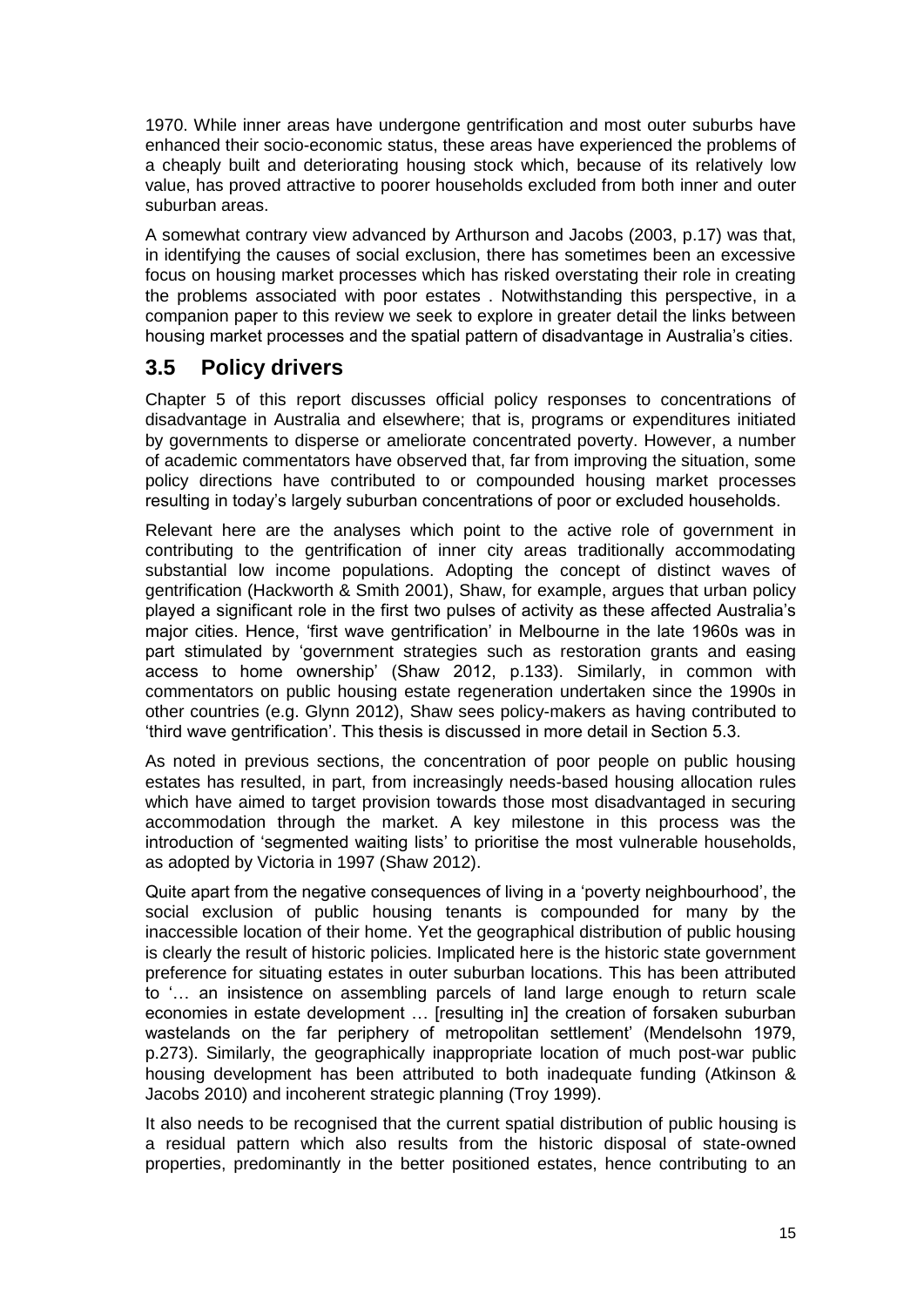1970. While inner areas have undergone gentrification and most outer suburbs have enhanced their socio-economic status, these areas have experienced the problems of a cheaply built and deteriorating housing stock which, because of its relatively low value, has proved attractive to poorer households excluded from both inner and outer suburban areas.

A somewhat contrary view advanced by Arthurson and Jacobs (2003, p.17) was that, in identifying the causes of social exclusion, there has sometimes been an excessive focus on housing market processes which has risked overstating their role in creating the problems associated with poor estates . Notwithstanding this perspective, in a companion paper to this review we seek to explore in greater detail the links between housing market processes and the spatial pattern of disadvantage in Australia's cities.

## 3.5 Policy drivers

Chapter 5 of this report discusses official policy responses to concentrations of disadvantage in Australia and elsewhere; that is, programs or expenditures initiated by governments to disperse or ameliorate concentrated poverty. However, a number of academic commentators have observed that, far from improving the situation, some policy directions have contributed to or compounded housing market processes resulting in today's largely suburban concentrations of poor or excluded households.

Relevant here are the analyses which point to the active role of government in contributing to the gentrification of inner city areas traditionally accommodating substantial low income populations. Adopting the concept of distinct waves of gentrification (Hackworth & Smith 2001), Shaw, for example, argues that urban policy played a significant role in the first two pulses of activity as these affected Australia's major cities. Hence, 'first wave gentrification' in Melbourne in the late 1960s was in part stimulated by 'government strategies such as restoration grants and easing access to home ownership' (Shaw 2012, p.133). Similarly, in common with commentators on public housing estate regeneration undertaken since the 1990s in other countries (e.g. Glynn 2012), Shaw sees policy-makers as having contributed to 'third wave gentrification'. This thesis is discussed in more detail in Section 5.3.

As noted in previous sections, the concentration of poor people on public housing estates has resulted, in part, from increasingly needs-based housing allocation rules which have aimed to target provision towards those most disadvantaged in securing accommodation through the market. A key milestone in this process was the introduction of 'segmented waiting lists' to prioritise the most vulnerable households, as adopted by Victoria in 1997 (Shaw 2012).

Quite apart from the negative consequences of living in a 'poverty neighbourhood', the social exclusion of public housing tenants is compounded for many by the inaccessible location of their home. Yet the geographical distribution of public housing is clearly the result of historic policies. Implicated here is the historic state government preference for situating estates in outer suburban locations. This has been attributed to '… an insistence on assembling parcels of land large enough to return scale economies in estate development … [resulting in] the creation of forsaken suburban wastelands on the far periphery of metropolitan settlement' (Mendelsohn 1979, p.273). Similarly, the geographically inappropriate location of much post-war public housing development has been attributed to both inadequate funding (Atkinson & Jacobs 2010) and incoherent strategic planning (Troy 1999).

It also needs to be recognised that the current spatial distribution of public housing is a residual pattern which also results from the historic disposal of state-owned properties, predominantly in the better positioned estates, hence contributing to an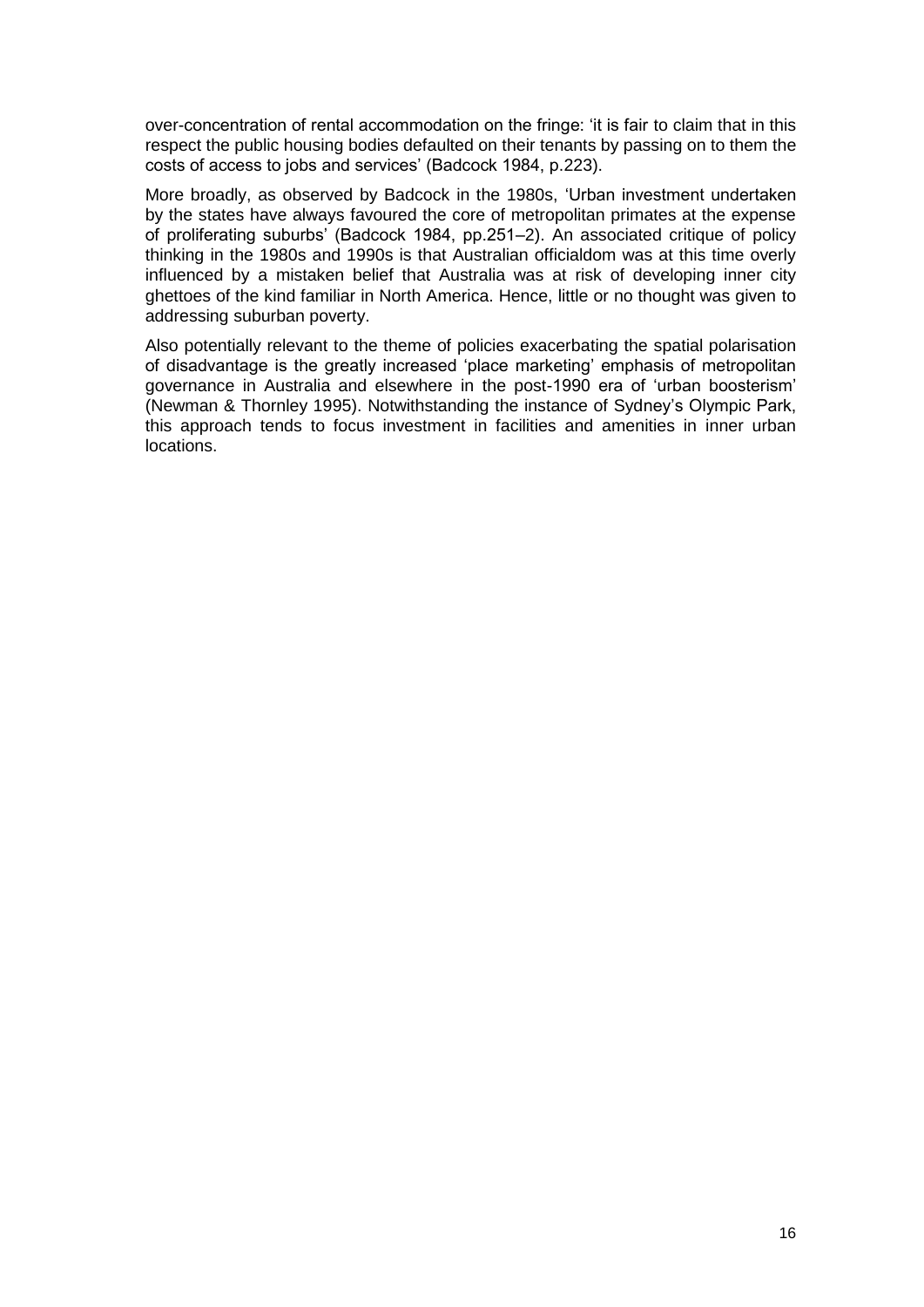over-concentration of rental accommodation on the fringe: 'it is fair to claim that in this respect the public housing bodies defaulted on their tenants by passing on to them the costs of access to jobs and services' (Badcock 1984, p.223).

More broadly, as observed by Badcock in the 1980s, 'Urban investment undertaken by the states have always favoured the core of metropolitan primates at the expense of proliferating suburbs' (Badcock 1984, pp.251–2). An associated critique of policy thinking in the 1980s and 1990s is that Australian officialdom was at this time overly influenced by a mistaken belief that Australia was at risk of developing inner city ghettoes of the kind familiar in North America. Hence, little or no thought was given to addressing suburban poverty.

Also potentially relevant to the theme of policies exacerbating the spatial polarisation of disadvantage is the greatly increased 'place marketing' emphasis of metropolitan governance in Australia and elsewhere in the post-1990 era of 'urban boosterism' (Newman & Thornley 1995). Notwithstanding the instance of Sydney's Olympic Park, this approach tends to focus investment in facilities and amenities in inner urban locations.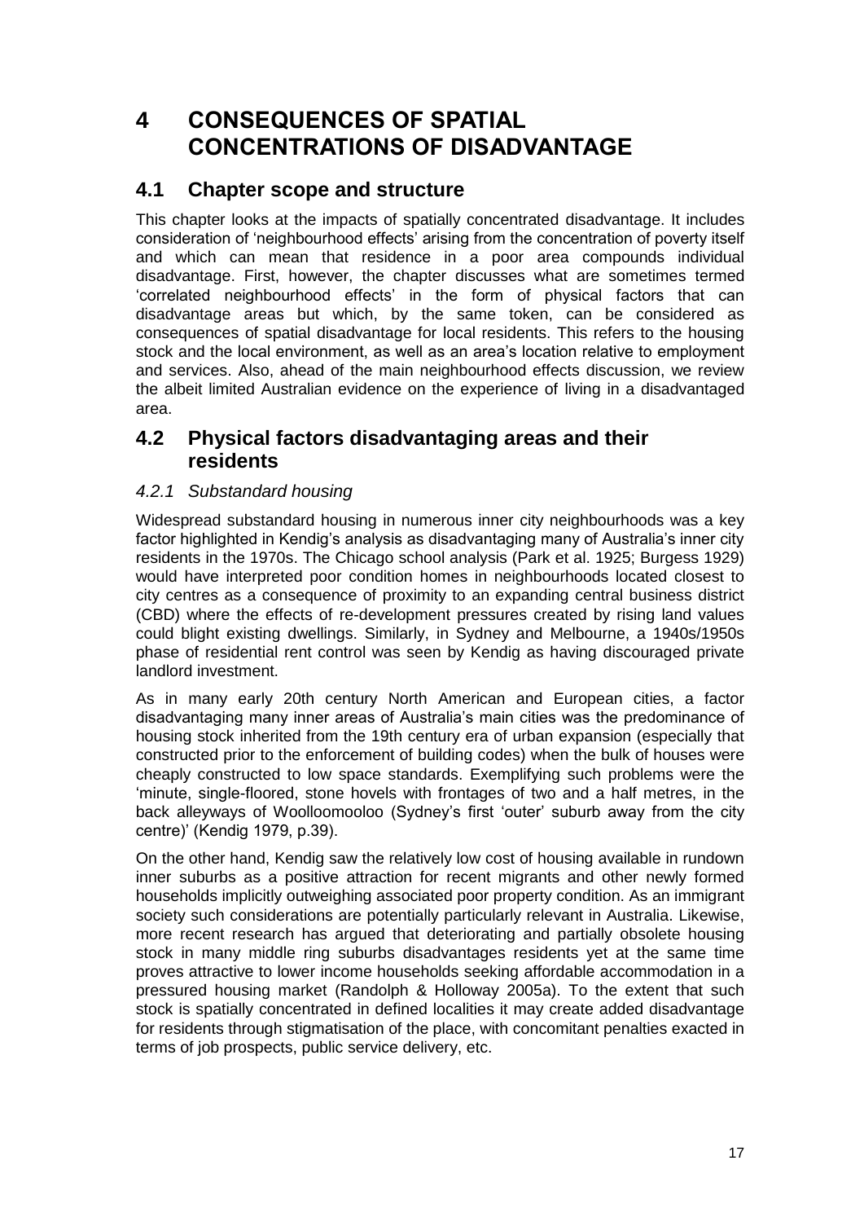# 4 CONSEQUENCES OF SPATIAL CONCENTRATIONS OF DISADVANTAGE

## 4.1 Chapter scope and structure

This chapter looks at the impacts of spatially concentrated disadvantage. It includes consideration of 'neighbourhood effects' arising from the concentration of poverty itself and which can mean that residence in a poor area compounds individual disadvantage. First, however, the chapter discusses what are sometimes termed 'correlated neighbourhood effects' in the form of physical factors that can disadvantage areas but which, by the same token, can be considered as consequences of spatial disadvantage for local residents. This refers to the housing stock and the local environment, as well as an area's location relative to employment and services. Also, ahead of the main neighbourhood effects discussion, we review the albeit limited Australian evidence on the experience of living in a disadvantaged area.

## 4.2 Physical factors disadvantaging areas and their residents

### *4.2.1 Substandard housing*

Widespread substandard housing in numerous inner city neighbourhoods was a key factor highlighted in Kendig's analysis as disadvantaging many of Australia's inner city residents in the 1970s. The Chicago school analysis (Park et al. 1925; Burgess 1929) would have interpreted poor condition homes in neighbourhoods located closest to city centres as a consequence of proximity to an expanding central business district (CBD) where the effects of re-development pressures created by rising land values could blight existing dwellings. Similarly, in Sydney and Melbourne, a 1940s/1950s phase of residential rent control was seen by Kendig as having discouraged private landlord investment.

As in many early 20th century North American and European cities, a factor disadvantaging many inner areas of Australia's main cities was the predominance of housing stock inherited from the 19th century era of urban expansion (especially that constructed prior to the enforcement of building codes) when the bulk of houses were cheaply constructed to low space standards. Exemplifying such problems were the 'minute, single-floored, stone hovels with frontages of two and a half metres, in the back alleyways of Woolloomooloo (Sydney's first 'outer' suburb away from the city centre)' (Kendig 1979, p.39).

On the other hand, Kendig saw the relatively low cost of housing available in rundown inner suburbs as a positive attraction for recent migrants and other newly formed households implicitly outweighing associated poor property condition. As an immigrant society such considerations are potentially particularly relevant in Australia. Likewise, more recent research has argued that deteriorating and partially obsolete housing stock in many middle ring suburbs disadvantages residents yet at the same time proves attractive to lower income households seeking affordable accommodation in a pressured housing market (Randolph & Holloway 2005a). To the extent that such stock is spatially concentrated in defined localities it may create added disadvantage for residents through stigmatisation of the place, with concomitant penalties exacted in terms of job prospects, public service delivery, etc.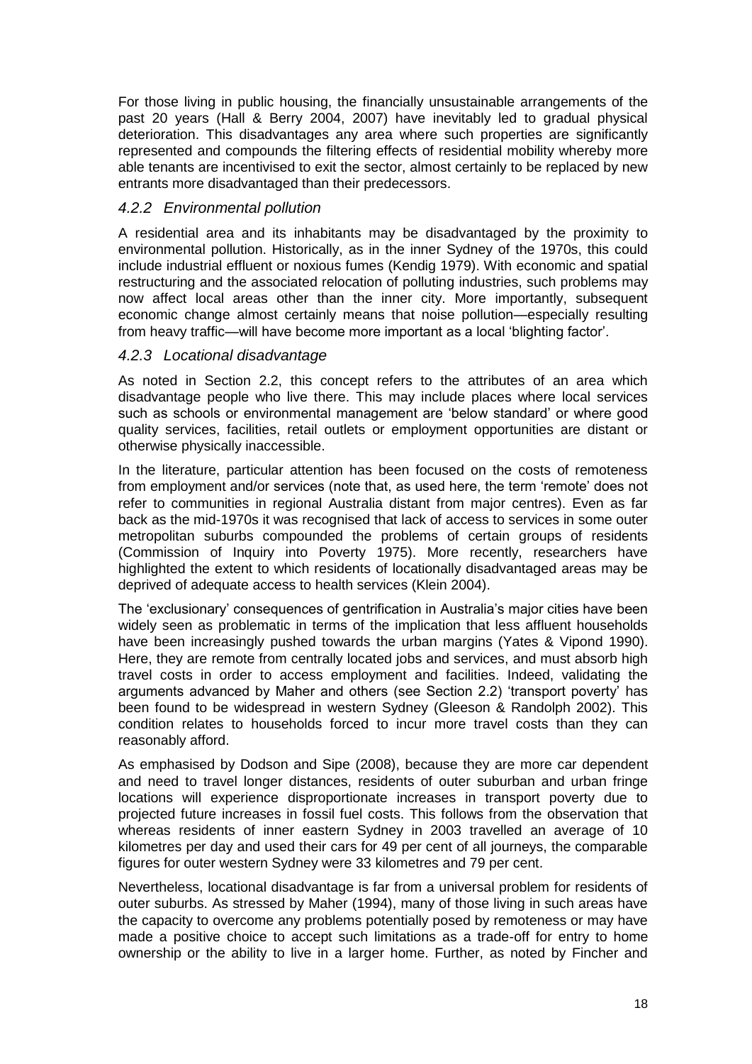For those living in public housing, the financially unsustainable arrangements of the past 20 years (Hall & Berry 2004, 2007) have inevitably led to gradual physical deterioration. This disadvantages any area where such properties are significantly represented and compounds the filtering effects of residential mobility whereby more able tenants are incentivised to exit the sector, almost certainly to be replaced by new entrants more disadvantaged than their predecessors.

### *4.2.2 Environmental pollution*

A residential area and its inhabitants may be disadvantaged by the proximity to environmental pollution. Historically, as in the inner Sydney of the 1970s, this could include industrial effluent or noxious fumes (Kendig 1979). With economic and spatial restructuring and the associated relocation of polluting industries, such problems may now affect local areas other than the inner city. More importantly, subsequent economic change almost certainly means that noise pollution—especially resulting from heavy traffic—will have become more important as a local 'blighting factor'.

### *4.2.3 Locational disadvantage*

As noted in Section 2.2, this concept refers to the attributes of an area which disadvantage people who live there. This may include places where local services such as schools or environmental management are 'below standard' or where good quality services, facilities, retail outlets or employment opportunities are distant or otherwise physically inaccessible.

In the literature, particular attention has been focused on the costs of remoteness from employment and/or services (note that, as used here, the term 'remote' does not refer to communities in regional Australia distant from major centres). Even as far back as the mid-1970s it was recognised that lack of access to services in some outer metropolitan suburbs compounded the problems of certain groups of residents (Commission of Inquiry into Poverty 1975). More recently, researchers have highlighted the extent to which residents of locationally disadvantaged areas may be deprived of adequate access to health services (Klein 2004).

The 'exclusionary' consequences of gentrification in Australia's major cities have been widely seen as problematic in terms of the implication that less affluent households have been increasingly pushed towards the urban margins (Yates & Vipond 1990). Here, they are remote from centrally located jobs and services, and must absorb high travel costs in order to access employment and facilities. Indeed, validating the arguments advanced by Maher and others (see Section 2.2) 'transport poverty' has been found to be widespread in western Sydney (Gleeson & Randolph 2002). This condition relates to households forced to incur more travel costs than they can reasonably afford.

As emphasised by Dodson and Sipe (2008), because they are more car dependent and need to travel longer distances, residents of outer suburban and urban fringe locations will experience disproportionate increases in transport poverty due to projected future increases in fossil fuel costs. This follows from the observation that whereas residents of inner eastern Sydney in 2003 travelled an average of 10 kilometres per day and used their cars for 49 per cent of all journeys, the comparable figures for outer western Sydney were 33 kilometres and 79 per cent.

Nevertheless, locational disadvantage is far from a universal problem for residents of outer suburbs. As stressed by Maher (1994), many of those living in such areas have the capacity to overcome any problems potentially posed by remoteness or may have made a positive choice to accept such limitations as a trade-off for entry to home ownership or the ability to live in a larger home. Further, as noted by Fincher and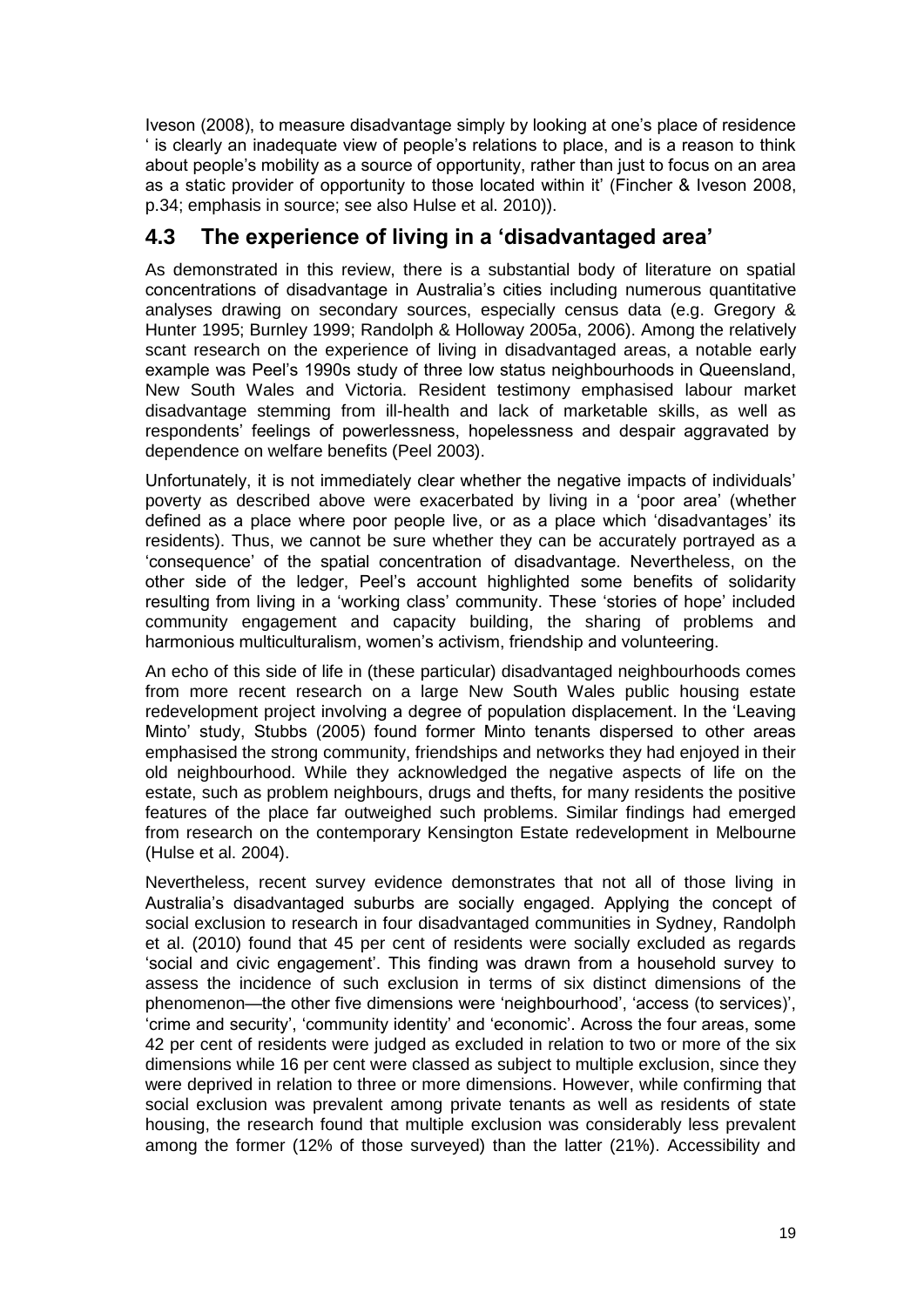Iveson (2008), to measure disadvantage simply by looking at one's place of residence ' is clearly an inadequate view of people's relations to place, and is a reason to think about people's mobility as a source of opportunity, rather than just to focus on an area as a static provider of opportunity to those located within it' (Fincher & Iveson 2008, p.34; emphasis in source; see also Hulse et al. 2010)).

## 4.3 The experience of living in a 'disadvantaged area'

As demonstrated in this review, there is a substantial body of literature on spatial concentrations of disadvantage in Australia's cities including numerous quantitative analyses drawing on secondary sources, especially census data (e.g. Gregory & Hunter 1995; Burnley 1999; Randolph & Holloway 2005a, 2006). Among the relatively scant research on the experience of living in disadvantaged areas, a notable early example was Peel's 1990s study of three low status neighbourhoods in Queensland, New South Wales and Victoria. Resident testimony emphasised labour market disadvantage stemming from ill-health and lack of marketable skills, as well as respondents' feelings of powerlessness, hopelessness and despair aggravated by dependence on welfare benefits (Peel 2003).

Unfortunately, it is not immediately clear whether the negative impacts of individuals' poverty as described above were exacerbated by living in a 'poor area' (whether defined as a place where poor people live, or as a place which 'disadvantages' its residents). Thus, we cannot be sure whether they can be accurately portrayed as a 'consequence' of the spatial concentration of disadvantage. Nevertheless, on the other side of the ledger, Peel's account highlighted some benefits of solidarity resulting from living in a 'working class' community. These 'stories of hope' included community engagement and capacity building, the sharing of problems and harmonious multiculturalism, women's activism, friendship and volunteering.

An echo of this side of life in (these particular) disadvantaged neighbourhoods comes from more recent research on a large New South Wales public housing estate redevelopment project involving a degree of population displacement. In the 'Leaving Minto' study, Stubbs (2005) found former Minto tenants dispersed to other areas emphasised the strong community, friendships and networks they had enjoyed in their old neighbourhood. While they acknowledged the negative aspects of life on the estate, such as problem neighbours, drugs and thefts, for many residents the positive features of the place far outweighed such problems. Similar findings had emerged from research on the contemporary Kensington Estate redevelopment in Melbourne (Hulse et al. 2004).

Nevertheless, recent survey evidence demonstrates that not all of those living in Australia's disadvantaged suburbs are socially engaged. Applying the concept of social exclusion to research in four disadvantaged communities in Sydney, Randolph et al. (2010) found that 45 per cent of residents were socially excluded as regards 'social and civic engagement'. This finding was drawn from a household survey to assess the incidence of such exclusion in terms of six distinct dimensions of the phenomenon—the other five dimensions were 'neighbourhood', 'access (to services)', 'crime and security', 'community identity' and 'economic'. Across the four areas, some 42 per cent of residents were judged as excluded in relation to two or more of the six dimensions while 16 per cent were classed as subject to multiple exclusion, since they were deprived in relation to three or more dimensions. However, while confirming that social exclusion was prevalent among private tenants as well as residents of state housing, the research found that multiple exclusion was considerably less prevalent among the former (12% of those surveyed) than the latter (21%). Accessibility and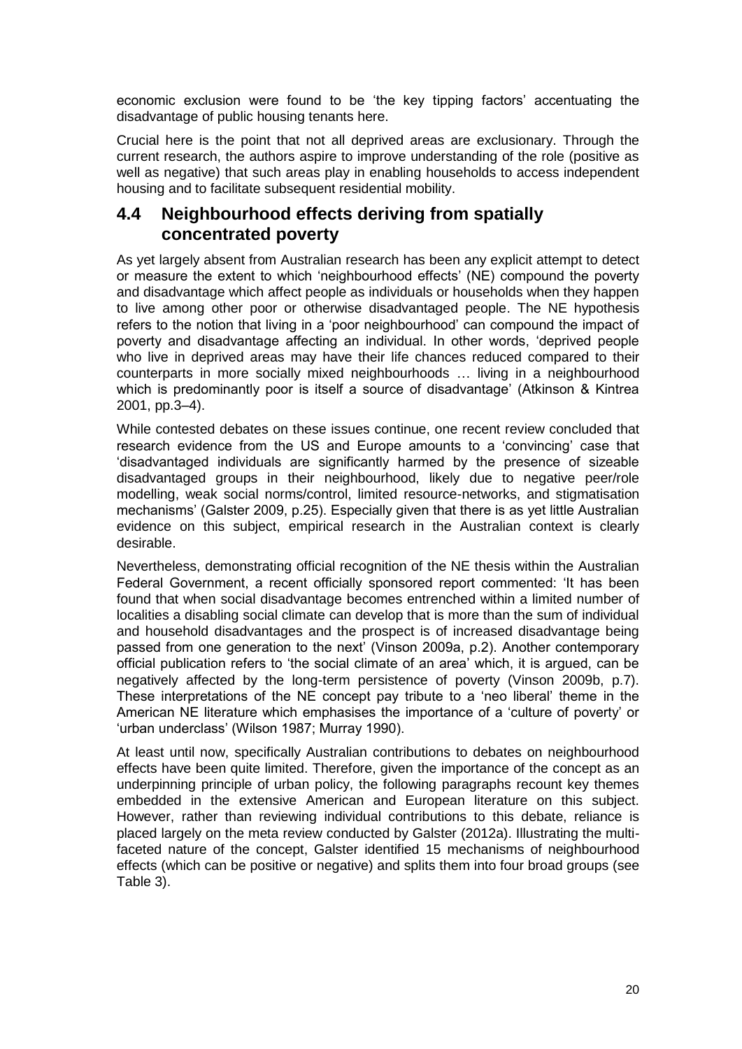economic exclusion were found to be 'the key tipping factors' accentuating the disadvantage of public housing tenants here.

Crucial here is the point that not all deprived areas are exclusionary. Through the current research, the authors aspire to improve understanding of the role (positive as well as negative) that such areas play in enabling households to access independent housing and to facilitate subsequent residential mobility.

## 4.4 Neighbourhood effects deriving from spatially concentrated poverty

As yet largely absent from Australian research has been any explicit attempt to detect or measure the extent to which 'neighbourhood effects' (NE) compound the poverty and disadvantage which affect people as individuals or households when they happen to live among other poor or otherwise disadvantaged people. The NE hypothesis refers to the notion that living in a 'poor neighbourhood' can compound the impact of poverty and disadvantage affecting an individual. In other words, 'deprived people who live in deprived areas may have their life chances reduced compared to their counterparts in more socially mixed neighbourhoods … living in a neighbourhood which is predominantly poor is itself a source of disadvantage' (Atkinson & Kintrea 2001, pp.3–4).

While contested debates on these issues continue, one recent review concluded that research evidence from the US and Europe amounts to a 'convincing' case that 'disadvantaged individuals are significantly harmed by the presence of sizeable disadvantaged groups in their neighbourhood, likely due to negative peer/role modelling, weak social norms/control, limited resource-networks, and stigmatisation mechanisms' (Galster 2009, p.25). Especially given that there is as yet little Australian evidence on this subject, empirical research in the Australian context is clearly desirable.

Nevertheless, demonstrating official recognition of the NE thesis within the Australian Federal Government, a recent officially sponsored report commented: 'It has been found that when social disadvantage becomes entrenched within a limited number of localities a disabling social climate can develop that is more than the sum of individual and household disadvantages and the prospect is of increased disadvantage being passed from one generation to the next' (Vinson 2009a, p.2). Another contemporary official publication refers to 'the social climate of an area' which, it is argued, can be negatively affected by the long-term persistence of poverty (Vinson 2009b, p.7). These interpretations of the NE concept pay tribute to a 'neo liberal' theme in the American NE literature which emphasises the importance of a 'culture of poverty' or 'urban underclass' (Wilson 1987; Murray 1990).

At least until now, specifically Australian contributions to debates on neighbourhood effects have been quite limited. Therefore, given the importance of the concept as an underpinning principle of urban policy, the following paragraphs recount key themes embedded in the extensive American and European literature on this subject. However, rather than reviewing individual contributions to this debate, reliance is placed largely on the meta review conducted by Galster (2012a). Illustrating the multi-faceted nature of the concept, Galster identified 15 mechanisms of neighbourhood effects (which can be positive or negative) and splits them into four broad groups (see Table 3).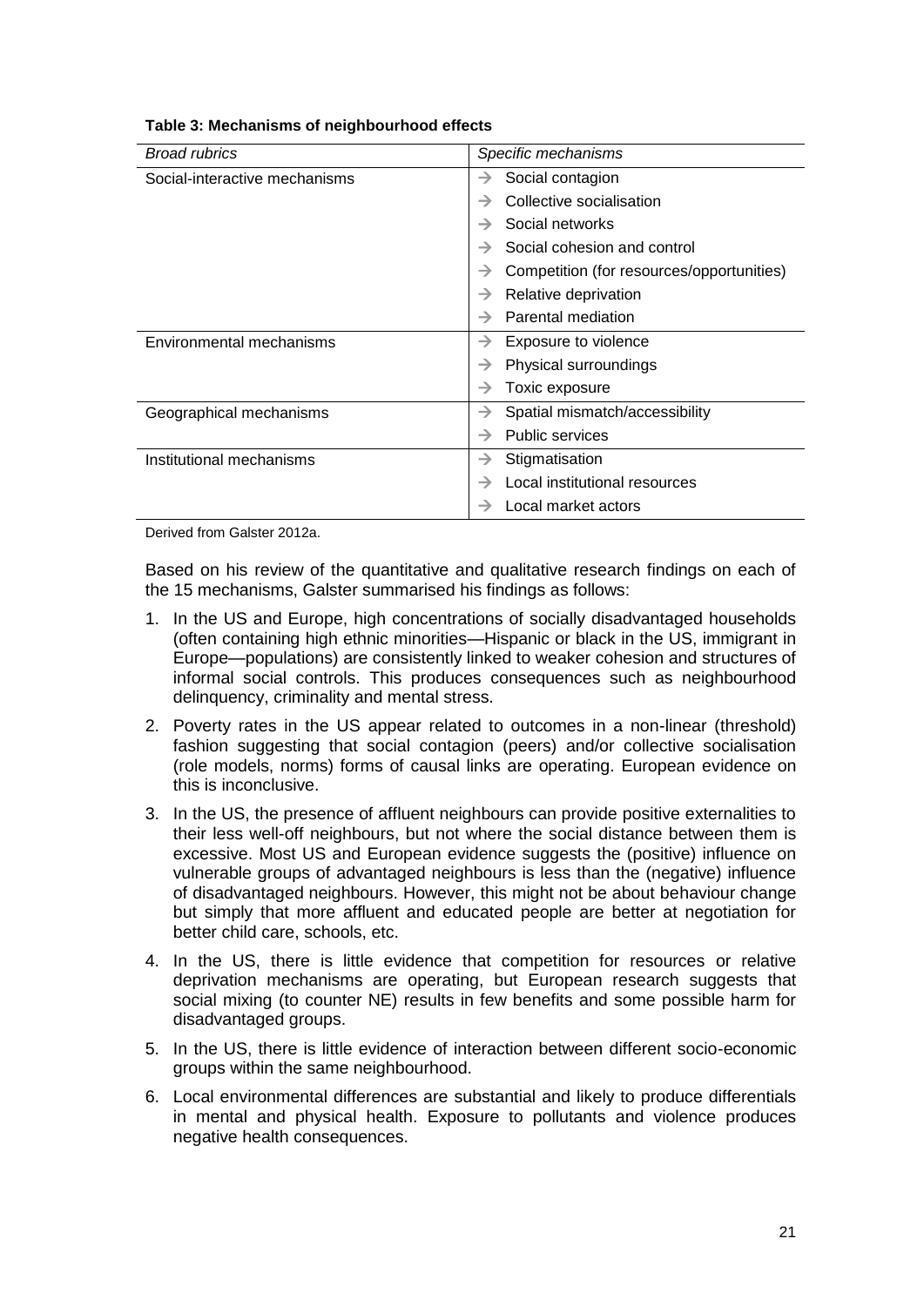**Table 3: Mechanisms of neighbourhood effects**

| *Broad rubrics* | *Specific mechanisms* |
|---|---|
| Social-interactive mechanisms | → Social contagion |
| | → Collective socialisation |
| | → Social networks |
| | → Social cohesion and control |
| | → Competition (for resources/opportunities) |
| | → Relative deprivation |
| | → Parental mediation |
| Environmental mechanisms | → Exposure to violence |
| | → Physical surroundings |
| | → Toxic exposure |
| Geographical mechanisms | → Spatial mismatch/accessibility |
| | → Public services |
| Institutional mechanisms | → Stigmatisation |
| | → Local institutional resources |
| | → Local market actors |

Derived from Galster 2012a.

Based on his review of the quantitative and qualitative research findings on each of the 15 mechanisms, Galster summarised his findings as follows:

1. In the US and Europe, high concentrations of socially disadvantaged households (often containing high ethnic minorities—Hispanic or black in the US, immigrant in Europe—populations) are consistently linked to weaker cohesion and structures of informal social controls. This produces consequences such as neighbourhood delinquency, criminality and mental stress.
2. Poverty rates in the US appear related to outcomes in a non-linear (threshold) fashion suggesting that social contagion (peers) and/or collective socialisation (role models, norms) forms of causal links are operating. European evidence on this is inconclusive.
3. In the US, the presence of affluent neighbours can provide positive externalities to their less well-off neighbours, but not where the social distance between them is excessive. Most US and European evidence suggests the (positive) influence on vulnerable groups of advantaged neighbours is less than the (negative) influence of disadvantaged neighbours. However, this might not be about behaviour change but simply that more affluent and educated people are better at negotiation for better child care, schools, etc.
4. In the US, there is little evidence that competition for resources or relative deprivation mechanisms are operating, but European research suggests that social mixing (to counter NE) results in few benefits and some possible harm for disadvantaged groups.
5. In the US, there is little evidence of interaction between different socio-economic groups within the same neighbourhood.
6. Local environmental differences are substantial and likely to produce differentials in mental and physical health. Exposure to pollutants and violence produces negative health consequences.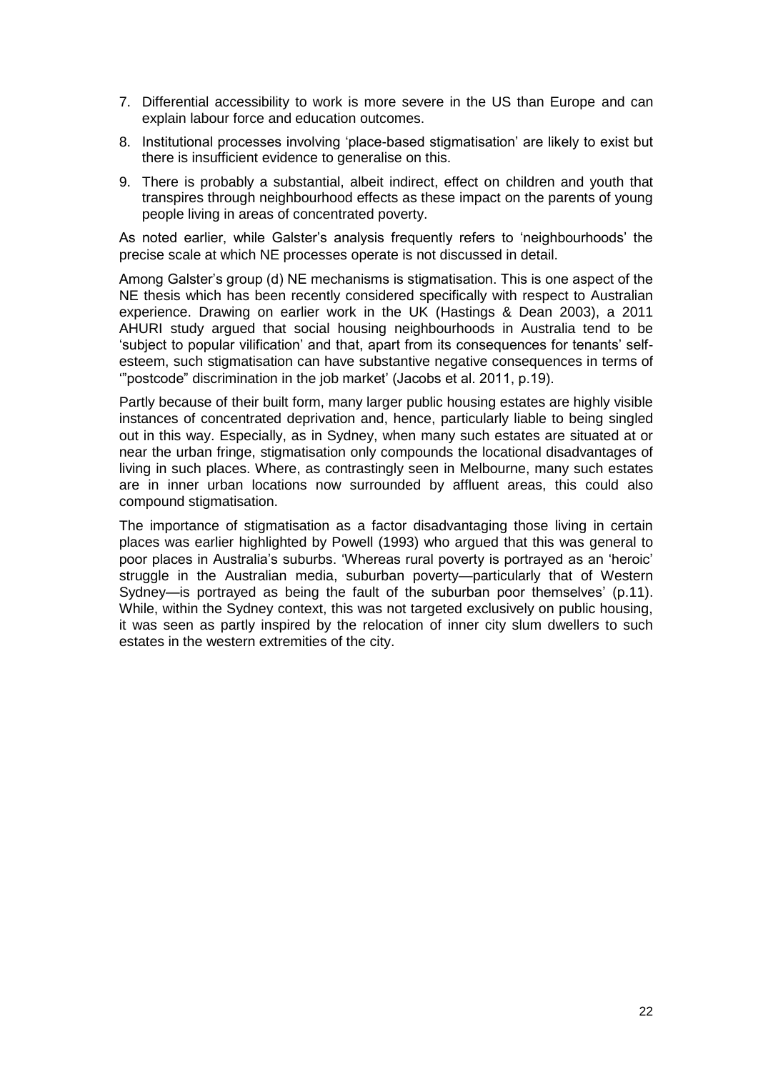7. Differential accessibility to work is more severe in the US than Europe and can explain labour force and education outcomes.
8. Institutional processes involving 'place-based stigmatisation' are likely to exist but there is insufficient evidence to generalise on this.
9. There is probably a substantial, albeit indirect, effect on children and youth that transpires through neighbourhood effects as these impact on the parents of young people living in areas of concentrated poverty.

As noted earlier, while Galster's analysis frequently refers to 'neighbourhoods' the precise scale at which NE processes operate is not discussed in detail.

Among Galster's group (d) NE mechanisms is stigmatisation. This is one aspect of the NE thesis which has been recently considered specifically with respect to Australian experience. Drawing on earlier work in the UK (Hastings & Dean 2003), a 2011 AHURI study argued that social housing neighbourhoods in Australia tend to be 'subject to popular vilification' and that, apart from its consequences for tenants' self-esteem, such stigmatisation can have substantive negative consequences in terms of '"postcode" discrimination in the job market' (Jacobs et al. 2011, p.19).

Partly because of their built form, many larger public housing estates are highly visible instances of concentrated deprivation and, hence, particularly liable to being singled out in this way. Especially, as in Sydney, when many such estates are situated at or near the urban fringe, stigmatisation only compounds the locational disadvantages of living in such places. Where, as contrastingly seen in Melbourne, many such estates are in inner urban locations now surrounded by affluent areas, this could also compound stigmatisation.

The importance of stigmatisation as a factor disadvantaging those living in certain places was earlier highlighted by Powell (1993) who argued that this was general to poor places in Australia's suburbs. 'Whereas rural poverty is portrayed as an 'heroic' struggle in the Australian media, suburban poverty—particularly that of Western Sydney—is portrayed as being the fault of the suburban poor themselves' (p.11). While, within the Sydney context, this was not targeted exclusively on public housing, it was seen as partly inspired by the relocation of inner city slum dwellers to such estates in the western extremities of the city.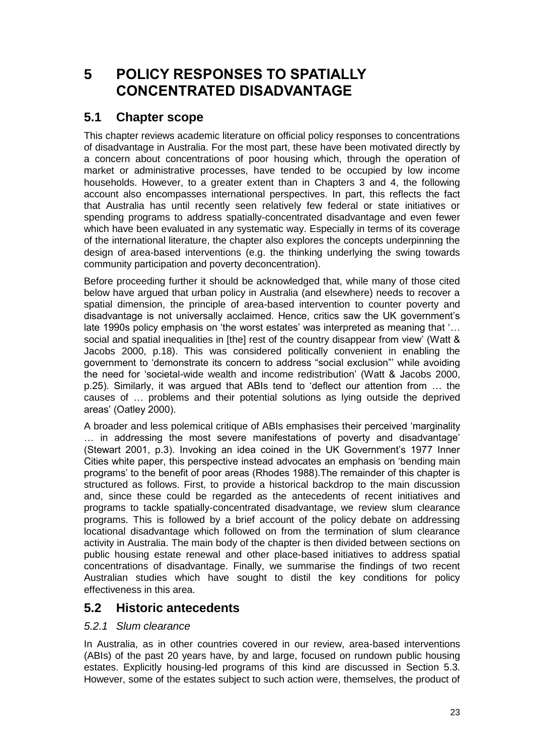# 5 POLICY RESPONSES TO SPATIALLY CONCENTRATED DISADVANTAGE

## 5.1 Chapter scope

This chapter reviews academic literature on official policy responses to concentrations of disadvantage in Australia. For the most part, these have been motivated directly by a concern about concentrations of poor housing which, through the operation of market or administrative processes, have tended to be occupied by low income households. However, to a greater extent than in Chapters 3 and 4, the following account also encompasses international perspectives. In part, this reflects the fact that Australia has until recently seen relatively few federal or state initiatives or spending programs to address spatially-concentrated disadvantage and even fewer which have been evaluated in any systematic way. Especially in terms of its coverage of the international literature, the chapter also explores the concepts underpinning the design of area-based interventions (e.g. the thinking underlying the swing towards community participation and poverty deconcentration).

Before proceeding further it should be acknowledged that, while many of those cited below have argued that urban policy in Australia (and elsewhere) needs to recover a spatial dimension, the principle of area-based intervention to counter poverty and disadvantage is not universally acclaimed. Hence, critics saw the UK government's late 1990s policy emphasis on 'the worst estates' was interpreted as meaning that '… social and spatial inequalities in [the] rest of the country disappear from view' (Watt & Jacobs 2000, p.18). This was considered politically convenient in enabling the government to 'demonstrate its concern to address "social exclusion"' while avoiding the need for 'societal-wide wealth and income redistribution' (Watt & Jacobs 2000, p.25). Similarly, it was argued that ABIs tend to 'deflect our attention from … the causes of … problems and their potential solutions as lying outside the deprived areas' (Oatley 2000).

A broader and less polemical critique of ABIs emphasises their perceived 'marginality … in addressing the most severe manifestations of poverty and disadvantage' (Stewart 2001, p.3). Invoking an idea coined in the UK Government's 1977 Inner Cities white paper, this perspective instead advocates an emphasis on 'bending main programs' to the benefit of poor areas (Rhodes 1988).The remainder of this chapter is structured as follows. First, to provide a historical backdrop to the main discussion and, since these could be regarded as the antecedents of recent initiatives and programs to tackle spatially-concentrated disadvantage, we review slum clearance programs. This is followed by a brief account of the policy debate on addressing locational disadvantage which followed on from the termination of slum clearance activity in Australia. The main body of the chapter is then divided between sections on public housing estate renewal and other place-based initiatives to address spatial concentrations of disadvantage. Finally, we summarise the findings of two recent Australian studies which have sought to distil the key conditions for policy effectiveness in this area.

## 5.2 Historic antecedents

### *5.2.1 Slum clearance*

In Australia, as in other countries covered in our review, area-based interventions (ABIs) of the past 20 years have, by and large, focused on rundown public housing estates. Explicitly housing-led programs of this kind are discussed in Section 5.3. However, some of the estates subject to such action were, themselves, the product of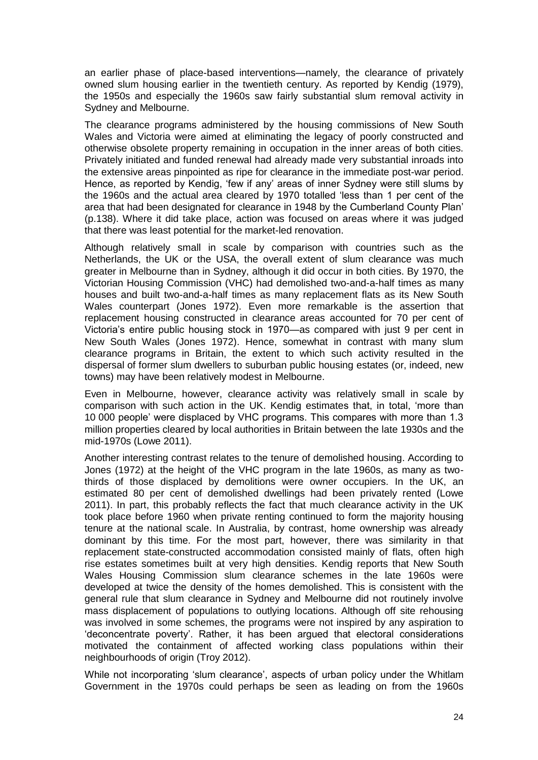an earlier phase of place-based interventions—namely, the clearance of privately owned slum housing earlier in the twentieth century. As reported by Kendig (1979), the 1950s and especially the 1960s saw fairly substantial slum removal activity in Sydney and Melbourne.

The clearance programs administered by the housing commissions of New South Wales and Victoria were aimed at eliminating the legacy of poorly constructed and otherwise obsolete property remaining in occupation in the inner areas of both cities. Privately initiated and funded renewal had already made very substantial inroads into the extensive areas pinpointed as ripe for clearance in the immediate post-war period. Hence, as reported by Kendig, 'few if any' areas of inner Sydney were still slums by the 1960s and the actual area cleared by 1970 totalled 'less than 1 per cent of the area that had been designated for clearance in 1948 by the Cumberland County Plan' (p.138). Where it did take place, action was focused on areas where it was judged that there was least potential for the market-led renovation.

Although relatively small in scale by comparison with countries such as the Netherlands, the UK or the USA, the overall extent of slum clearance was much greater in Melbourne than in Sydney, although it did occur in both cities. By 1970, the Victorian Housing Commission (VHC) had demolished two-and-a-half times as many houses and built two-and-a-half times as many replacement flats as its New South Wales counterpart (Jones 1972). Even more remarkable is the assertion that replacement housing constructed in clearance areas accounted for 70 per cent of Victoria's entire public housing stock in 1970—as compared with just 9 per cent in New South Wales (Jones 1972). Hence, somewhat in contrast with many slum clearance programs in Britain, the extent to which such activity resulted in the dispersal of former slum dwellers to suburban public housing estates (or, indeed, new towns) may have been relatively modest in Melbourne.

Even in Melbourne, however, clearance activity was relatively small in scale by comparison with such action in the UK. Kendig estimates that, in total, 'more than 10 000 people' were displaced by VHC programs. This compares with more than 1.3 million properties cleared by local authorities in Britain between the late 1930s and the mid-1970s (Lowe 2011).

Another interesting contrast relates to the tenure of demolished housing. According to Jones (1972) at the height of the VHC program in the late 1960s, as many as two-thirds of those displaced by demolitions were owner occupiers. In the UK, an estimated 80 per cent of demolished dwellings had been privately rented (Lowe 2011). In part, this probably reflects the fact that much clearance activity in the UK took place before 1960 when private renting continued to form the majority housing tenure at the national scale. In Australia, by contrast, home ownership was already dominant by this time. For the most part, however, there was similarity in that replacement state-constructed accommodation consisted mainly of flats, often high rise estates sometimes built at very high densities. Kendig reports that New South Wales Housing Commission slum clearance schemes in the late 1960s were developed at twice the density of the homes demolished. This is consistent with the general rule that slum clearance in Sydney and Melbourne did not routinely involve mass displacement of populations to outlying locations. Although off site rehousing was involved in some schemes, the programs were not inspired by any aspiration to 'deconcentrate poverty'. Rather, it has been argued that electoral considerations motivated the containment of affected working class populations within their neighbourhoods of origin (Troy 2012).

While not incorporating 'slum clearance', aspects of urban policy under the Whitlam Government in the 1970s could perhaps be seen as leading on from the 1960s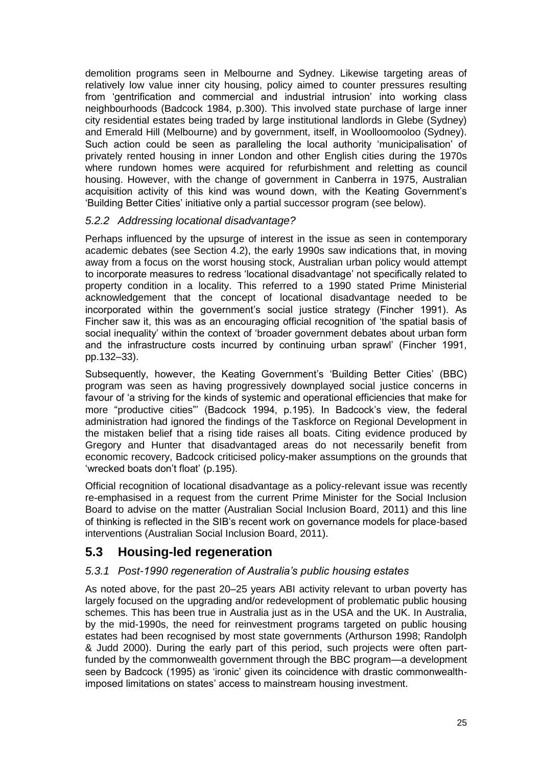demolition programs seen in Melbourne and Sydney. Likewise targeting areas of relatively low value inner city housing, policy aimed to counter pressures resulting from 'gentrification and commercial and industrial intrusion' into working class neighbourhoods (Badcock 1984, p.300). This involved state purchase of large inner city residential estates being traded by large institutional landlords in Glebe (Sydney) and Emerald Hill (Melbourne) and by government, itself, in Woolloomooloo (Sydney). Such action could be seen as paralleling the local authority 'municipalisation' of privately rented housing in inner London and other English cities during the 1970s where rundown homes were acquired for refurbishment and reletting as council housing. However, with the change of government in Canberra in 1975, Australian acquisition activity of this kind was wound down, with the Keating Government's 'Building Better Cities' initiative only a partial successor program (see below).

### *5.2.2 Addressing locational disadvantage?*

Perhaps influenced by the upsurge of interest in the issue as seen in contemporary academic debates (see Section 4.2), the early 1990s saw indications that, in moving away from a focus on the worst housing stock, Australian urban policy would attempt to incorporate measures to redress 'locational disadvantage' not specifically related to property condition in a locality. This referred to a 1990 stated Prime Ministerial acknowledgement that the concept of locational disadvantage needed to be incorporated within the government's social justice strategy (Fincher 1991). As Fincher saw it, this was as an encouraging official recognition of 'the spatial basis of social inequality' within the context of 'broader government debates about urban form and the infrastructure costs incurred by continuing urban sprawl' (Fincher 1991, pp.132–33).

Subsequently, however, the Keating Government's 'Building Better Cities' (BBC) program was seen as having progressively downplayed social justice concerns in favour of 'a striving for the kinds of systemic and operational efficiencies that make for more "productive cities"' (Badcock 1994, p.195). In Badcock's view, the federal administration had ignored the findings of the Taskforce on Regional Development in the mistaken belief that a rising tide raises all boats. Citing evidence produced by Gregory and Hunter that disadvantaged areas do not necessarily benefit from economic recovery, Badcock criticised policy-maker assumptions on the grounds that 'wrecked boats don't float' (p.195).

Official recognition of locational disadvantage as a policy-relevant issue was recently re-emphasised in a request from the current Prime Minister for the Social Inclusion Board to advise on the matter (Australian Social Inclusion Board, 2011) and this line of thinking is reflected in the SIB's recent work on governance models for place-based interventions (Australian Social Inclusion Board, 2011).

## 5.3 Housing-led regeneration

### *5.3.1 Post-1990 regeneration of Australia's public housing estates*

As noted above, for the past 20–25 years ABI activity relevant to urban poverty has largely focused on the upgrading and/or redevelopment of problematic public housing schemes. This has been true in Australia just as in the USA and the UK. In Australia, by the mid-1990s, the need for reinvestment programs targeted on public housing estates had been recognised by most state governments (Arthurson 1998; Randolph & Judd 2000). During the early part of this period, such projects were often part-funded by the commonwealth government through the BBC program—a development seen by Badcock (1995) as 'ironic' given its coincidence with drastic commonwealth-imposed limitations on states' access to mainstream housing investment.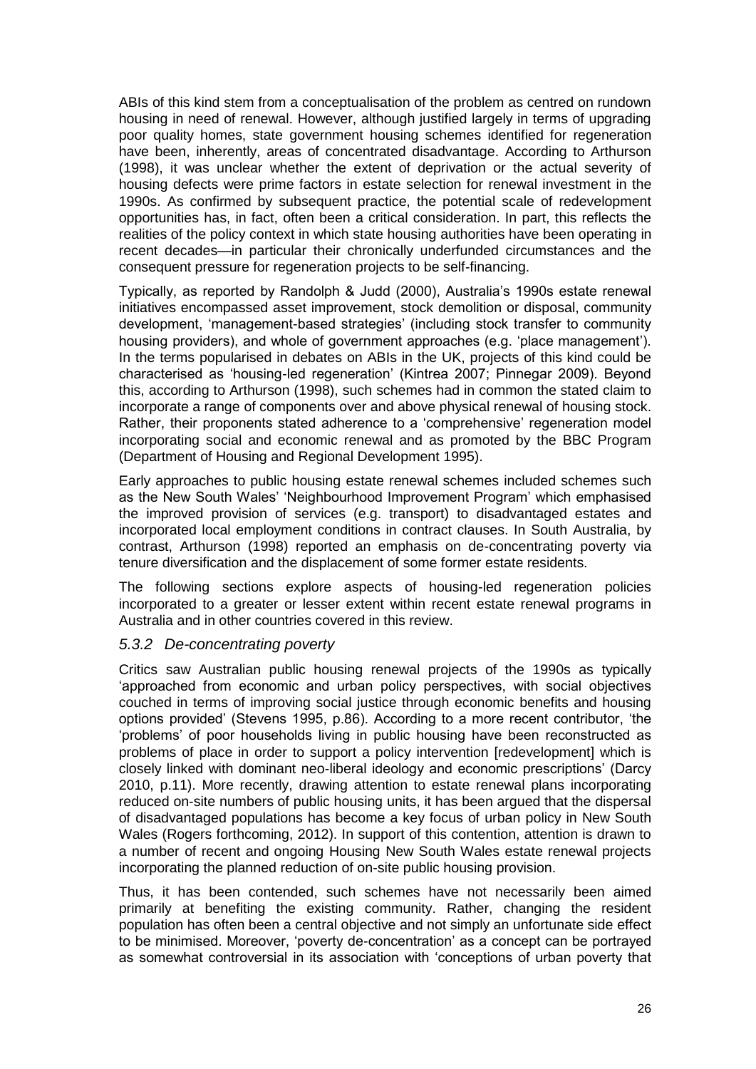ABIs of this kind stem from a conceptualisation of the problem as centred on rundown housing in need of renewal. However, although justified largely in terms of upgrading poor quality homes, state government housing schemes identified for regeneration have been, inherently, areas of concentrated disadvantage. According to Arthurson (1998), it was unclear whether the extent of deprivation or the actual severity of housing defects were prime factors in estate selection for renewal investment in the 1990s. As confirmed by subsequent practice, the potential scale of redevelopment opportunities has, in fact, often been a critical consideration. In part, this reflects the realities of the policy context in which state housing authorities have been operating in recent decades—in particular their chronically underfunded circumstances and the consequent pressure for regeneration projects to be self-financing.

Typically, as reported by Randolph & Judd (2000), Australia's 1990s estate renewal initiatives encompassed asset improvement, stock demolition or disposal, community development, 'management-based strategies' (including stock transfer to community housing providers), and whole of government approaches (e.g. 'place management'). In the terms popularised in debates on ABIs in the UK, projects of this kind could be characterised as 'housing-led regeneration' (Kintrea 2007; Pinnegar 2009). Beyond this, according to Arthurson (1998), such schemes had in common the stated claim to incorporate a range of components over and above physical renewal of housing stock. Rather, their proponents stated adherence to a 'comprehensive' regeneration model incorporating social and economic renewal and as promoted by the BBC Program (Department of Housing and Regional Development 1995).

Early approaches to public housing estate renewal schemes included schemes such as the New South Wales' 'Neighbourhood Improvement Program' which emphasised the improved provision of services (e.g. transport) to disadvantaged estates and incorporated local employment conditions in contract clauses. In South Australia, by contrast, Arthurson (1998) reported an emphasis on de-concentrating poverty via tenure diversification and the displacement of some former estate residents.

The following sections explore aspects of housing-led regeneration policies incorporated to a greater or lesser extent within recent estate renewal programs in Australia and in other countries covered in this review.

### *5.3.2 De-concentrating poverty*

Critics saw Australian public housing renewal projects of the 1990s as typically 'approached from economic and urban policy perspectives, with social objectives couched in terms of improving social justice through economic benefits and housing options provided' (Stevens 1995, p.86). According to a more recent contributor, 'the 'problems' of poor households living in public housing have been reconstructed as problems of place in order to support a policy intervention [redevelopment] which is closely linked with dominant neo-liberal ideology and economic prescriptions' (Darcy 2010, p.11). More recently, drawing attention to estate renewal plans incorporating reduced on-site numbers of public housing units, it has been argued that the dispersal of disadvantaged populations has become a key focus of urban policy in New South Wales (Rogers forthcoming, 2012). In support of this contention, attention is drawn to a number of recent and ongoing Housing New South Wales estate renewal projects incorporating the planned reduction of on-site public housing provision.

Thus, it has been contended, such schemes have not necessarily been aimed primarily at benefiting the existing community. Rather, changing the resident population has often been a central objective and not simply an unfortunate side effect to be minimised. Moreover, 'poverty de-concentration' as a concept can be portrayed as somewhat controversial in its association with 'conceptions of urban poverty that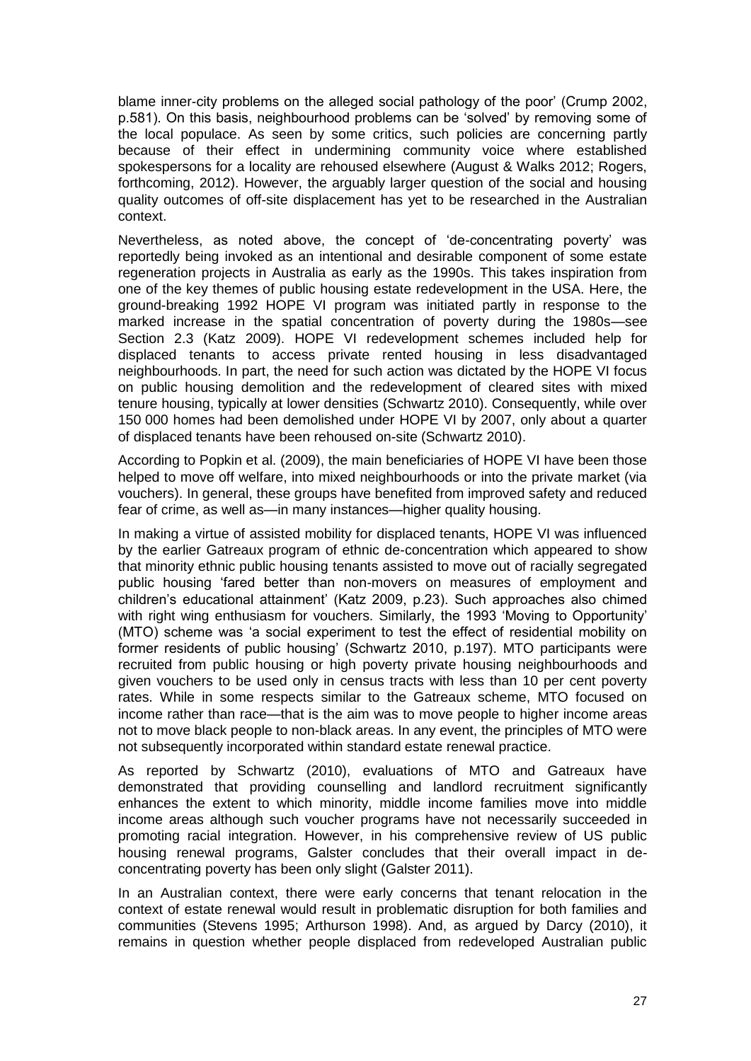blame inner-city problems on the alleged social pathology of the poor' (Crump 2002, p.581). On this basis, neighbourhood problems can be 'solved' by removing some of the local populace. As seen by some critics, such policies are concerning partly because of their effect in undermining community voice where established spokespersons for a locality are rehoused elsewhere (August & Walks 2012; Rogers, forthcoming, 2012). However, the arguably larger question of the social and housing quality outcomes of off-site displacement has yet to be researched in the Australian context.

Nevertheless, as noted above, the concept of 'de-concentrating poverty' was reportedly being invoked as an intentional and desirable component of some estate regeneration projects in Australia as early as the 1990s. This takes inspiration from one of the key themes of public housing estate redevelopment in the USA. Here, the ground-breaking 1992 HOPE VI program was initiated partly in response to the marked increase in the spatial concentration of poverty during the 1980s—see Section 2.3 (Katz 2009). HOPE VI redevelopment schemes included help for displaced tenants to access private rented housing in less disadvantaged neighbourhoods. In part, the need for such action was dictated by the HOPE VI focus on public housing demolition and the redevelopment of cleared sites with mixed tenure housing, typically at lower densities (Schwartz 2010). Consequently, while over 150 000 homes had been demolished under HOPE VI by 2007, only about a quarter of displaced tenants have been rehoused on-site (Schwartz 2010).

According to Popkin et al. (2009), the main beneficiaries of HOPE VI have been those helped to move off welfare, into mixed neighbourhoods or into the private market (via vouchers). In general, these groups have benefited from improved safety and reduced fear of crime, as well as—in many instances—higher quality housing.

In making a virtue of assisted mobility for displaced tenants, HOPE VI was influenced by the earlier Gatreaux program of ethnic de-concentration which appeared to show that minority ethnic public housing tenants assisted to move out of racially segregated public housing 'fared better than non-movers on measures of employment and children's educational attainment' (Katz 2009, p.23). Such approaches also chimed with right wing enthusiasm for vouchers. Similarly, the 1993 'Moving to Opportunity' (MTO) scheme was 'a social experiment to test the effect of residential mobility on former residents of public housing' (Schwartz 2010, p.197). MTO participants were recruited from public housing or high poverty private housing neighbourhoods and given vouchers to be used only in census tracts with less than 10 per cent poverty rates. While in some respects similar to the Gatreaux scheme, MTO focused on income rather than race—that is the aim was to move people to higher income areas not to move black people to non-black areas. In any event, the principles of MTO were not subsequently incorporated within standard estate renewal practice.

As reported by Schwartz (2010), evaluations of MTO and Gatreaux have demonstrated that providing counselling and landlord recruitment significantly enhances the extent to which minority, middle income families move into middle income areas although such voucher programs have not necessarily succeeded in promoting racial integration. However, in his comprehensive review of US public housing renewal programs, Galster concludes that their overall impact in de-concentrating poverty has been only slight (Galster 2011).

In an Australian context, there were early concerns that tenant relocation in the context of estate renewal would result in problematic disruption for both families and communities (Stevens 1995; Arthurson 1998). And, as argued by Darcy (2010), it remains in question whether people displaced from redeveloped Australian public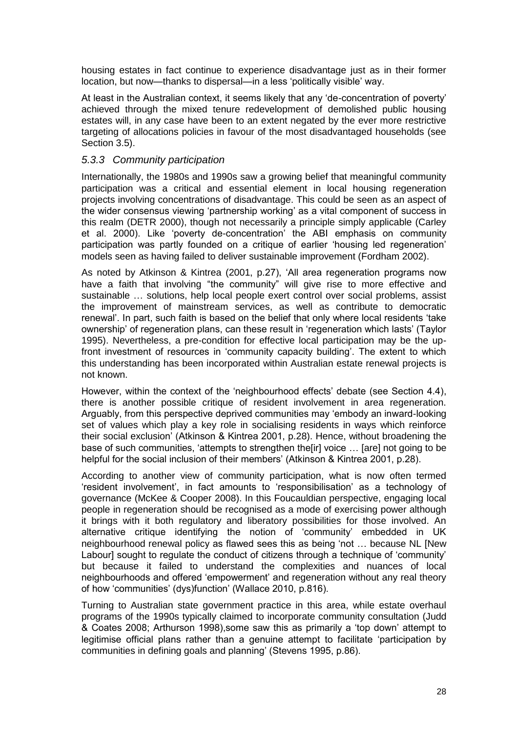housing estates in fact continue to experience disadvantage just as in their former location, but now—thanks to dispersal—in a less 'politically visible' way.

At least in the Australian context, it seems likely that any 'de-concentration of poverty' achieved through the mixed tenure redevelopment of demolished public housing estates will, in any case have been to an extent negated by the ever more restrictive targeting of allocations policies in favour of the most disadvantaged households (see Section 3.5).

### *5.3.3 Community participation*

Internationally, the 1980s and 1990s saw a growing belief that meaningful community participation was a critical and essential element in local housing regeneration projects involving concentrations of disadvantage. This could be seen as an aspect of the wider consensus viewing 'partnership working' as a vital component of success in this realm (DETR 2000), though not necessarily a principle simply applicable (Carley et al. 2000). Like 'poverty de-concentration' the ABI emphasis on community participation was partly founded on a critique of earlier 'housing led regeneration' models seen as having failed to deliver sustainable improvement (Fordham 2002).

As noted by Atkinson & Kintrea (2001, p.27), 'All area regeneration programs now have a faith that involving "the community" will give rise to more effective and sustainable … solutions, help local people exert control over social problems, assist the improvement of mainstream services, as well as contribute to democratic renewal'. In part, such faith is based on the belief that only where local residents 'take ownership' of regeneration plans, can these result in 'regeneration which lasts' (Taylor 1995). Nevertheless, a pre-condition for effective local participation may be the up-front investment of resources in 'community capacity building'. The extent to which this understanding has been incorporated within Australian estate renewal projects is not known.

However, within the context of the 'neighbourhood effects' debate (see Section 4.4), there is another possible critique of resident involvement in area regeneration. Arguably, from this perspective deprived communities may 'embody an inward-looking set of values which play a key role in socialising residents in ways which reinforce their social exclusion' (Atkinson & Kintrea 2001, p.28). Hence, without broadening the base of such communities, 'attempts to strengthen the[ir] voice … [are] not going to be helpful for the social inclusion of their members' (Atkinson & Kintrea 2001, p.28).

According to another view of community participation, what is now often termed 'resident involvement', in fact amounts to 'responsibilisation' as a technology of governance (McKee & Cooper 2008). In this Foucauldian perspective, engaging local people in regeneration should be recognised as a mode of exercising power although it brings with it both regulatory and liberatory possibilities for those involved. An alternative critique identifying the notion of 'community' embedded in UK neighbourhood renewal policy as flawed sees this as being 'not … because NL [New Labour] sought to regulate the conduct of citizens through a technique of 'community' but because it failed to understand the complexities and nuances of local neighbourhoods and offered 'empowerment' and regeneration without any real theory of how 'communities' (dys)function' (Wallace 2010, p.816).

Turning to Australian state government practice in this area, while estate overhaul programs of the 1990s typically claimed to incorporate community consultation (Judd & Coates 2008; Arthurson 1998),some saw this as primarily a 'top down' attempt to legitimise official plans rather than a genuine attempt to facilitate 'participation by communities in defining goals and planning' (Stevens 1995, p.86).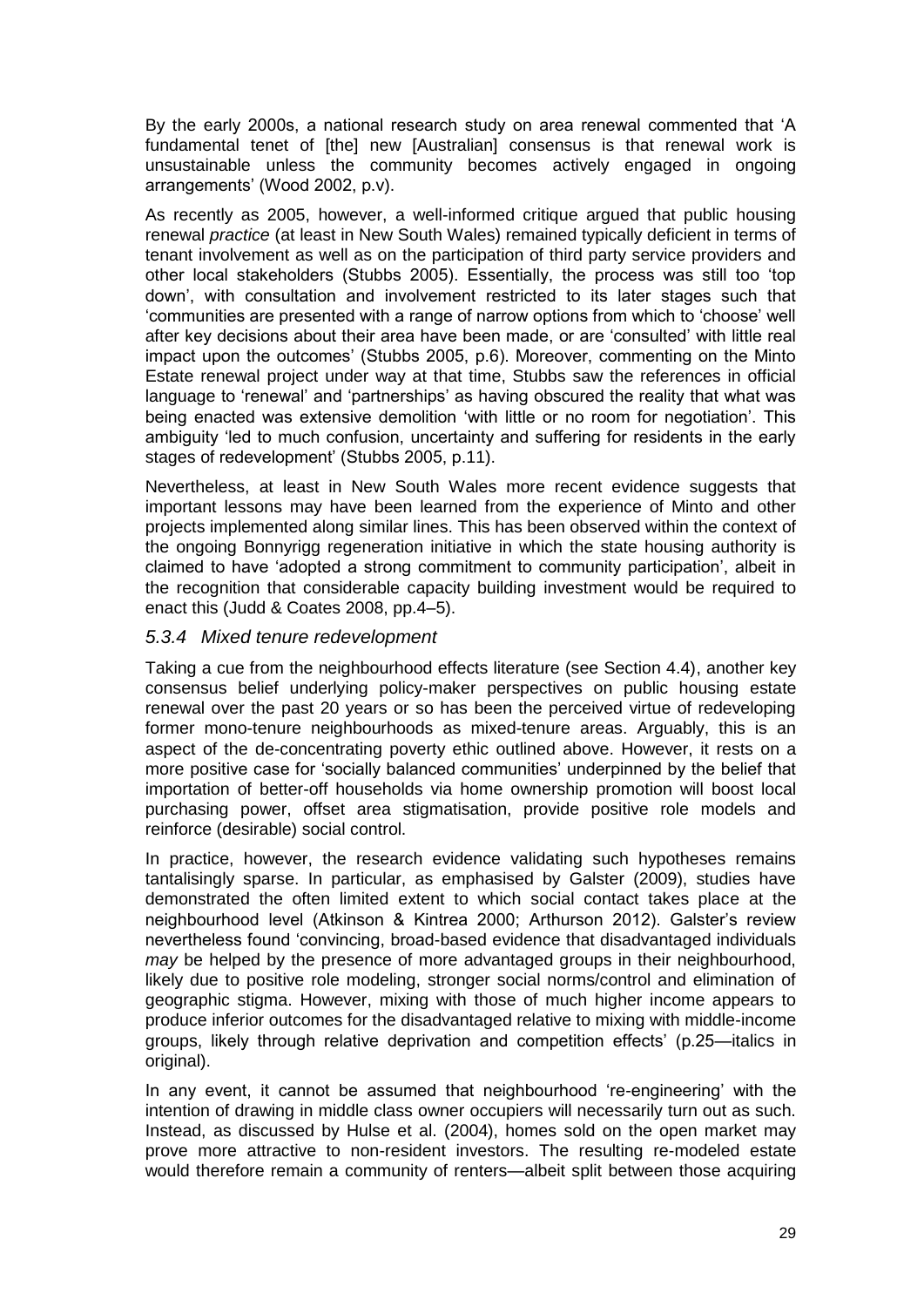By the early 2000s, a national research study on area renewal commented that 'A fundamental tenet of [the] new [Australian] consensus is that renewal work is unsustainable unless the community becomes actively engaged in ongoing arrangements' (Wood 2002, p.v).

As recently as 2005, however, a well-informed critique argued that public housing renewal *practice* (at least in New South Wales) remained typically deficient in terms of tenant involvement as well as on the participation of third party service providers and other local stakeholders (Stubbs 2005). Essentially, the process was still too 'top down', with consultation and involvement restricted to its later stages such that 'communities are presented with a range of narrow options from which to 'choose' well after key decisions about their area have been made, or are 'consulted' with little real impact upon the outcomes' (Stubbs 2005, p.6). Moreover, commenting on the Minto Estate renewal project under way at that time, Stubbs saw the references in official language to 'renewal' and 'partnerships' as having obscured the reality that what was being enacted was extensive demolition 'with little or no room for negotiation'. This ambiguity 'led to much confusion, uncertainty and suffering for residents in the early stages of redevelopment' (Stubbs 2005, p.11).

Nevertheless, at least in New South Wales more recent evidence suggests that important lessons may have been learned from the experience of Minto and other projects implemented along similar lines. This has been observed within the context of the ongoing Bonnyrigg regeneration initiative in which the state housing authority is claimed to have 'adopted a strong commitment to community participation', albeit in the recognition that considerable capacity building investment would be required to enact this (Judd & Coates 2008, pp.4–5).

### *5.3.4 Mixed tenure redevelopment*

Taking a cue from the neighbourhood effects literature (see Section 4.4), another key consensus belief underlying policy-maker perspectives on public housing estate renewal over the past 20 years or so has been the perceived virtue of redeveloping former mono-tenure neighbourhoods as mixed-tenure areas. Arguably, this is an aspect of the de-concentrating poverty ethic outlined above. However, it rests on a more positive case for 'socially balanced communities' underpinned by the belief that importation of better-off households via home ownership promotion will boost local purchasing power, offset area stigmatisation, provide positive role models and reinforce (desirable) social control.

In practice, however, the research evidence validating such hypotheses remains tantalisingly sparse. In particular, as emphasised by Galster (2009), studies have demonstrated the often limited extent to which social contact takes place at the neighbourhood level (Atkinson & Kintrea 2000; Arthurson 2012). Galster's review nevertheless found 'convincing, broad-based evidence that disadvantaged individuals *may* be helped by the presence of more advantaged groups in their neighbourhood, likely due to positive role modeling, stronger social norms/control and elimination of geographic stigma. However, mixing with those of much higher income appears to produce inferior outcomes for the disadvantaged relative to mixing with middle-income groups, likely through relative deprivation and competition effects' (p.25—italics in original).

In any event, it cannot be assumed that neighbourhood 're-engineering' with the intention of drawing in middle class owner occupiers will necessarily turn out as such. Instead, as discussed by Hulse et al. (2004), homes sold on the open market may prove more attractive to non-resident investors. The resulting re-modeled estate would therefore remain a community of renters—albeit split between those acquiring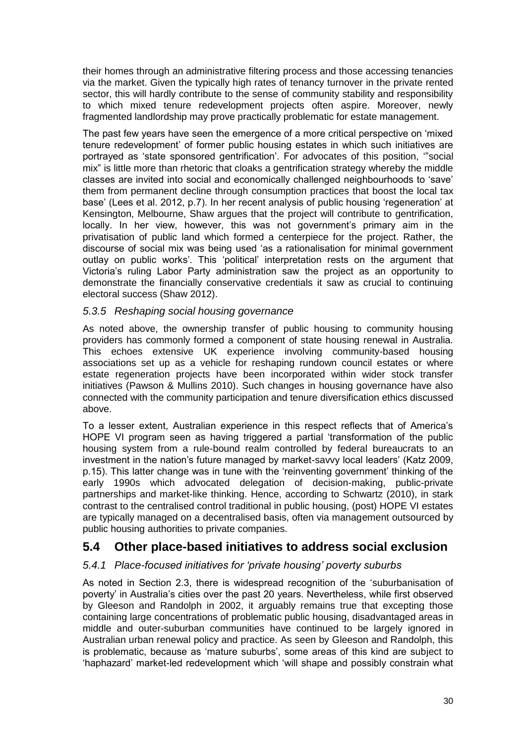their homes through an administrative filtering process and those accessing tenancies via the market. Given the typically high rates of tenancy turnover in the private rented sector, this will hardly contribute to the sense of community stability and responsibility to which mixed tenure redevelopment projects often aspire. Moreover, newly fragmented landlordship may prove practically problematic for estate management.

The past few years have seen the emergence of a more critical perspective on 'mixed tenure redevelopment' of former public housing estates in which such initiatives are portrayed as 'state sponsored gentrification'. For advocates of this position, '"social mix" is little more than rhetoric that cloaks a gentrification strategy whereby the middle classes are invited into social and economically challenged neighbourhoods to 'save' them from permanent decline through consumption practices that boost the local tax base' (Lees et al. 2012, p.7). In her recent analysis of public housing 'regeneration' at Kensington, Melbourne, Shaw argues that the project will contribute to gentrification, locally. In her view, however, this was not government's primary aim in the privatisation of public land which formed a centerpiece for the project. Rather, the discourse of social mix was being used 'as a rationalisation for minimal government outlay on public works'. This 'political' interpretation rests on the argument that Victoria's ruling Labor Party administration saw the project as an opportunity to demonstrate the financially conservative credentials it saw as crucial to continuing electoral success (Shaw 2012).

### *5.3.5 Reshaping social housing governance*

As noted above, the ownership transfer of public housing to community housing providers has commonly formed a component of state housing renewal in Australia. This echoes extensive UK experience involving community-based housing associations set up as a vehicle for reshaping rundown council estates or where estate regeneration projects have been incorporated within wider stock transfer initiatives (Pawson & Mullins 2010). Such changes in housing governance have also connected with the community participation and tenure diversification ethics discussed above.

To a lesser extent, Australian experience in this respect reflects that of America's HOPE VI program seen as having triggered a partial 'transformation of the public housing system from a rule-bound realm controlled by federal bureaucrats to an investment in the nation's future managed by market-savvy local leaders' (Katz 2009, p.15). This latter change was in tune with the 'reinventing government' thinking of the early 1990s which advocated delegation of decision-making, public-private partnerships and market-like thinking. Hence, according to Schwartz (2010), in stark contrast to the centralised control traditional in public housing, (post) HOPE VI estates are typically managed on a decentralised basis, often via management outsourced by public housing authorities to private companies.

## 5.4 Other place-based initiatives to address social exclusion

### *5.4.1 Place-focused initiatives for 'private housing' poverty suburbs*

As noted in Section 2.3, there is widespread recognition of the 'suburbanisation of poverty' in Australia's cities over the past 20 years. Nevertheless, while first observed by Gleeson and Randolph in 2002, it arguably remains true that excepting those containing large concentrations of problematic public housing, disadvantaged areas in middle and outer-suburban communities have continued to be largely ignored in Australian urban renewal policy and practice. As seen by Gleeson and Randolph, this is problematic, because as 'mature suburbs', some areas of this kind are subject to 'haphazard' market-led redevelopment which 'will shape and possibly constrain what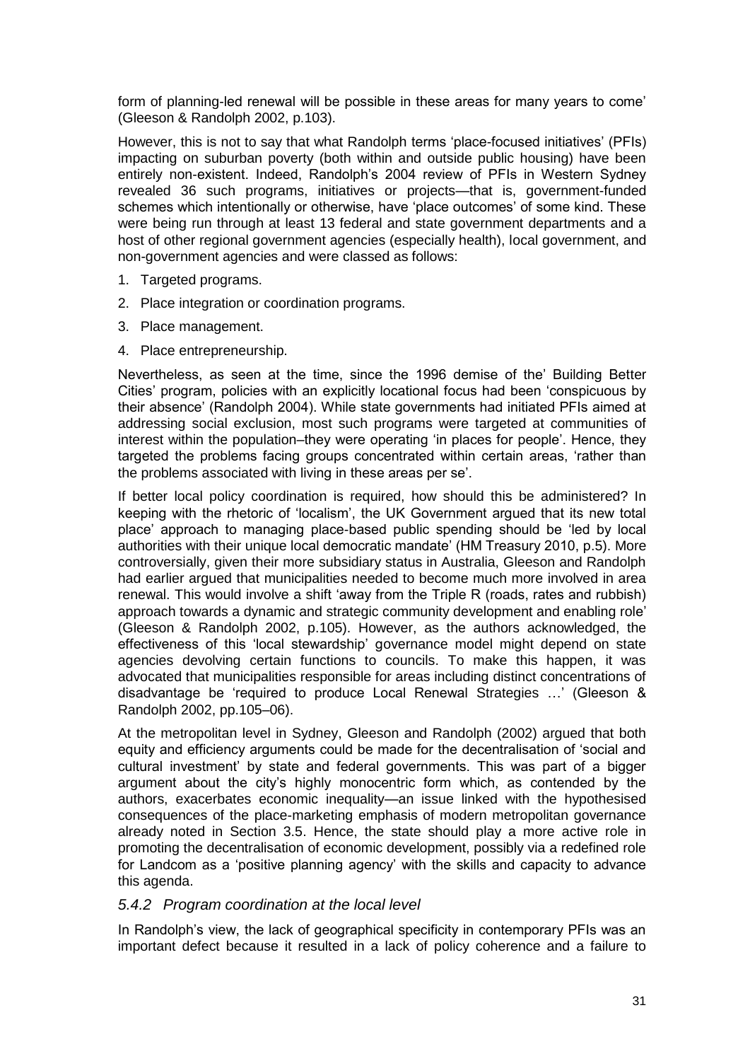form of planning-led renewal will be possible in these areas for many years to come' (Gleeson & Randolph 2002, p.103).

However, this is not to say that what Randolph terms 'place-focused initiatives' (PFIs) impacting on suburban poverty (both within and outside public housing) have been entirely non-existent. Indeed, Randolph's 2004 review of PFIs in Western Sydney revealed 36 such programs, initiatives or projects—that is, government-funded schemes which intentionally or otherwise, have 'place outcomes' of some kind. These were being run through at least 13 federal and state government departments and a host of other regional government agencies (especially health), local government, and non-government agencies and were classed as follows:

1. Targeted programs.
2. Place integration or coordination programs.
3. Place management.
4. Place entrepreneurship.

Nevertheless, as seen at the time, since the 1996 demise of the' Building Better Cities' program, policies with an explicitly locational focus had been 'conspicuous by their absence' (Randolph 2004). While state governments had initiated PFIs aimed at addressing social exclusion, most such programs were targeted at communities of interest within the population–they were operating 'in places for people'. Hence, they targeted the problems facing groups concentrated within certain areas, 'rather than the problems associated with living in these areas per se'.

If better local policy coordination is required, how should this be administered? In keeping with the rhetoric of 'localism', the UK Government argued that its new total place' approach to managing place-based public spending should be 'led by local authorities with their unique local democratic mandate' (HM Treasury 2010, p.5). More controversially, given their more subsidiary status in Australia, Gleeson and Randolph had earlier argued that municipalities needed to become much more involved in area renewal. This would involve a shift 'away from the Triple R (roads, rates and rubbish) approach towards a dynamic and strategic community development and enabling role' (Gleeson & Randolph 2002, p.105). However, as the authors acknowledged, the effectiveness of this 'local stewardship' governance model might depend on state agencies devolving certain functions to councils. To make this happen, it was advocated that municipalities responsible for areas including distinct concentrations of disadvantage be 'required to produce Local Renewal Strategies …' (Gleeson & Randolph 2002, pp.105–06).

At the metropolitan level in Sydney, Gleeson and Randolph (2002) argued that both equity and efficiency arguments could be made for the decentralisation of 'social and cultural investment' by state and federal governments. This was part of a bigger argument about the city's highly monocentric form which, as contended by the authors, exacerbates economic inequality—an issue linked with the hypothesised consequences of the place-marketing emphasis of modern metropolitan governance already noted in Section 3.5. Hence, the state should play a more active role in promoting the decentralisation of economic development, possibly via a redefined role for Landcom as a 'positive planning agency' with the skills and capacity to advance this agenda.

### *5.4.2 Program coordination at the local level*

In Randolph's view, the lack of geographical specificity in contemporary PFIs was an important defect because it resulted in a lack of policy coherence and a failure to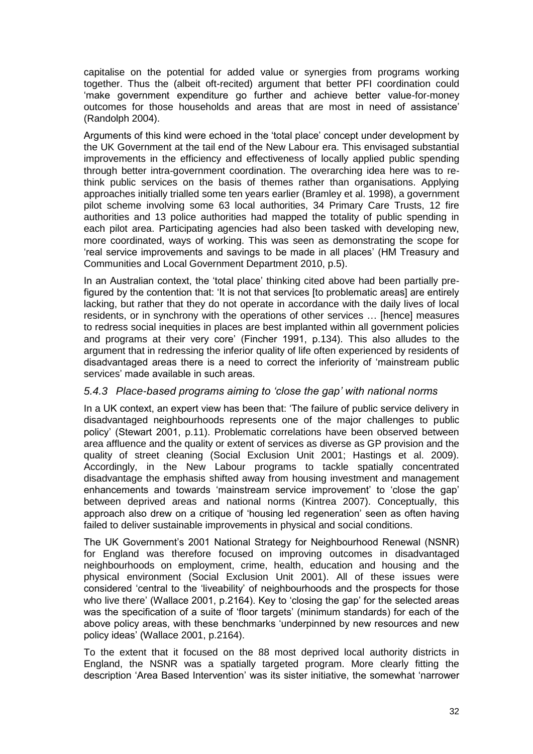capitalise on the potential for added value or synergies from programs working together. Thus the (albeit oft-recited) argument that better PFI coordination could 'make government expenditure go further and achieve better value-for-money outcomes for those households and areas that are most in need of assistance' (Randolph 2004).

Arguments of this kind were echoed in the 'total place' concept under development by the UK Government at the tail end of the New Labour era. This envisaged substantial improvements in the efficiency and effectiveness of locally applied public spending through better intra-government coordination. The overarching idea here was to re-think public services on the basis of themes rather than organisations. Applying approaches initially trialled some ten years earlier (Bramley et al. 1998), a government pilot scheme involving some 63 local authorities, 34 Primary Care Trusts, 12 fire authorities and 13 police authorities had mapped the totality of public spending in each pilot area. Participating agencies had also been tasked with developing new, more coordinated, ways of working. This was seen as demonstrating the scope for 'real service improvements and savings to be made in all places' (HM Treasury and Communities and Local Government Department 2010, p.5).

In an Australian context, the 'total place' thinking cited above had been partially pre-figured by the contention that: 'It is not that services [to problematic areas] are entirely lacking, but rather that they do not operate in accordance with the daily lives of local residents, or in synchrony with the operations of other services … [hence] measures to redress social inequities in places are best implanted within all government policies and programs at their very core' (Fincher 1991, p.134). This also alludes to the argument that in redressing the inferior quality of life often experienced by residents of disadvantaged areas there is a need to correct the inferiority of 'mainstream public services' made available in such areas.

### *5.4.3 Place-based programs aiming to 'close the gap' with national norms*

In a UK context, an expert view has been that: 'The failure of public service delivery in disadvantaged neighbourhoods represents one of the major challenges to public policy' (Stewart 2001, p.11). Problematic correlations have been observed between area affluence and the quality or extent of services as diverse as GP provision and the quality of street cleaning (Social Exclusion Unit 2001; Hastings et al. 2009). Accordingly, in the New Labour programs to tackle spatially concentrated disadvantage the emphasis shifted away from housing investment and management enhancements and towards 'mainstream service improvement' to 'close the gap' between deprived areas and national norms (Kintrea 2007). Conceptually, this approach also drew on a critique of 'housing led regeneration' seen as often having failed to deliver sustainable improvements in physical and social conditions.

The UK Government's 2001 National Strategy for Neighbourhood Renewal (NSNR) for England was therefore focused on improving outcomes in disadvantaged neighbourhoods on employment, crime, health, education and housing and the physical environment (Social Exclusion Unit 2001). All of these issues were considered 'central to the 'liveability' of neighbourhoods and the prospects for those who live there' (Wallace 2001, p.2164). Key to 'closing the gap' for the selected areas was the specification of a suite of 'floor targets' (minimum standards) for each of the above policy areas, with these benchmarks 'underpinned by new resources and new policy ideas' (Wallace 2001, p.2164).

To the extent that it focused on the 88 most deprived local authority districts in England, the NSNR was a spatially targeted program. More clearly fitting the description 'Area Based Intervention' was its sister initiative, the somewhat 'narrower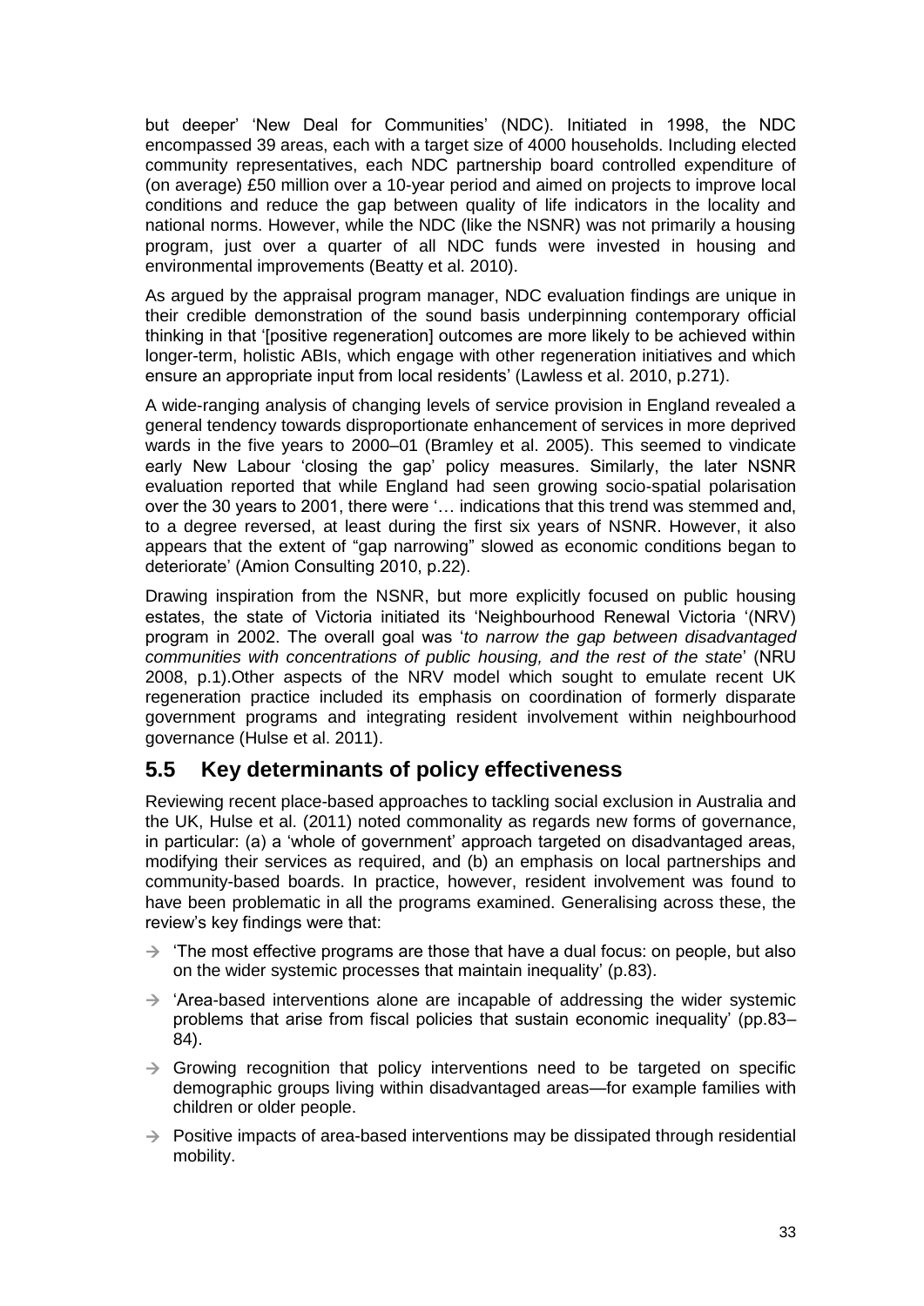but deeper' 'New Deal for Communities' (NDC). Initiated in 1998, the NDC encompassed 39 areas, each with a target size of 4000 households. Including elected community representatives, each NDC partnership board controlled expenditure of (on average) £50 million over a 10-year period and aimed on projects to improve local conditions and reduce the gap between quality of life indicators in the locality and national norms. However, while the NDC (like the NSNR) was not primarily a housing program, just over a quarter of all NDC funds were invested in housing and environmental improvements (Beatty et al. 2010).

As argued by the appraisal program manager, NDC evaluation findings are unique in their credible demonstration of the sound basis underpinning contemporary official thinking in that '[positive regeneration] outcomes are more likely to be achieved within longer-term, holistic ABIs, which engage with other regeneration initiatives and which ensure an appropriate input from local residents' (Lawless et al. 2010, p.271).

A wide-ranging analysis of changing levels of service provision in England revealed a general tendency towards disproportionate enhancement of services in more deprived wards in the five years to 2000–01 (Bramley et al. 2005). This seemed to vindicate early New Labour 'closing the gap' policy measures. Similarly, the later NSNR evaluation reported that while England had seen growing socio-spatial polarisation over the 30 years to 2001, there were '… indications that this trend was stemmed and, to a degree reversed, at least during the first six years of NSNR. However, it also appears that the extent of "gap narrowing" slowed as economic conditions began to deteriorate' (Amion Consulting 2010, p.22).

Drawing inspiration from the NSNR, but more explicitly focused on public housing estates, the state of Victoria initiated its 'Neighbourhood Renewal Victoria '(NRV) program in 2002. The overall goal was '*to narrow the gap between disadvantaged communities with concentrations of public housing, and the rest of the state*' (NRU 2008, p.1).Other aspects of the NRV model which sought to emulate recent UK regeneration practice included its emphasis on coordination of formerly disparate government programs and integrating resident involvement within neighbourhood governance (Hulse et al. 2011).

## 5.5 Key determinants of policy effectiveness

Reviewing recent place-based approaches to tackling social exclusion in Australia and the UK, Hulse et al. (2011) noted commonality as regards new forms of governance, in particular: (a) a 'whole of government' approach targeted on disadvantaged areas, modifying their services as required, and (b) an emphasis on local partnerships and community-based boards. In practice, however, resident involvement was found to have been problematic in all the programs examined. Generalising across these, the review's key findings were that:

- 'The most effective programs are those that have a dual focus: on people, but also on the wider systemic processes that maintain inequality' (p.83).
- 'Area-based interventions alone are incapable of addressing the wider systemic problems that arise from fiscal policies that sustain economic inequality' (pp.83–84).
- Growing recognition that policy interventions need to be targeted on specific demographic groups living within disadvantaged areas—for example families with children or older people.
- Positive impacts of area-based interventions may be dissipated through residential mobility.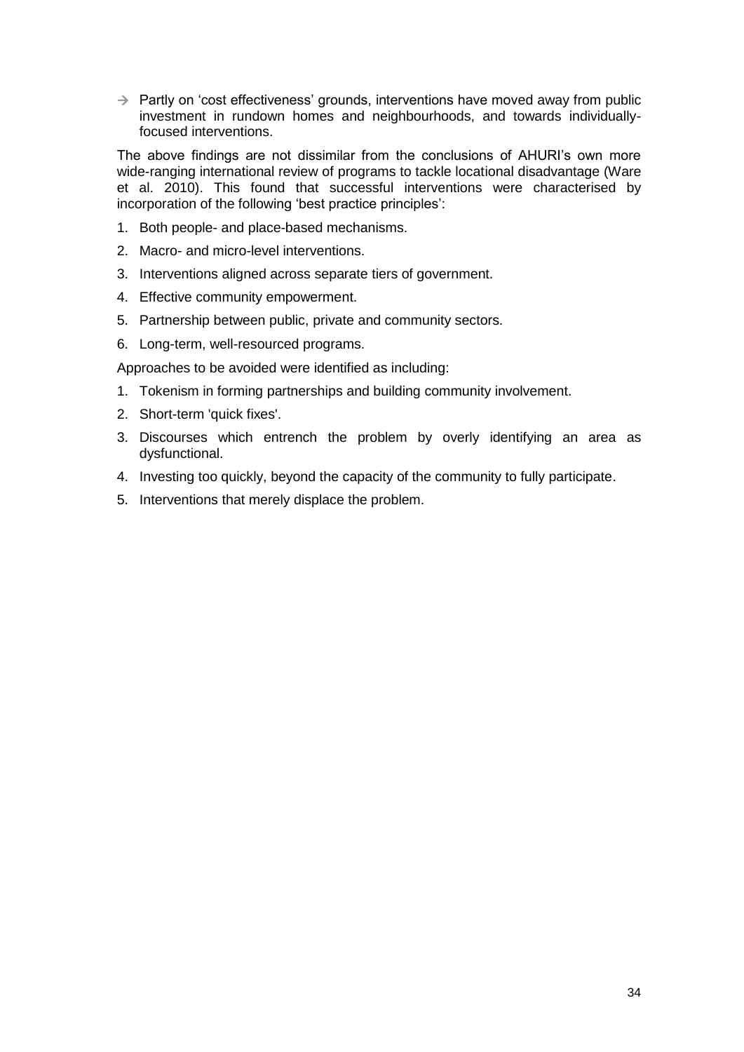- → Partly on 'cost effectiveness' grounds, interventions have moved away from public investment in rundown homes and neighbourhoods, and towards individually-focused interventions.

The above findings are not dissimilar from the conclusions of AHURI's own more wide-ranging international review of programs to tackle locational disadvantage (Ware et al. 2010). This found that successful interventions were characterised by incorporation of the following 'best practice principles':

1. Both people- and place-based mechanisms.
2. Macro- and micro-level interventions.
3. Interventions aligned across separate tiers of government.
4. Effective community empowerment.
5. Partnership between public, private and community sectors.
6. Long-term, well-resourced programs.

Approaches to be avoided were identified as including:

1. Tokenism in forming partnerships and building community involvement.
2. Short-term 'quick fixes'.
3. Discourses which entrench the problem by overly identifying an area as dysfunctional.
4. Investing too quickly, beyond the capacity of the community to fully participate.
5. Interventions that merely displace the problem.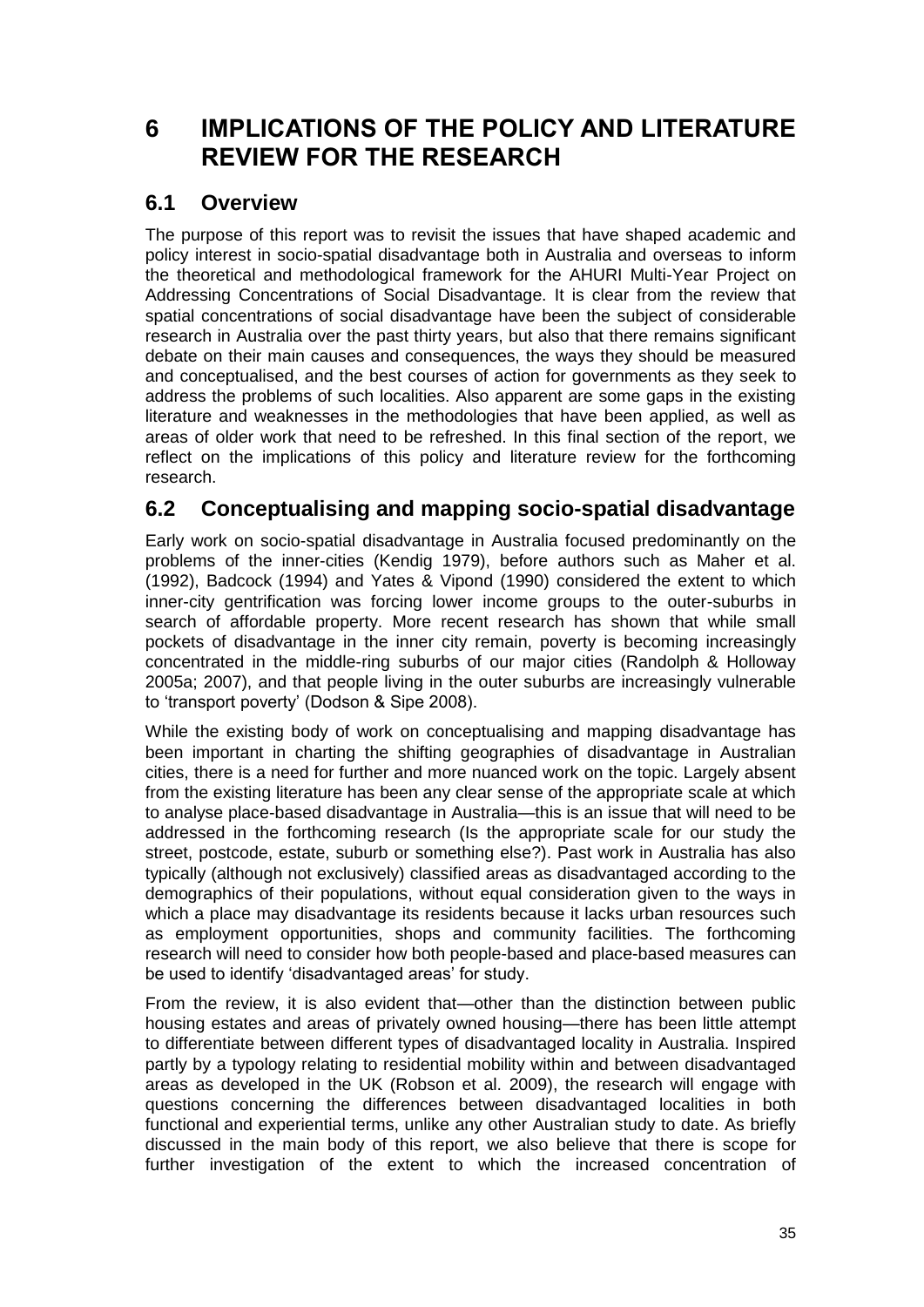# 6 IMPLICATIONS OF THE POLICY AND LITERATURE REVIEW FOR THE RESEARCH

## 6.1 Overview

The purpose of this report was to revisit the issues that have shaped academic and policy interest in socio-spatial disadvantage both in Australia and overseas to inform the theoretical and methodological framework for the AHURI Multi-Year Project on Addressing Concentrations of Social Disadvantage. It is clear from the review that spatial concentrations of social disadvantage have been the subject of considerable research in Australia over the past thirty years, but also that there remains significant debate on their main causes and consequences, the ways they should be measured and conceptualised, and the best courses of action for governments as they seek to address the problems of such localities. Also apparent are some gaps in the existing literature and weaknesses in the methodologies that have been applied, as well as areas of older work that need to be refreshed. In this final section of the report, we reflect on the implications of this policy and literature review for the forthcoming research.

## 6.2 Conceptualising and mapping socio-spatial disadvantage

Early work on socio-spatial disadvantage in Australia focused predominantly on the problems of the inner-cities (Kendig 1979), before authors such as Maher et al. (1992), Badcock (1994) and Yates & Vipond (1990) considered the extent to which inner-city gentrification was forcing lower income groups to the outer-suburbs in search of affordable property. More recent research has shown that while small pockets of disadvantage in the inner city remain, poverty is becoming increasingly concentrated in the middle-ring suburbs of our major cities (Randolph & Holloway 2005a; 2007), and that people living in the outer suburbs are increasingly vulnerable to 'transport poverty' (Dodson & Sipe 2008).

While the existing body of work on conceptualising and mapping disadvantage has been important in charting the shifting geographies of disadvantage in Australian cities, there is a need for further and more nuanced work on the topic. Largely absent from the existing literature has been any clear sense of the appropriate scale at which to analyse place-based disadvantage in Australia—this is an issue that will need to be addressed in the forthcoming research (Is the appropriate scale for our study the street, postcode, estate, suburb or something else?). Past work in Australia has also typically (although not exclusively) classified areas as disadvantaged according to the demographics of their populations, without equal consideration given to the ways in which a place may disadvantage its residents because it lacks urban resources such as employment opportunities, shops and community facilities. The forthcoming research will need to consider how both people-based and place-based measures can be used to identify 'disadvantaged areas' for study.

From the review, it is also evident that—other than the distinction between public housing estates and areas of privately owned housing—there has been little attempt to differentiate between different types of disadvantaged locality in Australia. Inspired partly by a typology relating to residential mobility within and between disadvantaged areas as developed in the UK (Robson et al. 2009), the research will engage with questions concerning the differences between disadvantaged localities in both functional and experiential terms, unlike any other Australian study to date. As briefly discussed in the main body of this report, we also believe that there is scope for further investigation of the extent to which the increased concentration of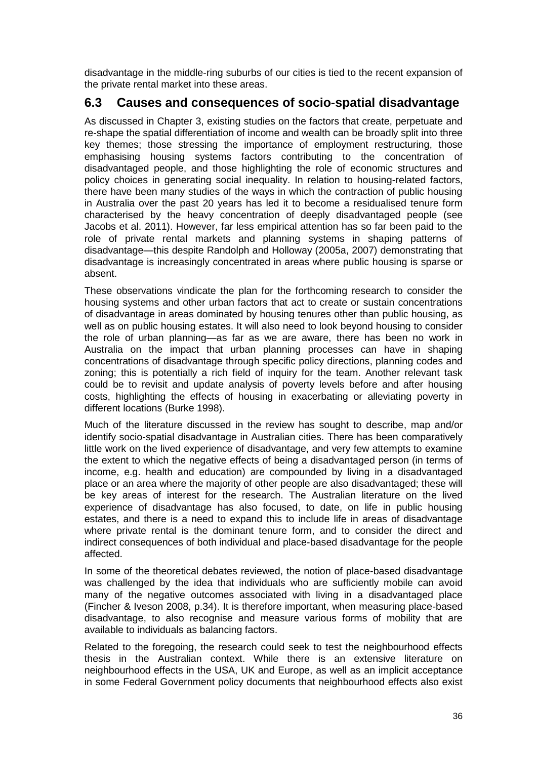disadvantage in the middle-ring suburbs of our cities is tied to the recent expansion of the private rental market into these areas.

## 6.3 Causes and consequences of socio-spatial disadvantage

As discussed in Chapter 3, existing studies on the factors that create, perpetuate and re-shape the spatial differentiation of income and wealth can be broadly split into three key themes; those stressing the importance of employment restructuring, those emphasising housing systems factors contributing to the concentration of disadvantaged people, and those highlighting the role of economic structures and policy choices in generating social inequality. In relation to housing-related factors, there have been many studies of the ways in which the contraction of public housing in Australia over the past 20 years has led it to become a residualised tenure form characterised by the heavy concentration of deeply disadvantaged people (see Jacobs et al. 2011). However, far less empirical attention has so far been paid to the role of private rental markets and planning systems in shaping patterns of disadvantage—this despite Randolph and Holloway (2005a, 2007) demonstrating that disadvantage is increasingly concentrated in areas where public housing is sparse or absent.

These observations vindicate the plan for the forthcoming research to consider the housing systems and other urban factors that act to create or sustain concentrations of disadvantage in areas dominated by housing tenures other than public housing, as well as on public housing estates. It will also need to look beyond housing to consider the role of urban planning—as far as we are aware, there has been no work in Australia on the impact that urban planning processes can have in shaping concentrations of disadvantage through specific policy directions, planning codes and zoning; this is potentially a rich field of inquiry for the team. Another relevant task could be to revisit and update analysis of poverty levels before and after housing costs, highlighting the effects of housing in exacerbating or alleviating poverty in different locations (Burke 1998).

Much of the literature discussed in the review has sought to describe, map and/or identify socio-spatial disadvantage in Australian cities. There has been comparatively little work on the lived experience of disadvantage, and very few attempts to examine the extent to which the negative effects of being a disadvantaged person (in terms of income, e.g. health and education) are compounded by living in a disadvantaged place or an area where the majority of other people are also disadvantaged; these will be key areas of interest for the research. The Australian literature on the lived experience of disadvantage has also focused, to date, on life in public housing estates, and there is a need to expand this to include life in areas of disadvantage where private rental is the dominant tenure form, and to consider the direct and indirect consequences of both individual and place-based disadvantage for the people affected.

In some of the theoretical debates reviewed, the notion of place-based disadvantage was challenged by the idea that individuals who are sufficiently mobile can avoid many of the negative outcomes associated with living in a disadvantaged place (Fincher & Iveson 2008, p.34). It is therefore important, when measuring place-based disadvantage, to also recognise and measure various forms of mobility that are available to individuals as balancing factors.

Related to the foregoing, the research could seek to test the neighbourhood effects thesis in the Australian context. While there is an extensive literature on neighbourhood effects in the USA, UK and Europe, as well as an implicit acceptance in some Federal Government policy documents that neighbourhood effects also exist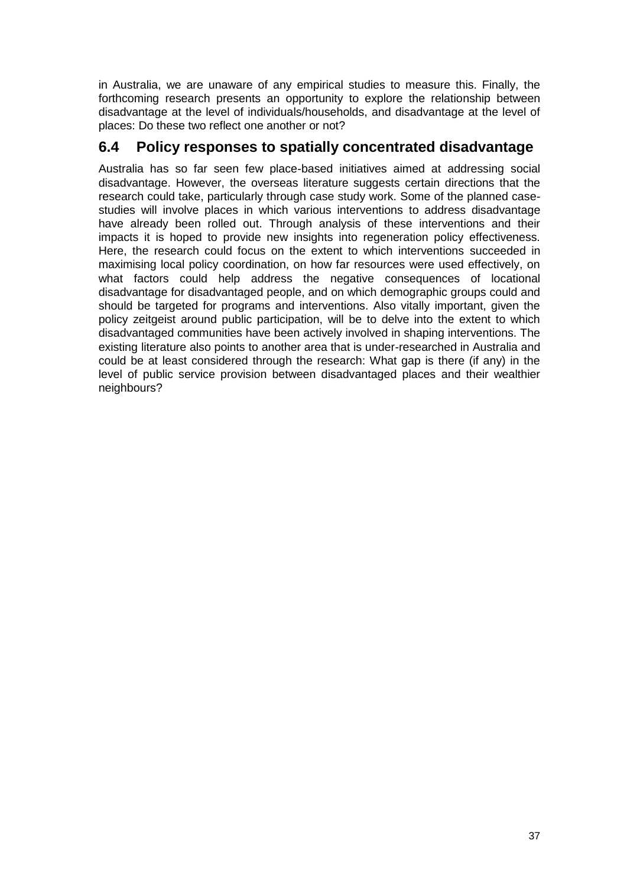in Australia, we are unaware of any empirical studies to measure this. Finally, the forthcoming research presents an opportunity to explore the relationship between disadvantage at the level of individuals/households, and disadvantage at the level of places: Do these two reflect one another or not?

## 6.4 Policy responses to spatially concentrated disadvantage

Australia has so far seen few place-based initiatives aimed at addressing social disadvantage. However, the overseas literature suggests certain directions that the research could take, particularly through case study work. Some of the planned case-studies will involve places in which various interventions to address disadvantage have already been rolled out. Through analysis of these interventions and their impacts it is hoped to provide new insights into regeneration policy effectiveness. Here, the research could focus on the extent to which interventions succeeded in maximising local policy coordination, on how far resources were used effectively, on what factors could help address the negative consequences of locational disadvantage for disadvantaged people, and on which demographic groups could and should be targeted for programs and interventions. Also vitally important, given the policy zeitgeist around public participation, will be to delve into the extent to which disadvantaged communities have been actively involved in shaping interventions. The existing literature also points to another area that is under-researched in Australia and could be at least considered through the research: What gap is there (if any) in the level of public service provision between disadvantaged places and their wealthier neighbours?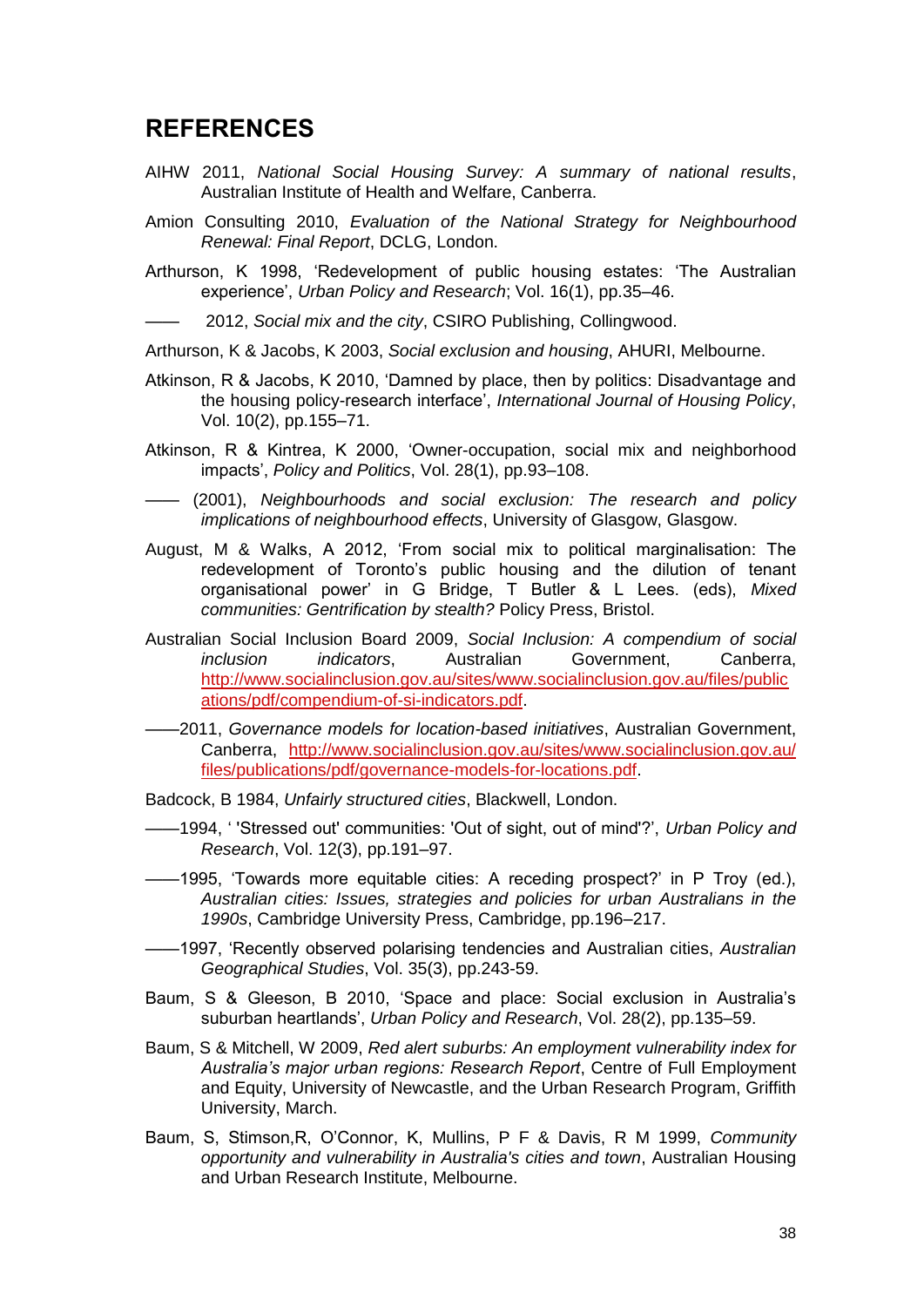## REFERENCES

AIHW 2011, *National Social Housing Survey: A summary of national results*, Australian Institute of Health and Welfare, Canberra.

Amion Consulting 2010, *Evaluation of the National Strategy for Neighbourhood Renewal: Final Report*, DCLG, London.

Arthurson, K 1998, 'Redevelopment of public housing estates: 'The Australian experience', *Urban Policy and Research*; Vol. 16(1), pp.35–46.

—— 2012, *Social mix and the city*, CSIRO Publishing, Collingwood.

Arthurson, K & Jacobs, K 2003, *Social exclusion and housing*, AHURI, Melbourne.

Atkinson, R & Jacobs, K 2010, 'Damned by place, then by politics: Disadvantage and the housing policy-research interface', *International Journal of Housing Policy*, Vol. 10(2), pp.155–71.

Atkinson, R & Kintrea, K 2000, 'Owner-occupation, social mix and neighborhood impacts', *Policy and Politics*, Vol. 28(1), pp.93–108.

—— (2001), *Neighbourhoods and social exclusion: The research and policy implications of neighbourhood effects*, University of Glasgow, Glasgow.

August, M & Walks, A 2012, 'From social mix to political marginalisation: The redevelopment of Toronto's public housing and the dilution of tenant organisational power' in G Bridge, T Butler & L Lees. (eds), *Mixed communities: Gentrification by stealth?* Policy Press, Bristol.

Australian Social Inclusion Board 2009, *Social Inclusion: A compendium of social inclusion indicators*, Australian Government, Canberra, http://www.socialinclusion.gov.au/sites/www.socialinclusion.gov.au/files/publications/pdf/compendium-of-si-indicators.pdf.

——2011, *Governance models for location-based initiatives*, Australian Government, Canberra, http://www.socialinclusion.gov.au/sites/www.socialinclusion.gov.au/files/publications/pdf/governance-models-for-locations.pdf.

Badcock, B 1984, *Unfairly structured cities*, Blackwell, London.

——1994, ' 'Stressed out' communities: 'Out of sight, out of mind'?', *Urban Policy and Research*, Vol. 12(3), pp.191–97.

——1995, 'Towards more equitable cities: A receding prospect?' in P Troy (ed.), *Australian cities: Issues, strategies and policies for urban Australians in the 1990s*, Cambridge University Press, Cambridge, pp.196–217.

——1997, 'Recently observed polarising tendencies and Australian cities, *Australian Geographical Studies*, Vol. 35(3), pp.243-59.

Baum, S & Gleeson, B 2010, 'Space and place: Social exclusion in Australia's suburban heartlands', *Urban Policy and Research*, Vol. 28(2), pp.135–59.

Baum, S & Mitchell, W 2009, *Red alert suburbs: An employment vulnerability index for Australia's major urban regions: Research Report*, Centre of Full Employment and Equity, University of Newcastle, and the Urban Research Program, Griffith University, March.

Baum, S, Stimson,R, O'Connor, K, Mullins, P F & Davis, R M 1999, *Community opportunity and vulnerability in Australia's cities and town*, Australian Housing and Urban Research Institute, Melbourne.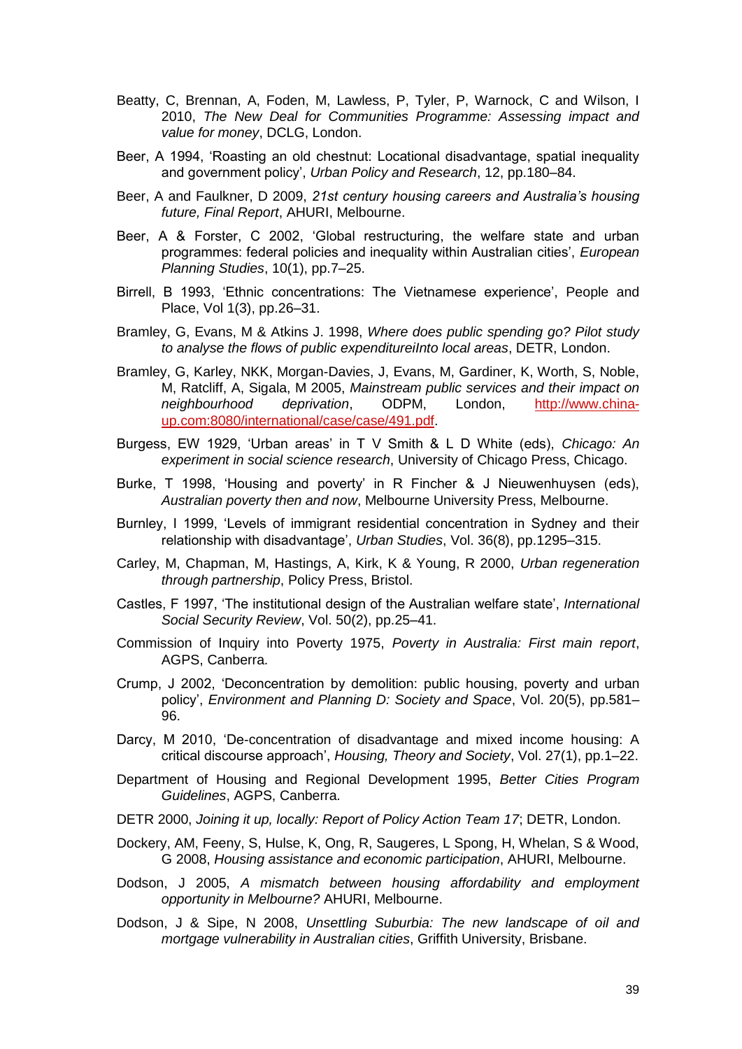Beatty, C, Brennan, A, Foden, M, Lawless, P, Tyler, P, Warnock, C and Wilson, I 2010, *The New Deal for Communities Programme: Assessing impact and value for money*, DCLG, London.

Beer, A 1994, 'Roasting an old chestnut: Locational disadvantage, spatial inequality and government policy', *Urban Policy and Research*, 12, pp.180–84.

Beer, A and Faulkner, D 2009, *21st century housing careers and Australia's housing future, Final Report*, AHURI, Melbourne.

Beer, A & Forster, C 2002, 'Global restructuring, the welfare state and urban programmes: federal policies and inequality within Australian cities', *European Planning Studies*, 10(1), pp.7–25.

Birrell, B 1993, 'Ethnic concentrations: The Vietnamese experience', People and Place, Vol 1(3), pp.26–31.

Bramley, G, Evans, M & Atkins J. 1998, *Where does public spending go? Pilot study to analyse the flows of public expenditureiInto local areas*, DETR, London.

Bramley, G, Karley, NKK, Morgan-Davies, J, Evans, M, Gardiner, K, Worth, S, Noble, M, Ratcliff, A, Sigala, M 2005, *Mainstream public services and their impact on neighbourhood deprivation*, ODPM, London, http://www.china-up.com:8080/international/case/case/491.pdf.

Burgess, EW 1929, 'Urban areas' in T V Smith & L D White (eds), *Chicago: An experiment in social science research*, University of Chicago Press, Chicago.

Burke, T 1998, 'Housing and poverty' in R Fincher & J Nieuwenhuysen (eds), *Australian poverty then and now*, Melbourne University Press, Melbourne.

Burnley, I 1999, 'Levels of immigrant residential concentration in Sydney and their relationship with disadvantage', *Urban Studies*, Vol. 36(8), pp.1295–315.

Carley, M, Chapman, M, Hastings, A, Kirk, K & Young, R 2000, *Urban regeneration through partnership*, Policy Press, Bristol.

Castles, F 1997, 'The institutional design of the Australian welfare state', *International Social Security Review*, Vol. 50(2), pp.25–41.

Commission of Inquiry into Poverty 1975, *Poverty in Australia: First main report*, AGPS, Canberra.

Crump, J 2002, 'Deconcentration by demolition: public housing, poverty and urban policy', *Environment and Planning D: Society and Space*, Vol. 20(5), pp.581–96.

Darcy, M 2010, 'De-concentration of disadvantage and mixed income housing: A critical discourse approach', *Housing, Theory and Society*, Vol. 27(1), pp.1–22.

Department of Housing and Regional Development 1995, *Better Cities Program Guidelines*, AGPS, Canberra.

DETR 2000, *Joining it up, locally: Report of Policy Action Team 17*; DETR, London.

Dockery, AM, Feeny, S, Hulse, K, Ong, R, Saugeres, L Spong, H, Whelan, S & Wood, G 2008, *Housing assistance and economic participation*, AHURI, Melbourne.

Dodson, J 2005, *A mismatch between housing affordability and employment opportunity in Melbourne?* AHURI, Melbourne.

Dodson, J & Sipe, N 2008, *Unsettling Suburbia: The new landscape of oil and mortgage vulnerability in Australian cities*, Griffith University, Brisbane.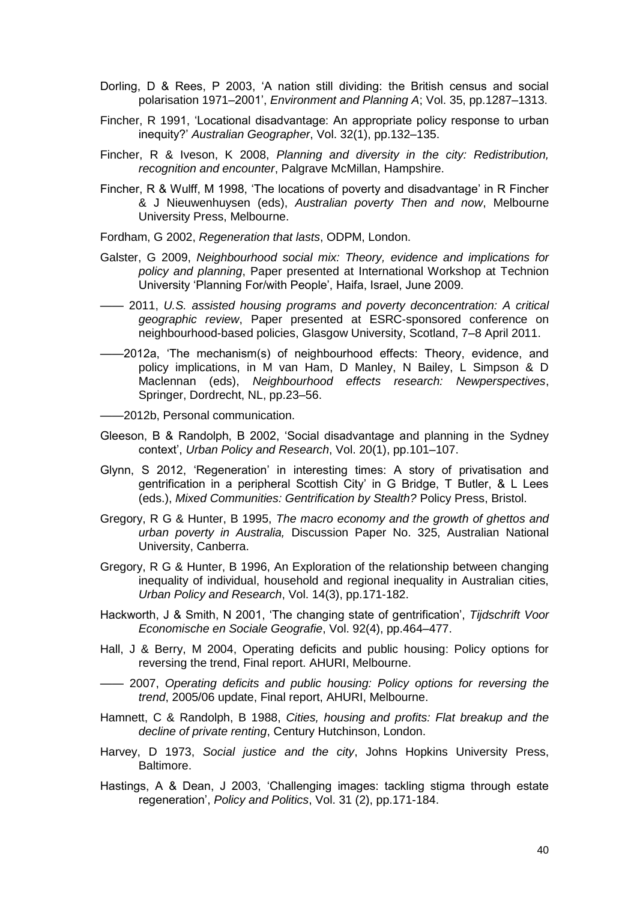Dorling, D & Rees, P 2003, 'A nation still dividing: the British census and social polarisation 1971–2001', *Environment and Planning A*; Vol. 35, pp.1287–1313.

Fincher, R 1991, 'Locational disadvantage: An appropriate policy response to urban inequity?' *Australian Geographer*, Vol. 32(1), pp.132–135.

Fincher, R & Iveson, K 2008, *Planning and diversity in the city: Redistribution, recognition and encounter*, Palgrave McMillan, Hampshire.

Fincher, R & Wulff, M 1998, 'The locations of poverty and disadvantage' in R Fincher & J Nieuwenhuysen (eds), *Australian poverty Then and now*, Melbourne University Press, Melbourne.

Fordham, G 2002, *Regeneration that lasts*, ODPM, London.

Galster, G 2009, *Neighbourhood social mix: Theory, evidence and implications for policy and planning*, Paper presented at International Workshop at Technion University 'Planning For/with People', Haifa, Israel, June 2009.

—— 2011, *U.S. assisted housing programs and poverty deconcentration: A critical geographic review*, Paper presented at ESRC-sponsored conference on neighbourhood-based policies, Glasgow University, Scotland, 7–8 April 2011.

——2012a, 'The mechanism(s) of neighbourhood effects: Theory, evidence, and policy implications, in M van Ham, D Manley, N Bailey, L Simpson & D Maclennan (eds), *Neighbourhood effects research: Newperspectives*, Springer, Dordrecht, NL, pp.23–56.

——2012b, Personal communication.

Gleeson, B & Randolph, B 2002, 'Social disadvantage and planning in the Sydney context', *Urban Policy and Research*, Vol. 20(1), pp.101–107.

Glynn, S 2012, 'Regeneration' in interesting times: A story of privatisation and gentrification in a peripheral Scottish City' in G Bridge, T Butler, & L Lees (eds.), *Mixed Communities: Gentrification by Stealth?* Policy Press, Bristol.

Gregory, R G & Hunter, B 1995, *The macro economy and the growth of ghettos and urban poverty in Australia,* Discussion Paper No. 325, Australian National University, Canberra.

Gregory, R G & Hunter, B 1996, An Exploration of the relationship between changing inequality of individual, household and regional inequality in Australian cities, *Urban Policy and Research*, Vol. 14(3), pp.171-182.

Hackworth, J & Smith, N 2001, 'The changing state of gentrification', *Tijdschrift Voor Economische en Sociale Geografie*, Vol. 92(4), pp.464–477.

Hall, J & Berry, M 2004, Operating deficits and public housing: Policy options for reversing the trend, Final report. AHURI, Melbourne.

—— 2007, *Operating deficits and public housing: Policy options for reversing the trend*, 2005/06 update, Final report, AHURI, Melbourne.

Hamnett, C & Randolph, B 1988, *Cities, housing and profits: Flat breakup and the decline of private renting*, Century Hutchinson, London.

Harvey, D 1973, *Social justice and the city*, Johns Hopkins University Press, Baltimore.

Hastings, A & Dean, J 2003, 'Challenging images: tackling stigma through estate regeneration', *Policy and Politics*, Vol. 31 (2), pp.171-184.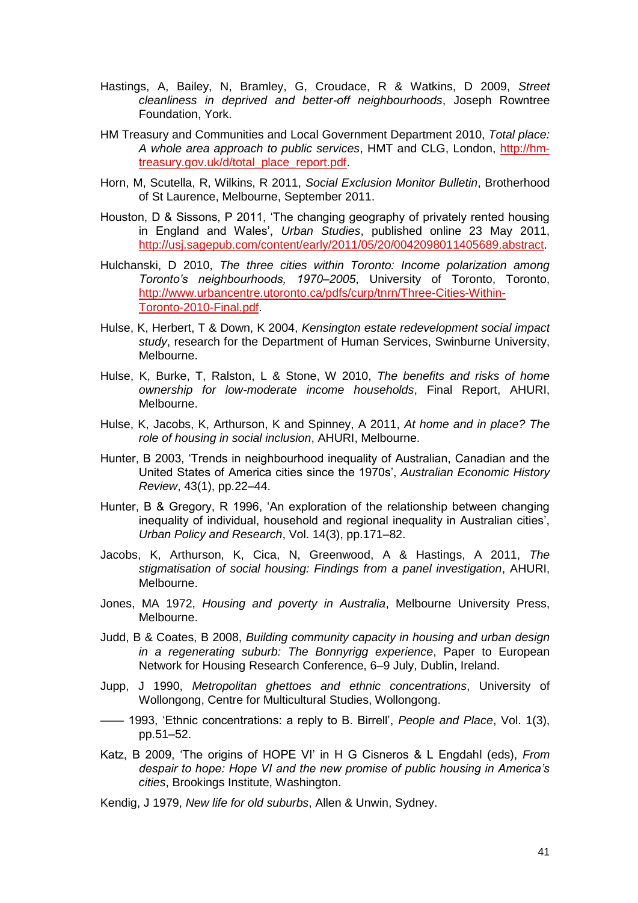Hastings, A, Bailey, N, Bramley, G, Croudace, R & Watkins, D 2009, *Street cleanliness in deprived and better-off neighbourhoods*, Joseph Rowntree Foundation, York.

HM Treasury and Communities and Local Government Department 2010, *Total place: A whole area approach to public services*, HMT and CLG, London, http://hm-treasury.gov.uk/d/total_place_report.pdf.

Horn, M, Scutella, R, Wilkins, R 2011, *Social Exclusion Monitor Bulletin*, Brotherhood of St Laurence, Melbourne, September 2011.

Houston, D & Sissons, P 2011, 'The changing geography of privately rented housing in England and Wales', *Urban Studies*, published online 23 May 2011, http://usj.sagepub.com/content/early/2011/05/20/0042098011405689.abstract.

Hulchanski, D 2010, *The three cities within Toronto: Income polarization among Toronto's neighbourhoods, 1970–2005*, University of Toronto, Toronto, http://www.urbancentre.utoronto.ca/pdfs/curp/tnrn/Three-Cities-Within-Toronto-2010-Final.pdf.

Hulse, K, Herbert, T & Down, K 2004, *Kensington estate redevelopment social impact study*, research for the Department of Human Services, Swinburne University, Melbourne.

Hulse, K, Burke, T, Ralston, L & Stone, W 2010, *The benefits and risks of home ownership for low-moderate income households*, Final Report, AHURI, Melbourne.

Hulse, K, Jacobs, K, Arthurson, K and Spinney, A 2011, *At home and in place? The role of housing in social inclusion*, AHURI, Melbourne.

Hunter, B 2003, 'Trends in neighbourhood inequality of Australian, Canadian and the United States of America cities since the 1970s', *Australian Economic History Review*, 43(1), pp.22–44.

Hunter, B & Gregory, R 1996, 'An exploration of the relationship between changing inequality of individual, household and regional inequality in Australian cities', *Urban Policy and Research*, Vol. 14(3), pp.171–82.

Jacobs, K, Arthurson, K, Cica, N, Greenwood, A & Hastings, A 2011, *The stigmatisation of social housing: Findings from a panel investigation*, AHURI, Melbourne.

Jones, MA 1972, *Housing and poverty in Australia*, Melbourne University Press, Melbourne.

Judd, B & Coates, B 2008, *Building community capacity in housing and urban design in a regenerating suburb: The Bonnyrigg experience*, Paper to European Network for Housing Research Conference, 6–9 July, Dublin, Ireland.

Jupp, J 1990, *Metropolitan ghettoes and ethnic concentrations*, University of Wollongong, Centre for Multicultural Studies, Wollongong.

—— 1993, 'Ethnic concentrations: a reply to B. Birrell', *People and Place*, Vol. 1(3), pp.51–52.

Katz, B 2009, 'The origins of HOPE VI' in H G Cisneros & L Engdahl (eds), *From despair to hope: Hope VI and the new promise of public housing in America's cities*, Brookings Institute, Washington.

Kendig, J 1979, *New life for old suburbs*, Allen & Unwin, Sydney.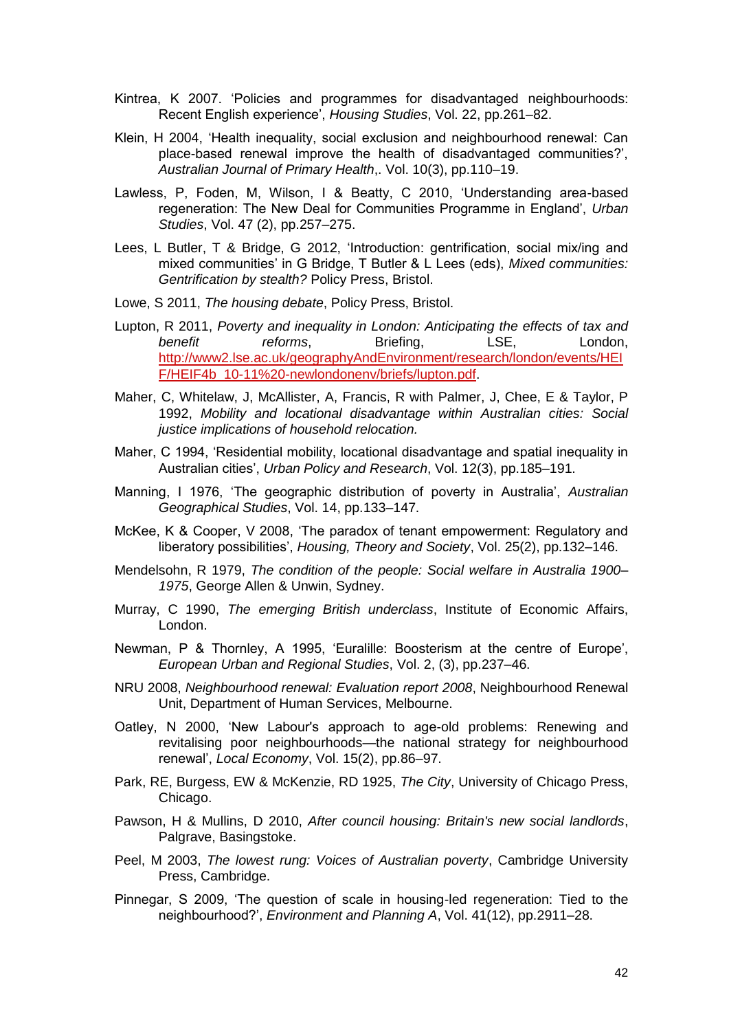Kintrea, K 2007. 'Policies and programmes for disadvantaged neighbourhoods: Recent English experience', *Housing Studies*, Vol. 22, pp.261–82.

Klein, H 2004, 'Health inequality, social exclusion and neighbourhood renewal: Can place-based renewal improve the health of disadvantaged communities?', *Australian Journal of Primary Health*,. Vol. 10(3), pp.110–19.

Lawless, P, Foden, M, Wilson, I & Beatty, C 2010, 'Understanding area-based regeneration: The New Deal for Communities Programme in England', *Urban Studies*, Vol. 47 (2), pp.257–275.

Lees, L Butler, T & Bridge, G 2012, 'Introduction: gentrification, social mix/ing and mixed communities' in G Bridge, T Butler & L Lees (eds), *Mixed communities: Gentrification by stealth?* Policy Press, Bristol.

Lowe, S 2011, *The housing debate*, Policy Press, Bristol.

Lupton, R 2011, *Poverty and inequality in London: Anticipating the effects of tax and benefit reforms*, Briefing, LSE, London, http://www2.lse.ac.uk/geographyAndEnvironment/research/london/events/HEIF/HEIF4b_10-11%20-newlondonenv/briefs/lupton.pdf.

Maher, C, Whitelaw, J, McAllister, A, Francis, R with Palmer, J, Chee, E & Taylor, P 1992, *Mobility and locational disadvantage within Australian cities: Social justice implications of household relocation.*

Maher, C 1994, 'Residential mobility, locational disadvantage and spatial inequality in Australian cities', *Urban Policy and Research*, Vol. 12(3), pp.185–191.

Manning, I 1976, 'The geographic distribution of poverty in Australia', *Australian Geographical Studies*, Vol. 14, pp.133–147.

McKee, K & Cooper, V 2008, 'The paradox of tenant empowerment: Regulatory and liberatory possibilities', *Housing, Theory and Society*, Vol. 25(2), pp.132–146.

Mendelsohn, R 1979, *The condition of the people: Social welfare in Australia 1900–1975*, George Allen & Unwin, Sydney.

Murray, C 1990, *The emerging British underclass*, Institute of Economic Affairs, London.

Newman, P & Thornley, A 1995, 'Euralille: Boosterism at the centre of Europe', *European Urban and Regional Studies*, Vol. 2, (3), pp.237–46.

NRU 2008, *Neighbourhood renewal: Evaluation report 2008*, Neighbourhood Renewal Unit, Department of Human Services, Melbourne.

Oatley, N 2000, 'New Labour's approach to age-old problems: Renewing and revitalising poor neighbourhoods—the national strategy for neighbourhood renewal', *Local Economy*, Vol. 15(2), pp.86–97.

Park, RE, Burgess, EW & McKenzie, RD 1925, *The City*, University of Chicago Press, Chicago.

Pawson, H & Mullins, D 2010, *After council housing: Britain's new social landlords*, Palgrave, Basingstoke.

Peel, M 2003, *The lowest rung: Voices of Australian poverty*, Cambridge University Press, Cambridge.

Pinnegar, S 2009, 'The question of scale in housing-led regeneration: Tied to the neighbourhood?', *Environment and Planning A*, Vol. 41(12), pp.2911–28.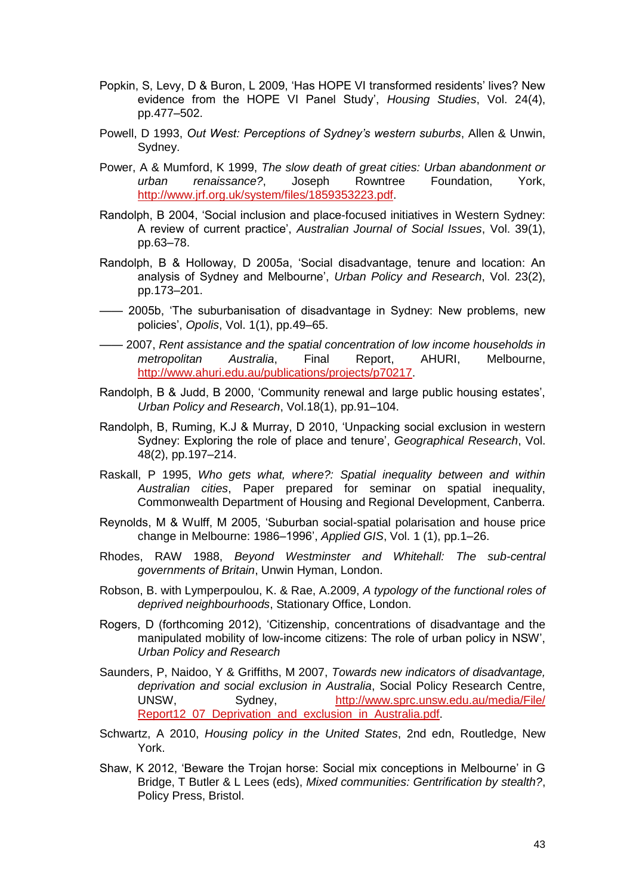Popkin, S, Levy, D & Buron, L 2009, 'Has HOPE VI transformed residents' lives? New evidence from the HOPE VI Panel Study', *Housing Studies*, Vol. 24(4), pp.477–502.

Powell, D 1993, *Out West: Perceptions of Sydney's western suburbs*, Allen & Unwin, Sydney.

Power, A & Mumford, K 1999, *The slow death of great cities: Urban abandonment or urban renaissance?*, Joseph Rowntree Foundation, York, http://www.jrf.org.uk/system/files/1859353223.pdf.

Randolph, B 2004, 'Social inclusion and place-focused initiatives in Western Sydney: A review of current practice', *Australian Journal of Social Issues*, Vol. 39(1), pp.63–78.

Randolph, B & Holloway, D 2005a, 'Social disadvantage, tenure and location: An analysis of Sydney and Melbourne', *Urban Policy and Research*, Vol. 23(2), pp.173–201.

—— 2005b, 'The suburbanisation of disadvantage in Sydney: New problems, new policies', *Opolis*, Vol. 1(1), pp.49–65.

—— 2007, *Rent assistance and the spatial concentration of low income households in metropolitan Australia*, Final Report, AHURI, Melbourne, http://www.ahuri.edu.au/publications/projects/p70217.

Randolph, B & Judd, B 2000, 'Community renewal and large public housing estates', *Urban Policy and Research*, Vol.18(1), pp.91–104.

Randolph, B, Ruming, K.J & Murray, D 2010, 'Unpacking social exclusion in western Sydney: Exploring the role of place and tenure', *Geographical Research*, Vol. 48(2), pp.197–214.

Raskall, P 1995, *Who gets what, where?: Spatial inequality between and within Australian cities*, Paper prepared for seminar on spatial inequality, Commonwealth Department of Housing and Regional Development, Canberra.

Reynolds, M & Wulff, M 2005, 'Suburban social-spatial polarisation and house price change in Melbourne: 1986–1996', *Applied GIS*, Vol. 1 (1), pp.1–26.

Rhodes, RAW 1988, *Beyond Westminster and Whitehall: The sub-central governments of Britain*, Unwin Hyman, London.

Robson, B. with Lymperpoulou, K. & Rae, A.2009, *A typology of the functional roles of deprived neighbourhoods*, Stationary Office, London.

Rogers, D (forthcoming 2012), 'Citizenship, concentrations of disadvantage and the manipulated mobility of low-income citizens: The role of urban policy in NSW', *Urban Policy and Research*

Saunders, P, Naidoo, Y & Griffiths, M 2007, *Towards new indicators of disadvantage, deprivation and social exclusion in Australia*, Social Policy Research Centre, UNSW, Sydney, http://www.sprc.unsw.edu.au/media/File/Report12_07_Deprivation_and_exclusion_in_Australia.pdf.

Schwartz, A 2010, *Housing policy in the United States*, 2nd edn, Routledge, New York.

Shaw, K 2012, 'Beware the Trojan horse: Social mix conceptions in Melbourne' in G Bridge, T Butler & L Lees (eds), *Mixed communities: Gentrification by stealth?*, Policy Press, Bristol.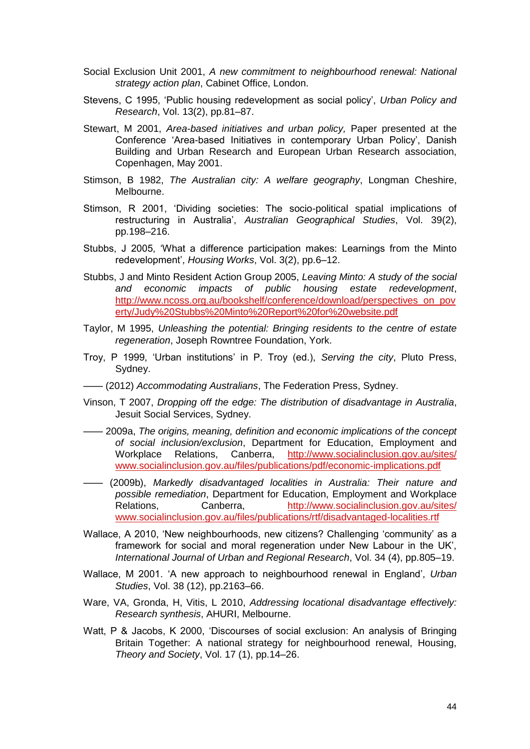Social Exclusion Unit 2001, *A new commitment to neighbourhood renewal: National strategy action plan*, Cabinet Office, London.

Stevens, C 1995, 'Public housing redevelopment as social policy', *Urban Policy and Research*, Vol. 13(2), pp.81–87.

Stewart, M 2001, *Area-based initiatives and urban policy,* Paper presented at the Conference 'Area-based Initiatives in contemporary Urban Policy', Danish Building and Urban Research and European Urban Research association, Copenhagen, May 2001.

Stimson, B 1982, *The Australian city: A welfare geography*, Longman Cheshire, Melbourne.

Stimson, R 2001, 'Dividing societies: The socio-political spatial implications of restructuring in Australia', *Australian Geographical Studies*, Vol. 39(2), pp.198–216.

Stubbs, J 2005, 'What a difference participation makes: Learnings from the Minto redevelopment', *Housing Works*, Vol. 3(2), pp.6–12.

Stubbs, J and Minto Resident Action Group 2005, *Leaving Minto: A study of the social and economic impacts of public housing estate redevelopment*, http://www.ncoss.org.au/bookshelf/conference/download/perspectives_on_poverty/Judy%20Stubbs%20Minto%20Report%20for%20website.pdf

Taylor, M 1995, *Unleashing the potential: Bringing residents to the centre of estate regeneration*, Joseph Rowntree Foundation, York.

Troy, P 1999, 'Urban institutions' in P. Troy (ed.), *Serving the city*, Pluto Press, Sydney.

—— (2012) *Accommodating Australians*, The Federation Press, Sydney.

Vinson, T 2007, *Dropping off the edge: The distribution of disadvantage in Australia*, Jesuit Social Services, Sydney.

—— 2009a, *The origins, meaning, definition and economic implications of the concept of social inclusion/exclusion*, Department for Education, Employment and Workplace Relations, Canberra, http://www.socialinclusion.gov.au/sites/www.socialinclusion.gov.au/files/publications/pdf/economic-implications.pdf

—— (2009b), *Markedly disadvantaged localities in Australia: Their nature and possible remediation*, Department for Education, Employment and Workplace Relations, Canberra, http://www.socialinclusion.gov.au/sites/www.socialinclusion.gov.au/files/publications/rtf/disadvantaged-localities.rtf

Wallace, A 2010, 'New neighbourhoods, new citizens? Challenging 'community' as a framework for social and moral regeneration under New Labour in the UK', *International Journal of Urban and Regional Research*, Vol. 34 (4), pp.805–19.

Wallace, M 2001. 'A new approach to neighbourhood renewal in England', *Urban Studies*, Vol. 38 (12), pp.2163–66.

Ware, VA, Gronda, H, Vitis, L 2010, *Addressing locational disadvantage effectively: Research synthesis*, AHURI, Melbourne.

Watt, P & Jacobs, K 2000, 'Discourses of social exclusion: An analysis of Bringing Britain Together: A national strategy for neighbourhood renewal, Housing, *Theory and Society*, Vol. 17 (1), pp.14–26.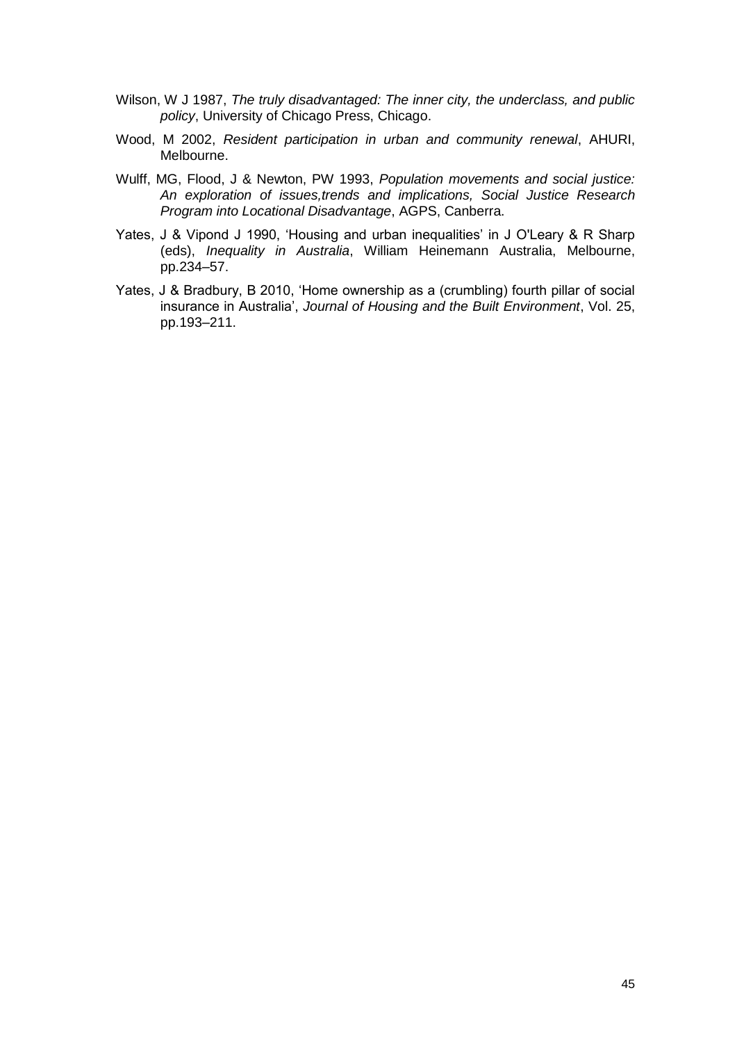Wilson, W J 1987, *The truly disadvantaged: The inner city, the underclass, and public policy*, University of Chicago Press, Chicago.

Wood, M 2002, *Resident participation in urban and community renewal*, AHURI, Melbourne.

Wulff, MG, Flood, J & Newton, PW 1993, *Population movements and social justice: An exploration of issues,trends and implications, Social Justice Research Program into Locational Disadvantage*, AGPS, Canberra.

Yates, J & Vipond J 1990, 'Housing and urban inequalities' in J O'Leary & R Sharp (eds), *Inequality in Australia*, William Heinemann Australia, Melbourne, pp.234–57.

Yates, J & Bradbury, B 2010, 'Home ownership as a (crumbling) fourth pillar of social insurance in Australia', *Journal of Housing and the Built Environment*, Vol. 25, pp.193–211.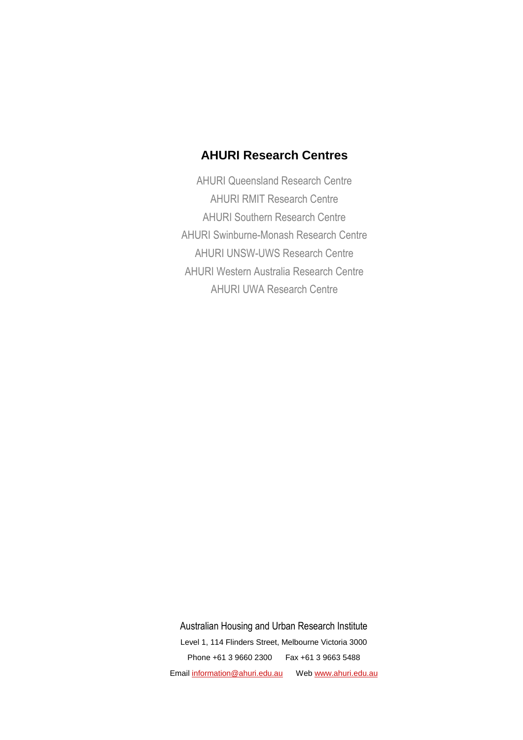## AHURI Research Centres

AHURI Queensland Research Centre

AHURI RMIT Research Centre

AHURI Southern Research Centre

AHURI Swinburne-Monash Research Centre

AHURI UNSW-UWS Research Centre

AHURI Western Australia Research Centre

AHURI UWA Research Centre

Australian Housing and Urban Research Institute

Level 1, 114 Flinders Street, Melbourne Victoria 3000

Phone +61 3 9660 2300 Fax +61 3 9663 5488

Email information@ahuri.edu.au Web www.ahuri.edu.au